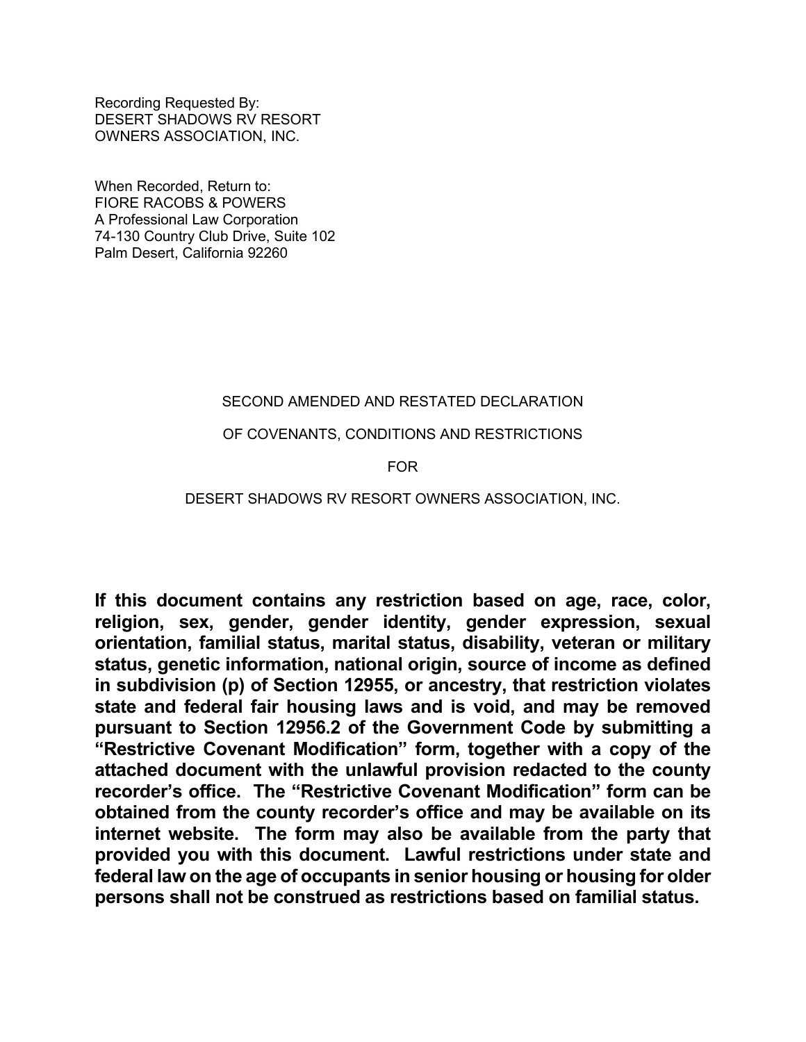Recording Requested By:
DESERT SHADOWS RV RESORT
OWNERS ASSOCIATION, INC.

When Recorded, Return to:
FIORE RACOBS & POWERS
A Professional Law Corporation
74-130 Country Club Drive, Suite 102
Palm Desert, California 92260

# SECOND AMENDED AND RESTATED DECLARATION

# OF COVENANTS, CONDITIONS AND RESTRICTIONS

# FOR

# DESERT SHADOWS RV RESORT OWNERS ASSOCIATION, INC.

**If this document contains any restriction based on age, race, color, religion, sex, gender, gender identity, gender expression, sexual orientation, familial status, marital status, disability, veteran or military status, genetic information, national origin, source of income as defined in subdivision (p) of Section 12955, or ancestry, that restriction violates state and federal fair housing laws and is void, and may be removed pursuant to Section 12956.2 of the Government Code by submitting a "Restrictive Covenant Modification" form, together with a copy of the attached document with the unlawful provision redacted to the county recorder's office. The "Restrictive Covenant Modification" form can be obtained from the county recorder's office and may be available on its internet website. The form may also be available from the party that provided you with this document. Lawful restrictions under state and federal law on the age of occupants in senior housing or housing for older persons shall not be construed as restrictions based on familial status.**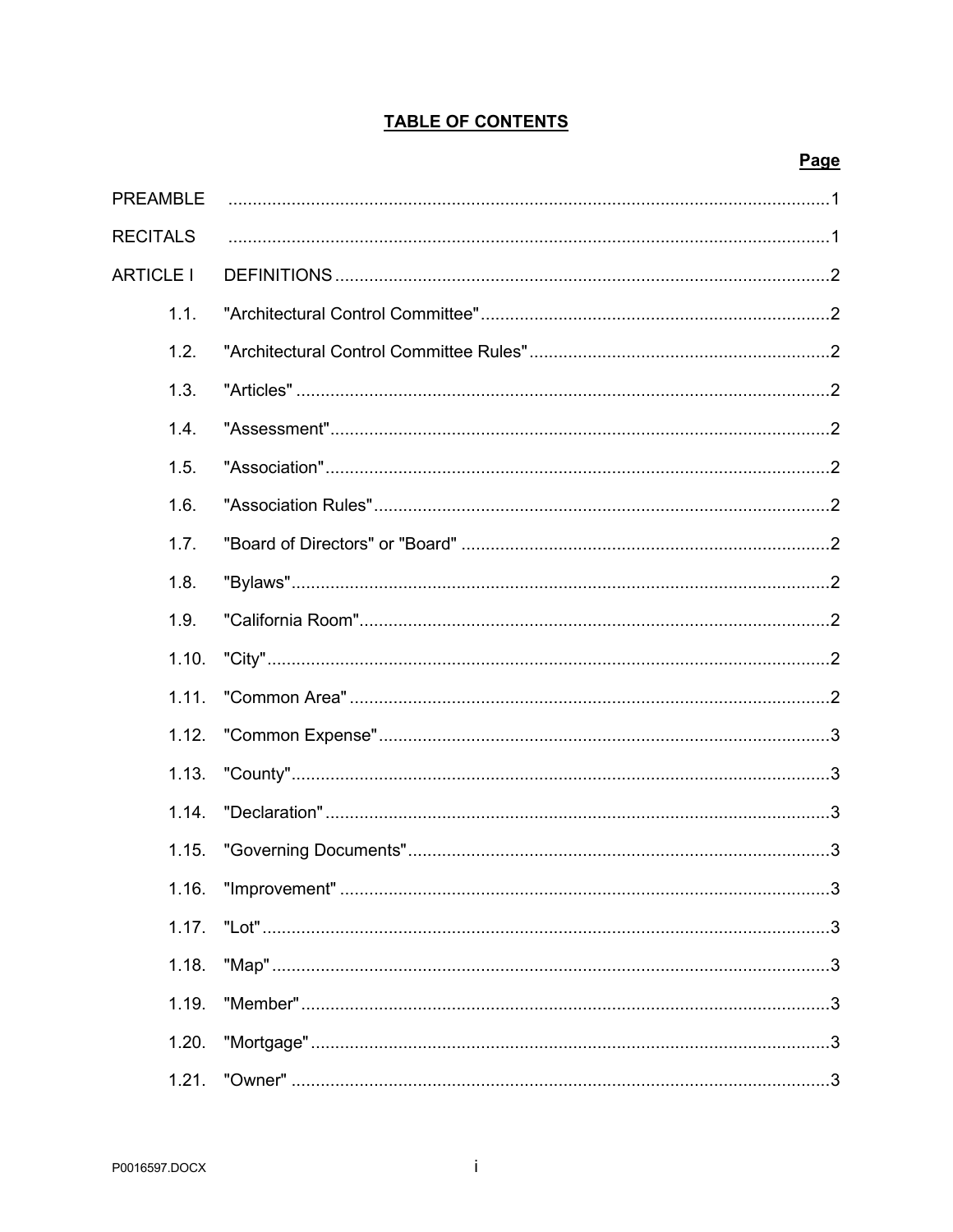# TABLE OF CONTENTS

| | | Page |
|---|---|---|
| PREAMBLE | | 1 |
| RECITALS | | 1 |
| ARTICLE I | DEFINITIONS | 2 |
| 1.1. | "Architectural Control Committee" | 2 |
| 1.2. | "Architectural Control Committee Rules" | 2 |
| 1.3. | "Articles" | 2 |
| 1.4. | "Assessment" | 2 |
| 1.5. | "Association" | 2 |
| 1.6. | "Association Rules" | 2 |
| 1.7. | "Board of Directors" or "Board" | 2 |
| 1.8. | "Bylaws" | 2 |
| 1.9. | "California Room" | 2 |
| 1.10. | "City" | 2 |
| 1.11. | "Common Area" | 2 |
| 1.12. | "Common Expense" | 3 |
| 1.13. | "County" | 3 |
| 1.14. | "Declaration" | 3 |
| 1.15. | "Governing Documents" | 3 |
| 1.16. | "Improvement" | 3 |
| 1.17. | "Lot" | 3 |
| 1.18. | "Map" | 3 |
| 1.19. | "Member" | 3 |
| 1.20. | "Mortgage" | 3 |
| 1.21. | "Owner" | 3 |

P0016597.DOCX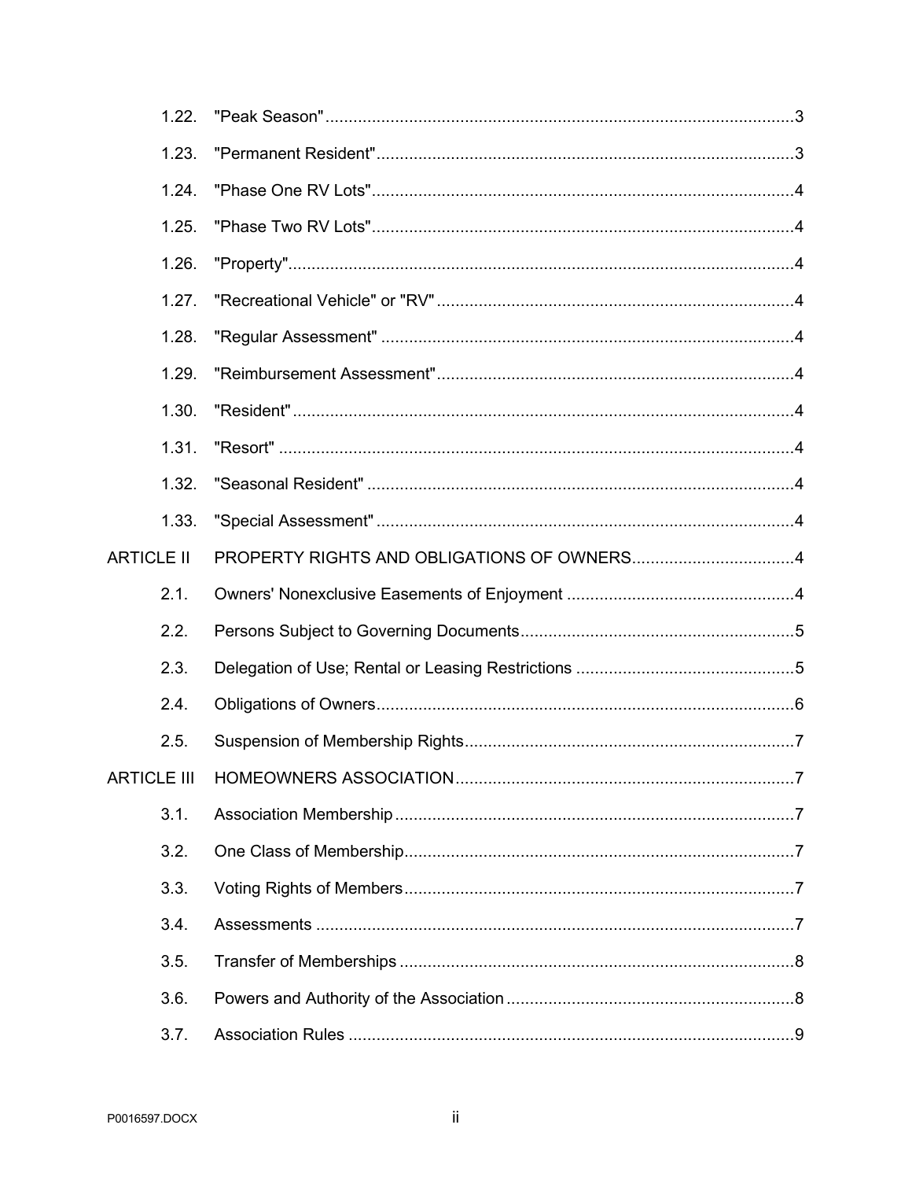| | | |
|---|---|---|
| 1.22. | "Peak Season" | 3 |
| 1.23. | "Permanent Resident" | 3 |
| 1.24. | "Phase One RV Lots" | 4 |
| 1.25. | "Phase Two RV Lots" | 4 |
| 1.26. | "Property" | 4 |
| 1.27. | "Recreational Vehicle" or "RV" | 4 |
| 1.28. | "Regular Assessment" | 4 |
| 1.29. | "Reimbursement Assessment" | 4 |
| 1.30. | "Resident" | 4 |
| 1.31. | "Resort" | 4 |
| 1.32. | "Seasonal Resident" | 4 |
| 1.33. | "Special Assessment" | 4 |
| ARTICLE II | PROPERTY RIGHTS AND OBLIGATIONS OF OWNERS | 4 |
| 2.1. | Owners' Nonexclusive Easements of Enjoyment | 4 |
| 2.2. | Persons Subject to Governing Documents | 5 |
| 2.3. | Delegation of Use; Rental or Leasing Restrictions | 5 |
| 2.4. | Obligations of Owners | 6 |
| 2.5. | Suspension of Membership Rights | 7 |
| ARTICLE III | HOMEOWNERS ASSOCIATION | 7 |
| 3.1. | Association Membership | 7 |
| 3.2. | One Class of Membership | 7 |
| 3.3. | Voting Rights of Members | 7 |
| 3.4. | Assessments | 7 |
| 3.5. | Transfer of Memberships | 8 |
| 3.6. | Powers and Authority of the Association | 8 |
| 3.7. | Association Rules | 9 |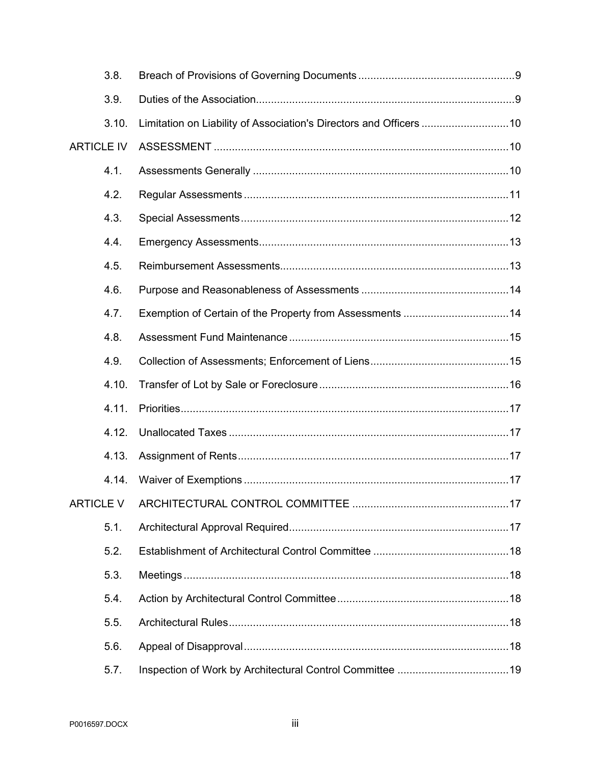| | | |
|---|---|---|
| 3.8. | Breach of Provisions of Governing Documents | 9 |
| 3.9. | Duties of the Association | 9 |
| 3.10. | Limitation on Liability of Association's Directors and Officers | 10 |
| ARTICLE IV | ASSESSMENT | 10 |
| 4.1. | Assessments Generally | 10 |
| 4.2. | Regular Assessments | 11 |
| 4.3. | Special Assessments | 12 |
| 4.4. | Emergency Assessments | 13 |
| 4.5. | Reimbursement Assessments | 13 |
| 4.6. | Purpose and Reasonableness of Assessments | 14 |
| 4.7. | Exemption of Certain of the Property from Assessments | 14 |
| 4.8. | Assessment Fund Maintenance | 15 |
| 4.9. | Collection of Assessments; Enforcement of Liens | 15 |
| 4.10. | Transfer of Lot by Sale or Foreclosure | 16 |
| 4.11. | Priorities | 17 |
| 4.12. | Unallocated Taxes | 17 |
| 4.13. | Assignment of Rents | 17 |
| 4.14. | Waiver of Exemptions | 17 |
| ARTICLE V | ARCHITECTURAL CONTROL COMMITTEE | 17 |
| 5.1. | Architectural Approval Required | 17 |
| 5.2. | Establishment of Architectural Control Committee | 18 |
| 5.3. | Meetings | 18 |
| 5.4. | Action by Architectural Control Committee | 18 |
| 5.5. | Architectural Rules | 18 |
| 5.6. | Appeal of Disapproval | 18 |
| 5.7. | Inspection of Work by Architectural Control Committee | 19 |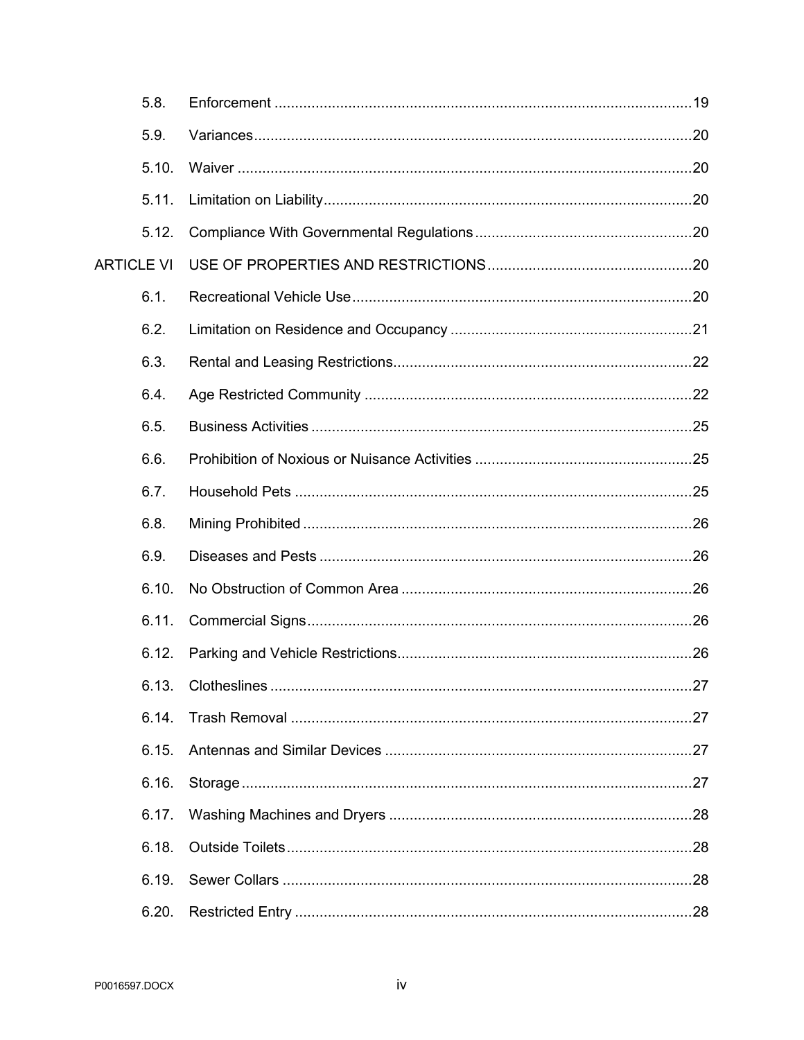| | | |
|---|---|---|
| 5.8. | Enforcement | 19 |
| 5.9. | Variances | 20 |
| 5.10. | Waiver | 20 |
| 5.11. | Limitation on Liability | 20 |
| 5.12. | Compliance With Governmental Regulations | 20 |
| ARTICLE VI | USE OF PROPERTIES AND RESTRICTIONS | 20 |
| 6.1. | Recreational Vehicle Use | 20 |
| 6.2. | Limitation on Residence and Occupancy | 21 |
| 6.3. | Rental and Leasing Restrictions | 22 |
| 6.4. | Age Restricted Community | 22 |
| 6.5. | Business Activities | 25 |
| 6.6. | Prohibition of Noxious or Nuisance Activities | 25 |
| 6.7. | Household Pets | 25 |
| 6.8. | Mining Prohibited | 26 |
| 6.9. | Diseases and Pests | 26 |
| 6.10. | No Obstruction of Common Area | 26 |
| 6.11. | Commercial Signs | 26 |
| 6.12. | Parking and Vehicle Restrictions | 26 |
| 6.13. | Clotheslines | 27 |
| 6.14. | Trash Removal | 27 |
| 6.15. | Antennas and Similar Devices | 27 |
| 6.16. | Storage | 27 |
| 6.17. | Washing Machines and Dryers | 28 |
| 6.18. | Outside Toilets | 28 |
| 6.19. | Sewer Collars | 28 |
| 6.20. | Restricted Entry | 28 |

P0016597.DOCX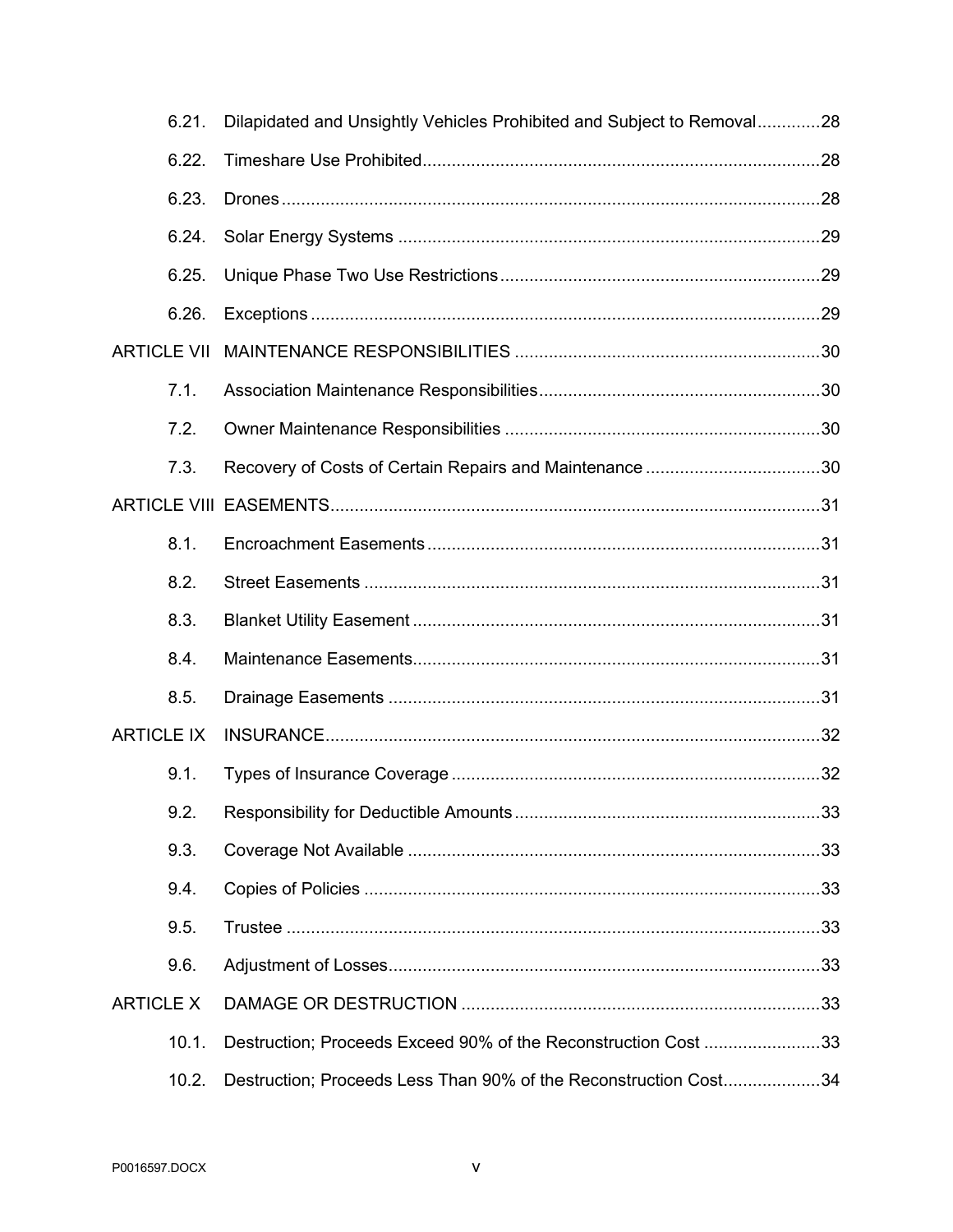| | | |
|---|---|---|
| 6.21. | Dilapidated and Unsightly Vehicles Prohibited and Subject to Removal | 28 |
| 6.22. | Timeshare Use Prohibited | 28 |
| 6.23. | Drones | 28 |
| 6.24. | Solar Energy Systems | 29 |
| 6.25. | Unique Phase Two Use Restrictions | 29 |
| 6.26. | Exceptions | 29 |
| ARTICLE VII | MAINTENANCE RESPONSIBILITIES | 30 |
| 7.1. | Association Maintenance Responsibilities | 30 |
| 7.2. | Owner Maintenance Responsibilities | 30 |
| 7.3. | Recovery of Costs of Certain Repairs and Maintenance | 30 |
| ARTICLE VIII | EASEMENTS | 31 |
| 8.1. | Encroachment Easements | 31 |
| 8.2. | Street Easements | 31 |
| 8.3. | Blanket Utility Easement | 31 |
| 8.4. | Maintenance Easements | 31 |
| 8.5. | Drainage Easements | 31 |
| ARTICLE IX | INSURANCE | 32 |
| 9.1. | Types of Insurance Coverage | 32 |
| 9.2. | Responsibility for Deductible Amounts | 33 |
| 9.3. | Coverage Not Available | 33 |
| 9.4. | Copies of Policies | 33 |
| 9.5. | Trustee | 33 |
| 9.6. | Adjustment of Losses | 33 |
| ARTICLE X | DAMAGE OR DESTRUCTION | 33 |
| 10.1. | Destruction; Proceeds Exceed 90% of the Reconstruction Cost | 33 |
| 10.2. | Destruction; Proceeds Less Than 90% of the Reconstruction Cost | 34 |

P0016597.DOCX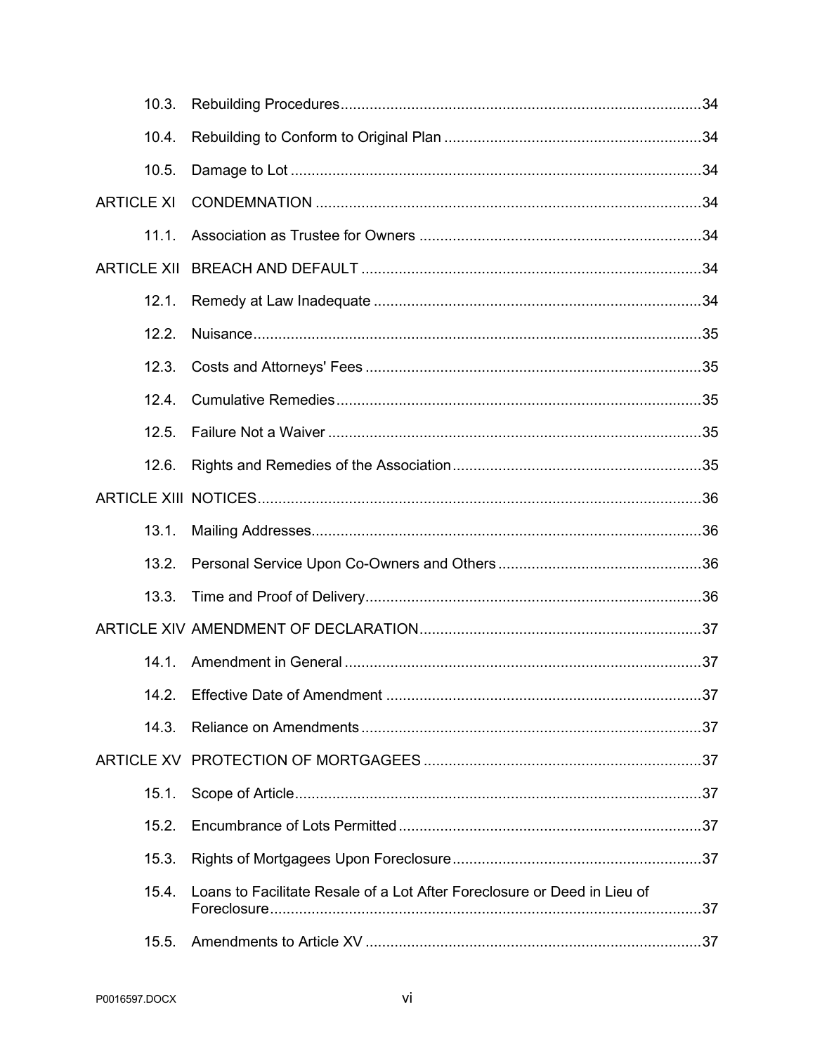| | | |
|---|---|---|
| 10.3. | Rebuilding Procedures | 34 |
| 10.4. | Rebuilding to Conform to Original Plan | 34 |
| 10.5. | Damage to Lot | 34 |
| ARTICLE XI | CONDEMNATION | 34 |
| 11.1. | Association as Trustee for Owners | 34 |
| ARTICLE XII | BREACH AND DEFAULT | 34 |
| 12.1. | Remedy at Law Inadequate | 34 |
| 12.2. | Nuisance | 35 |
| 12.3. | Costs and Attorneys' Fees | 35 |
| 12.4. | Cumulative Remedies | 35 |
| 12.5. | Failure Not a Waiver | 35 |
| 12.6. | Rights and Remedies of the Association | 35 |
| ARTICLE XIII | NOTICES | 36 |
| 13.1. | Mailing Addresses | 36 |
| 13.2. | Personal Service Upon Co-Owners and Others | 36 |
| 13.3. | Time and Proof of Delivery | 36 |
| ARTICLE XIV | AMENDMENT OF DECLARATION | 37 |
| 14.1. | Amendment in General | 37 |
| 14.2. | Effective Date of Amendment | 37 |
| 14.3. | Reliance on Amendments | 37 |
| ARTICLE XV | PROTECTION OF MORTGAGEES | 37 |
| 15.1. | Scope of Article | 37 |
| 15.2. | Encumbrance of Lots Permitted | 37 |
| 15.3. | Rights of Mortgagees Upon Foreclosure | 37 |
| 15.4. | Loans to Facilitate Resale of a Lot After Foreclosure or Deed in Lieu of Foreclosure | 37 |
| 15.5. | Amendments to Article XV | 37 |

P0016597.DOCX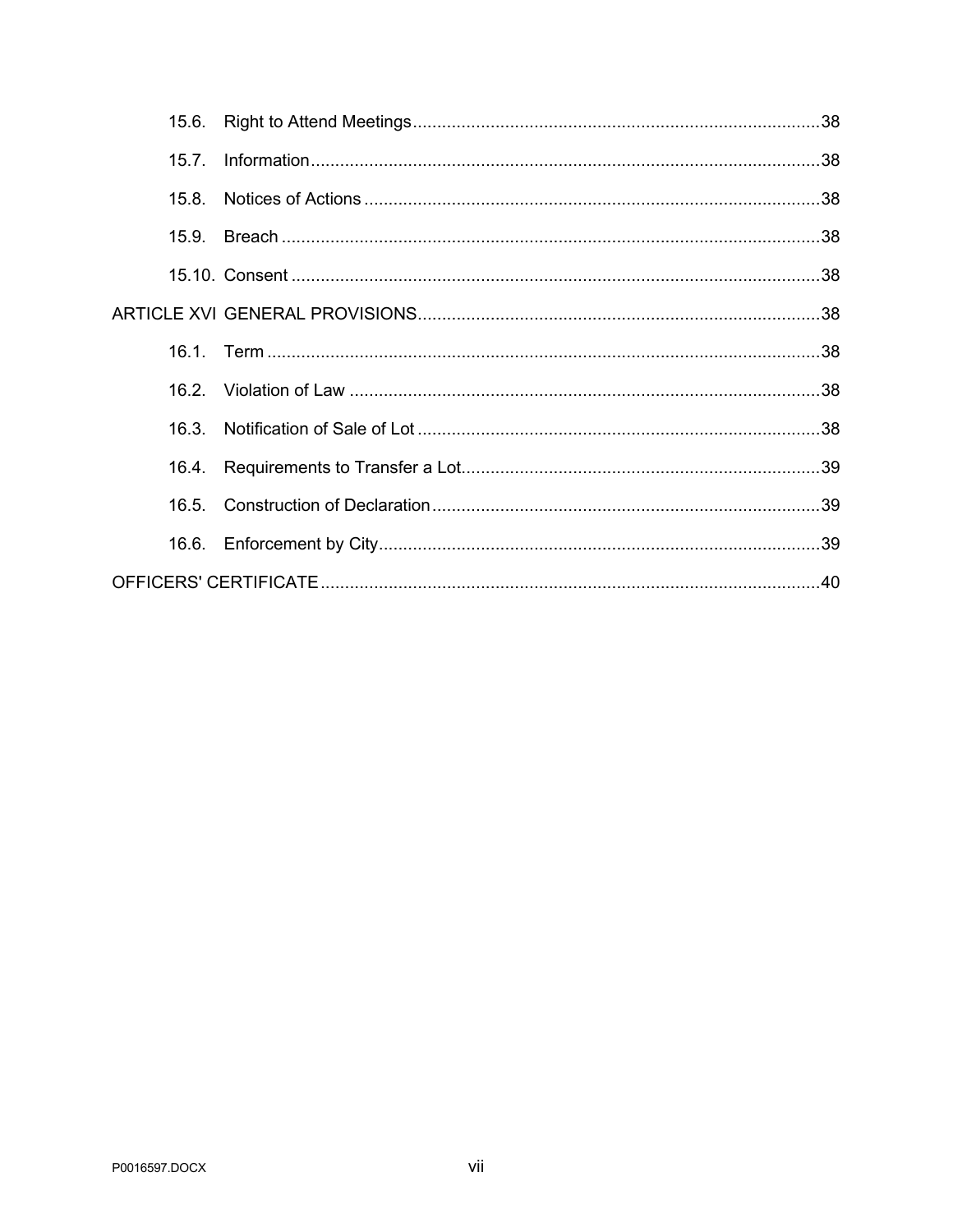| | | |
|---|---|---|
| 15.6. | Right to Attend Meetings | 38 |
| 15.7. | Information | 38 |
| 15.8. | Notices of Actions | 38 |
| 15.9. | Breach | 38 |
| 15.10. | Consent | 38 |
| ARTICLE XVI | GENERAL PROVISIONS | 38 |
| 16.1. | Term | 38 |
| 16.2. | Violation of Law | 38 |
| 16.3. | Notification of Sale of Lot | 38 |
| 16.4. | Requirements to Transfer a Lot | 39 |
| 16.5. | Construction of Declaration | 39 |
| 16.6. | Enforcement by City | 39 |
| OFFICERS' CERTIFICATE | | 40 |

P0016597.DOCX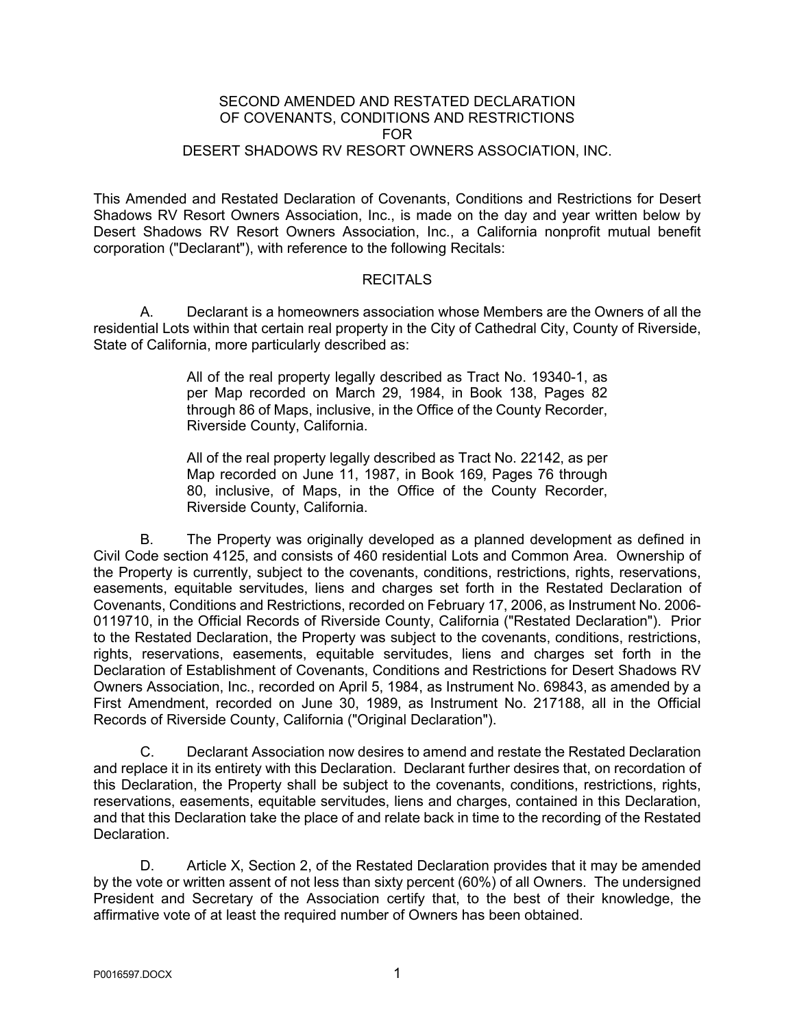# SECOND AMENDED AND RESTATED DECLARATION OF COVENANTS, CONDITIONS AND RESTRICTIONS FOR DESERT SHADOWS RV RESORT OWNERS ASSOCIATION, INC.

This Amended and Restated Declaration of Covenants, Conditions and Restrictions for Desert Shadows RV Resort Owners Association, Inc., is made on the day and year written below by Desert Shadows RV Resort Owners Association, Inc., a California nonprofit mutual benefit corporation ("Declarant"), with reference to the following Recitals:

## RECITALS

A. Declarant is a homeowners association whose Members are the Owners of all the residential Lots within that certain real property in the City of Cathedral City, County of Riverside, State of California, more particularly described as:

> All of the real property legally described as Tract No. 19340-1, as per Map recorded on March 29, 1984, in Book 138, Pages 82 through 86 of Maps, inclusive, in the Office of the County Recorder, Riverside County, California.
>
> All of the real property legally described as Tract No. 22142, as per Map recorded on June 11, 1987, in Book 169, Pages 76 through 80, inclusive, of Maps, in the Office of the County Recorder, Riverside County, California.

B. The Property was originally developed as a planned development as defined in Civil Code section 4125, and consists of 460 residential Lots and Common Area. Ownership of the Property is currently, subject to the covenants, conditions, restrictions, rights, reservations, easements, equitable servitudes, liens and charges set forth in the Restated Declaration of Covenants, Conditions and Restrictions, recorded on February 17, 2006, as Instrument No. 2006-0119710, in the Official Records of Riverside County, California ("Restated Declaration"). Prior to the Restated Declaration, the Property was subject to the covenants, conditions, restrictions, rights, reservations, easements, equitable servitudes, liens and charges set forth in the Declaration of Establishment of Covenants, Conditions and Restrictions for Desert Shadows RV Owners Association, Inc., recorded on April 5, 1984, as Instrument No. 69843, as amended by a First Amendment, recorded on June 30, 1989, as Instrument No. 217188, all in the Official Records of Riverside County, California ("Original Declaration").

C. Declarant Association now desires to amend and restate the Restated Declaration and replace it in its entirety with this Declaration. Declarant further desires that, on recordation of this Declaration, the Property shall be subject to the covenants, conditions, restrictions, rights, reservations, easements, equitable servitudes, liens and charges, contained in this Declaration, and that this Declaration take the place of and relate back in time to the recording of the Restated Declaration.

D. Article X, Section 2, of the Restated Declaration provides that it may be amended by the vote or written assent of not less than sixty percent (60%) of all Owners. The undersigned President and Secretary of the Association certify that, to the best of their knowledge, the affirmative vote of at least the required number of Owners has been obtained.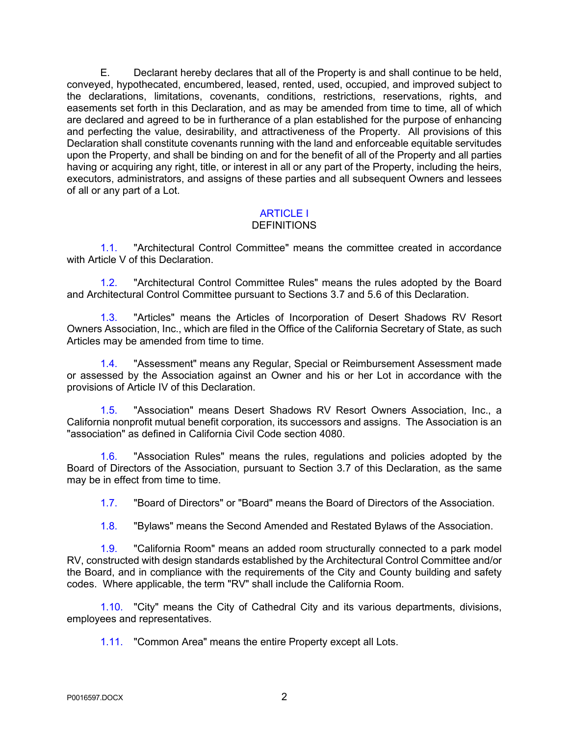E. Declarant hereby declares that all of the Property is and shall continue to be held, conveyed, hypothecated, encumbered, leased, rented, used, occupied, and improved subject to the declarations, limitations, covenants, conditions, restrictions, reservations, rights, and easements set forth in this Declaration, and as may be amended from time to time, all of which are declared and agreed to be in furtherance of a plan established for the purpose of enhancing and perfecting the value, desirability, and attractiveness of the Property. All provisions of this Declaration shall constitute covenants running with the land and enforceable equitable servitudes upon the Property, and shall be binding on and for the benefit of all of the Property and all parties having or acquiring any right, title, or interest in all or any part of the Property, including the heirs, executors, administrators, and assigns of these parties and all subsequent Owners and lessees of all or any part of a Lot.

## ARTICLE I
## DEFINITIONS

1.1. "Architectural Control Committee" means the committee created in accordance with Article V of this Declaration.

1.2. "Architectural Control Committee Rules" means the rules adopted by the Board and Architectural Control Committee pursuant to Sections 3.7 and 5.6 of this Declaration.

1.3. "Articles" means the Articles of Incorporation of Desert Shadows RV Resort Owners Association, Inc., which are filed in the Office of the California Secretary of State, as such Articles may be amended from time to time.

1.4. "Assessment" means any Regular, Special or Reimbursement Assessment made or assessed by the Association against an Owner and his or her Lot in accordance with the provisions of Article IV of this Declaration.

1.5. "Association" means Desert Shadows RV Resort Owners Association, Inc., a California nonprofit mutual benefit corporation, its successors and assigns. The Association is an "association" as defined in California Civil Code section 4080.

1.6. "Association Rules" means the rules, regulations and policies adopted by the Board of Directors of the Association, pursuant to Section 3.7 of this Declaration, as the same may be in effect from time to time.

1.7. "Board of Directors" or "Board" means the Board of Directors of the Association.

1.8. "Bylaws" means the Second Amended and Restated Bylaws of the Association.

1.9. "California Room" means an added room structurally connected to a park model RV, constructed with design standards established by the Architectural Control Committee and/or the Board, and in compliance with the requirements of the City and County building and safety codes. Where applicable, the term "RV" shall include the California Room.

1.10. "City" means the City of Cathedral City and its various departments, divisions, employees and representatives.

1.11. "Common Area" means the entire Property except all Lots.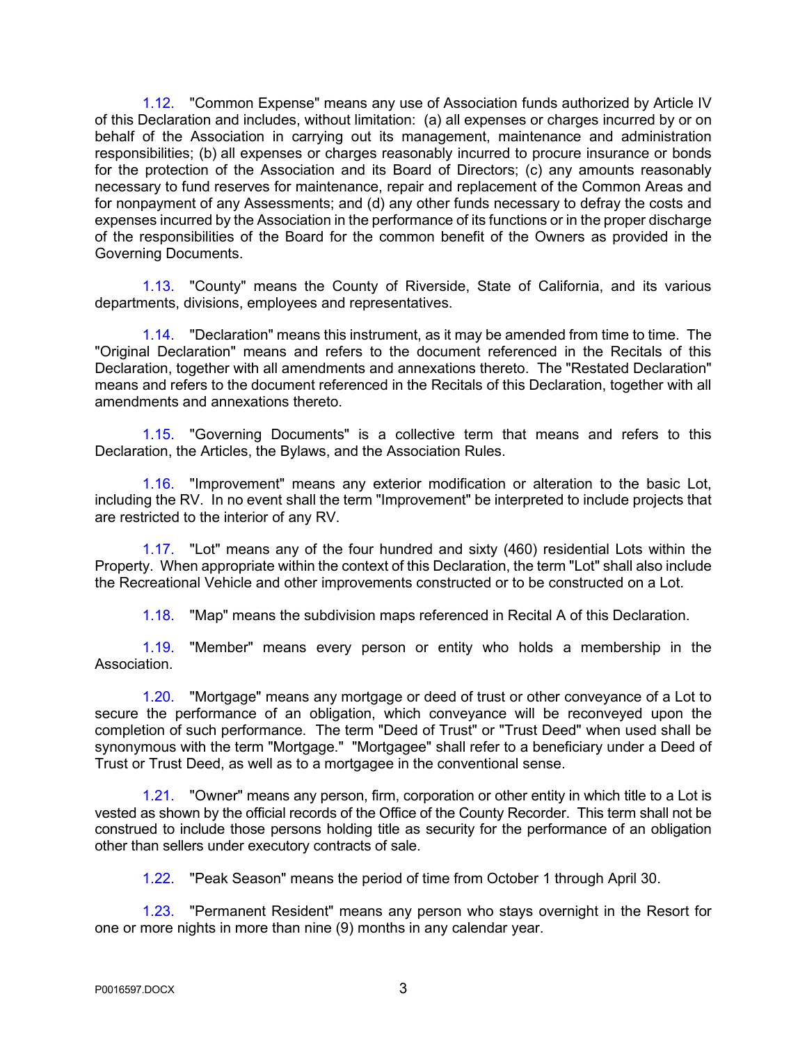1.12. "Common Expense" means any use of Association funds authorized by Article IV of this Declaration and includes, without limitation: (a) all expenses or charges incurred by or on behalf of the Association in carrying out its management, maintenance and administration responsibilities; (b) all expenses or charges reasonably incurred to procure insurance or bonds for the protection of the Association and its Board of Directors; (c) any amounts reasonably necessary to fund reserves for maintenance, repair and replacement of the Common Areas and for nonpayment of any Assessments; and (d) any other funds necessary to defray the costs and expenses incurred by the Association in the performance of its functions or in the proper discharge of the responsibilities of the Board for the common benefit of the Owners as provided in the Governing Documents.

1.13. "County" means the County of Riverside, State of California, and its various departments, divisions, employees and representatives.

1.14. "Declaration" means this instrument, as it may be amended from time to time. The "Original Declaration" means and refers to the document referenced in the Recitals of this Declaration, together with all amendments and annexations thereto. The "Restated Declaration" means and refers to the document referenced in the Recitals of this Declaration, together with all amendments and annexations thereto.

1.15. "Governing Documents" is a collective term that means and refers to this Declaration, the Articles, the Bylaws, and the Association Rules.

1.16. "Improvement" means any exterior modification or alteration to the basic Lot, including the RV. In no event shall the term "Improvement" be interpreted to include projects that are restricted to the interior of any RV.

1.17. "Lot" means any of the four hundred and sixty (460) residential Lots within the Property. When appropriate within the context of this Declaration, the term "Lot" shall also include the Recreational Vehicle and other improvements constructed or to be constructed on a Lot.

1.18. "Map" means the subdivision maps referenced in Recital A of this Declaration.

1.19. "Member" means every person or entity who holds a membership in the Association.

1.20. "Mortgage" means any mortgage or deed of trust or other conveyance of a Lot to secure the performance of an obligation, which conveyance will be reconveyed upon the completion of such performance. The term "Deed of Trust" or "Trust Deed" when used shall be synonymous with the term "Mortgage." "Mortgagee" shall refer to a beneficiary under a Deed of Trust or Trust Deed, as well as to a mortgagee in the conventional sense.

1.21. "Owner" means any person, firm, corporation or other entity in which title to a Lot is vested as shown by the official records of the Office of the County Recorder. This term shall not be construed to include those persons holding title as security for the performance of an obligation other than sellers under executory contracts of sale.

1.22. "Peak Season" means the period of time from October 1 through April 30.

1.23. "Permanent Resident" means any person who stays overnight in the Resort for one or more nights in more than nine (9) months in any calendar year.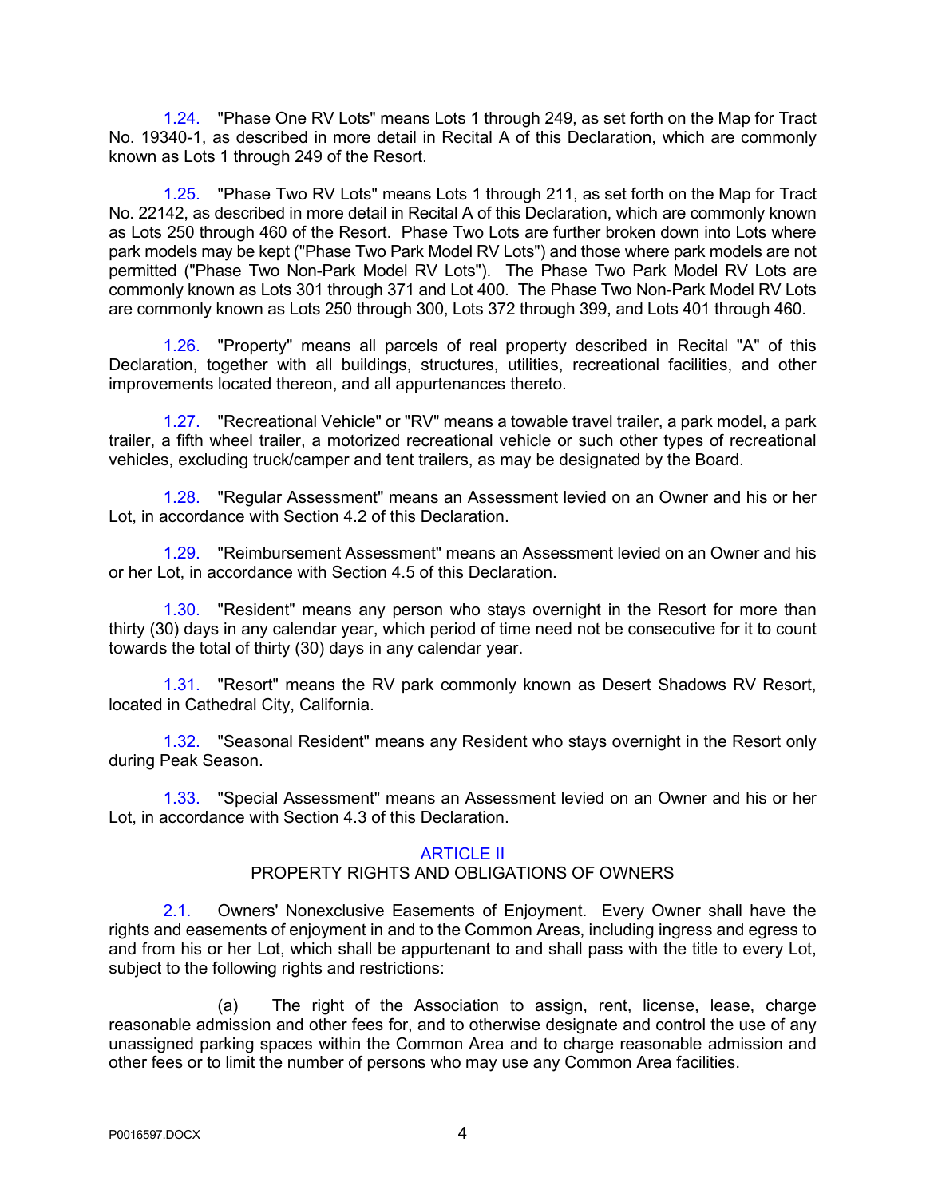1.24. "Phase One RV Lots" means Lots 1 through 249, as set forth on the Map for Tract No. 19340-1, as described in more detail in Recital A of this Declaration, which are commonly known as Lots 1 through 249 of the Resort.

1.25. "Phase Two RV Lots" means Lots 1 through 211, as set forth on the Map for Tract No. 22142, as described in more detail in Recital A of this Declaration, which are commonly known as Lots 250 through 460 of the Resort. Phase Two Lots are further broken down into Lots where park models may be kept ("Phase Two Park Model RV Lots") and those where park models are not permitted ("Phase Two Non-Park Model RV Lots"). The Phase Two Park Model RV Lots are commonly known as Lots 301 through 371 and Lot 400. The Phase Two Non-Park Model RV Lots are commonly known as Lots 250 through 300, Lots 372 through 399, and Lots 401 through 460.

1.26. "Property" means all parcels of real property described in Recital "A" of this Declaration, together with all buildings, structures, utilities, recreational facilities, and other improvements located thereon, and all appurtenances thereto.

1.27. "Recreational Vehicle" or "RV" means a towable travel trailer, a park model, a park trailer, a fifth wheel trailer, a motorized recreational vehicle or such other types of recreational vehicles, excluding truck/camper and tent trailers, as may be designated by the Board.

1.28. "Regular Assessment" means an Assessment levied on an Owner and his or her Lot, in accordance with Section 4.2 of this Declaration.

1.29. "Reimbursement Assessment" means an Assessment levied on an Owner and his or her Lot, in accordance with Section 4.5 of this Declaration.

1.30. "Resident" means any person who stays overnight in the Resort for more than thirty (30) days in any calendar year, which period of time need not be consecutive for it to count towards the total of thirty (30) days in any calendar year.

1.31. "Resort" means the RV park commonly known as Desert Shadows RV Resort, located in Cathedral City, California.

1.32. "Seasonal Resident" means any Resident who stays overnight in the Resort only during Peak Season.

1.33. "Special Assessment" means an Assessment levied on an Owner and his or her Lot, in accordance with Section 4.3 of this Declaration.

## ARTICLE II
## PROPERTY RIGHTS AND OBLIGATIONS OF OWNERS

2.1. Owners' Nonexclusive Easements of Enjoyment. Every Owner shall have the rights and easements of enjoyment in and to the Common Areas, including ingress and egress to and from his or her Lot, which shall be appurtenant to and shall pass with the title to every Lot, subject to the following rights and restrictions:

(a) The right of the Association to assign, rent, license, lease, charge reasonable admission and other fees for, and to otherwise designate and control the use of any unassigned parking spaces within the Common Area and to charge reasonable admission and other fees or to limit the number of persons who may use any Common Area facilities.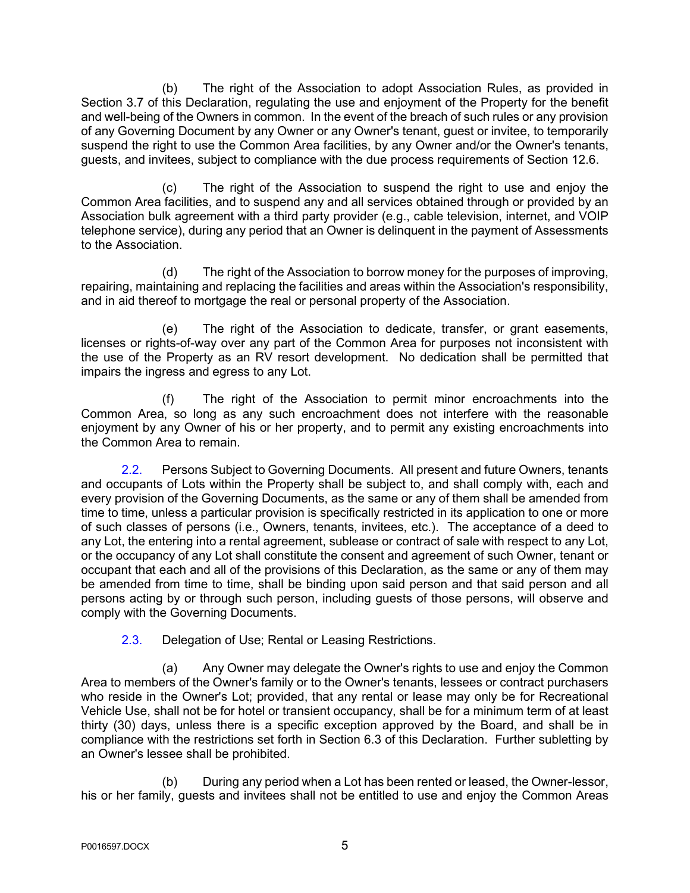(b) The right of the Association to adopt Association Rules, as provided in Section 3.7 of this Declaration, regulating the use and enjoyment of the Property for the benefit and well-being of the Owners in common. In the event of the breach of such rules or any provision of any Governing Document by any Owner or any Owner's tenant, guest or invitee, to temporarily suspend the right to use the Common Area facilities, by any Owner and/or the Owner's tenants, guests, and invitees, subject to compliance with the due process requirements of Section 12.6.

(c) The right of the Association to suspend the right to use and enjoy the Common Area facilities, and to suspend any and all services obtained through or provided by an Association bulk agreement with a third party provider (e.g., cable television, internet, and VOIP telephone service), during any period that an Owner is delinquent in the payment of Assessments to the Association.

(d) The right of the Association to borrow money for the purposes of improving, repairing, maintaining and replacing the facilities and areas within the Association's responsibility, and in aid thereof to mortgage the real or personal property of the Association.

(e) The right of the Association to dedicate, transfer, or grant easements, licenses or rights-of-way over any part of the Common Area for purposes not inconsistent with the use of the Property as an RV resort development. No dedication shall be permitted that impairs the ingress and egress to any Lot.

(f) The right of the Association to permit minor encroachments into the Common Area, so long as any such encroachment does not interfere with the reasonable enjoyment by any Owner of his or her property, and to permit any existing encroachments into the Common Area to remain.

2.2. Persons Subject to Governing Documents. All present and future Owners, tenants and occupants of Lots within the Property shall be subject to, and shall comply with, each and every provision of the Governing Documents, as the same or any of them shall be amended from time to time, unless a particular provision is specifically restricted in its application to one or more of such classes of persons (i.e., Owners, tenants, invitees, etc.). The acceptance of a deed to any Lot, the entering into a rental agreement, sublease or contract of sale with respect to any Lot, or the occupancy of any Lot shall constitute the consent and agreement of such Owner, tenant or occupant that each and all of the provisions of this Declaration, as the same or any of them may be amended from time to time, shall be binding upon said person and that said person and all persons acting by or through such person, including guests of those persons, will observe and comply with the Governing Documents.

2.3. Delegation of Use; Rental or Leasing Restrictions.

(a) Any Owner may delegate the Owner's rights to use and enjoy the Common Area to members of the Owner's family or to the Owner's tenants, lessees or contract purchasers who reside in the Owner's Lot; provided, that any rental or lease may only be for Recreational Vehicle Use, shall not be for hotel or transient occupancy, shall be for a minimum term of at least thirty (30) days, unless there is a specific exception approved by the Board, and shall be in compliance with the restrictions set forth in Section 6.3 of this Declaration. Further subletting by an Owner's lessee shall be prohibited.

(b) During any period when a Lot has been rented or leased, the Owner-lessor, his or her family, guests and invitees shall not be entitled to use and enjoy the Common Areas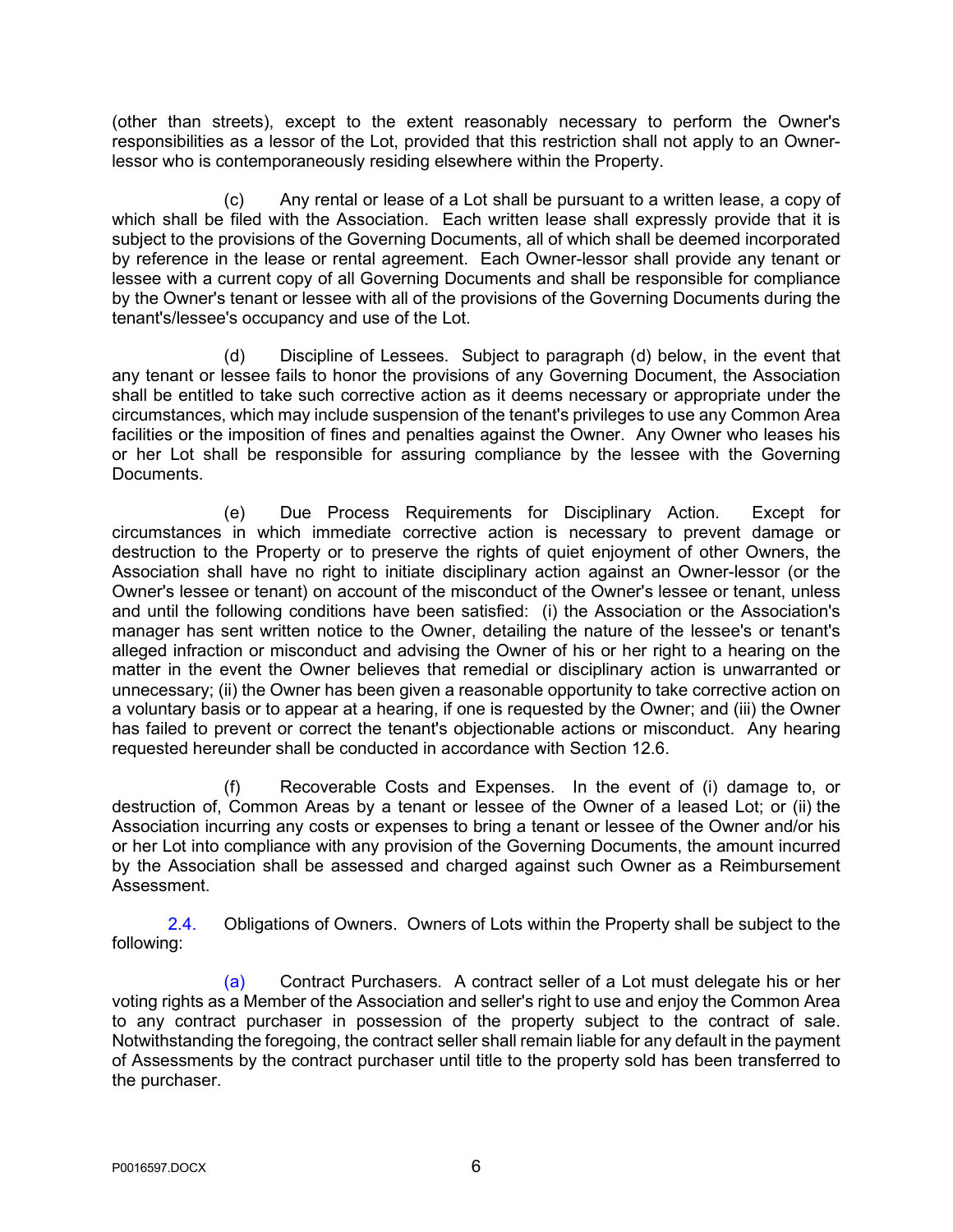(other than streets), except to the extent reasonably necessary to perform the Owner's responsibilities as a lessor of the Lot, provided that this restriction shall not apply to an Owner-lessor who is contemporaneously residing elsewhere within the Property.

(c) Any rental or lease of a Lot shall be pursuant to a written lease, a copy of which shall be filed with the Association. Each written lease shall expressly provide that it is subject to the provisions of the Governing Documents, all of which shall be deemed incorporated by reference in the lease or rental agreement. Each Owner-lessor shall provide any tenant or lessee with a current copy of all Governing Documents and shall be responsible for compliance by the Owner's tenant or lessee with all of the provisions of the Governing Documents during the tenant's/lessee's occupancy and use of the Lot.

(d) Discipline of Lessees. Subject to paragraph (d) below, in the event that any tenant or lessee fails to honor the provisions of any Governing Document, the Association shall be entitled to take such corrective action as it deems necessary or appropriate under the circumstances, which may include suspension of the tenant's privileges to use any Common Area facilities or the imposition of fines and penalties against the Owner. Any Owner who leases his or her Lot shall be responsible for assuring compliance by the lessee with the Governing Documents.

(e) Due Process Requirements for Disciplinary Action. Except for circumstances in which immediate corrective action is necessary to prevent damage or destruction to the Property or to preserve the rights of quiet enjoyment of other Owners, the Association shall have no right to initiate disciplinary action against an Owner-lessor (or the Owner's lessee or tenant) on account of the misconduct of the Owner's lessee or tenant, unless and until the following conditions have been satisfied: (i) the Association or the Association's manager has sent written notice to the Owner, detailing the nature of the lessee's or tenant's alleged infraction or misconduct and advising the Owner of his or her right to a hearing on the matter in the event the Owner believes that remedial or disciplinary action is unwarranted or unnecessary; (ii) the Owner has been given a reasonable opportunity to take corrective action on a voluntary basis or to appear at a hearing, if one is requested by the Owner; and (iii) the Owner has failed to prevent or correct the tenant's objectionable actions or misconduct. Any hearing requested hereunder shall be conducted in accordance with Section 12.6.

(f) Recoverable Costs and Expenses. In the event of (i) damage to, or destruction of, Common Areas by a tenant or lessee of the Owner of a leased Lot; or (ii) the Association incurring any costs or expenses to bring a tenant or lessee of the Owner and/or his or her Lot into compliance with any provision of the Governing Documents, the amount incurred by the Association shall be assessed and charged against such Owner as a Reimbursement Assessment.

2.4. Obligations of Owners. Owners of Lots within the Property shall be subject to the following:

(a) Contract Purchasers. A contract seller of a Lot must delegate his or her voting rights as a Member of the Association and seller's right to use and enjoy the Common Area to any contract purchaser in possession of the property subject to the contract of sale. Notwithstanding the foregoing, the contract seller shall remain liable for any default in the payment of Assessments by the contract purchaser until title to the property sold has been transferred to the purchaser.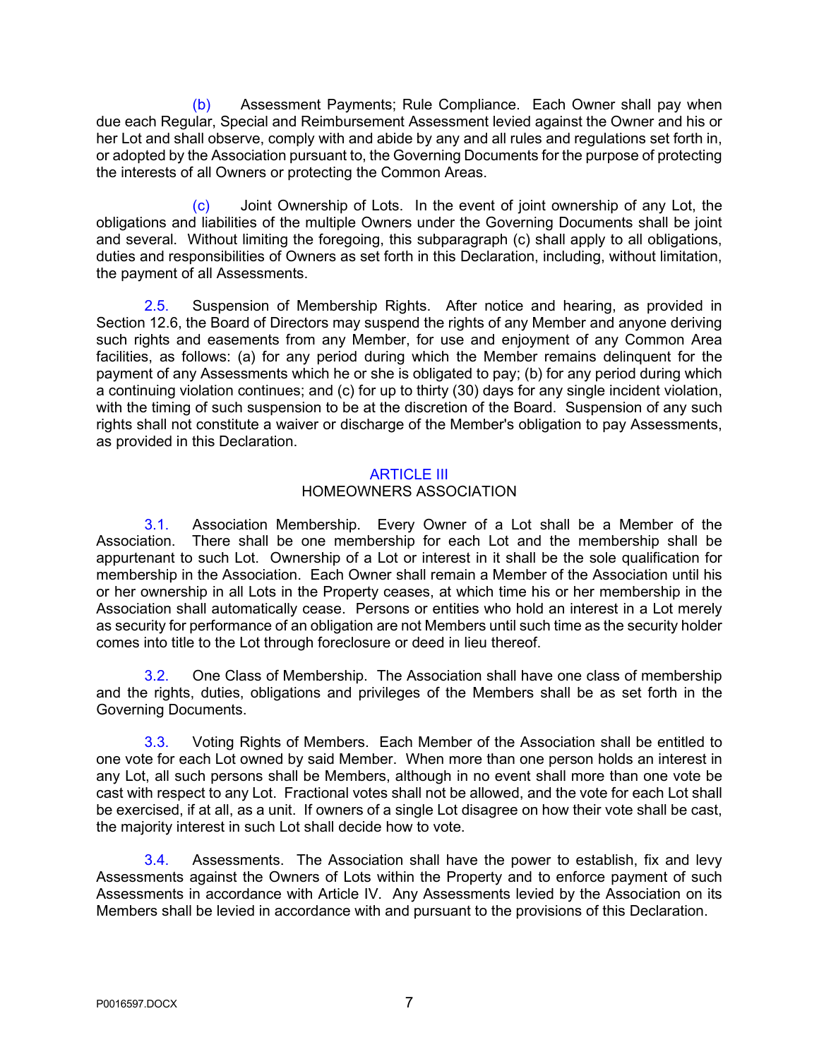(b) Assessment Payments; Rule Compliance. Each Owner shall pay when due each Regular, Special and Reimbursement Assessment levied against the Owner and his or her Lot and shall observe, comply with and abide by any and all rules and regulations set forth in, or adopted by the Association pursuant to, the Governing Documents for the purpose of protecting the interests of all Owners or protecting the Common Areas.

(c) Joint Ownership of Lots. In the event of joint ownership of any Lot, the obligations and liabilities of the multiple Owners under the Governing Documents shall be joint and several. Without limiting the foregoing, this subparagraph (c) shall apply to all obligations, duties and responsibilities of Owners as set forth in this Declaration, including, without limitation, the payment of all Assessments.

2.5. Suspension of Membership Rights. After notice and hearing, as provided in Section 12.6, the Board of Directors may suspend the rights of any Member and anyone deriving such rights and easements from any Member, for use and enjoyment of any Common Area facilities, as follows: (a) for any period during which the Member remains delinquent for the payment of any Assessments which he or she is obligated to pay; (b) for any period during which a continuing violation continues; and (c) for up to thirty (30) days for any single incident violation, with the timing of such suspension to be at the discretion of the Board. Suspension of any such rights shall not constitute a waiver or discharge of the Member's obligation to pay Assessments, as provided in this Declaration.

## ARTICLE III
## HOMEOWNERS ASSOCIATION

3.1. Association Membership. Every Owner of a Lot shall be a Member of the Association. There shall be one membership for each Lot and the membership shall be appurtenant to such Lot. Ownership of a Lot or interest in it shall be the sole qualification for membership in the Association. Each Owner shall remain a Member of the Association until his or her ownership in all Lots in the Property ceases, at which time his or her membership in the Association shall automatically cease. Persons or entities who hold an interest in a Lot merely as security for performance of an obligation are not Members until such time as the security holder comes into title to the Lot through foreclosure or deed in lieu thereof.

3.2. One Class of Membership. The Association shall have one class of membership and the rights, duties, obligations and privileges of the Members shall be as set forth in the Governing Documents.

3.3. Voting Rights of Members. Each Member of the Association shall be entitled to one vote for each Lot owned by said Member. When more than one person holds an interest in any Lot, all such persons shall be Members, although in no event shall more than one vote be cast with respect to any Lot. Fractional votes shall not be allowed, and the vote for each Lot shall be exercised, if at all, as a unit. If owners of a single Lot disagree on how their vote shall be cast, the majority interest in such Lot shall decide how to vote.

3.4. Assessments. The Association shall have the power to establish, fix and levy Assessments against the Owners of Lots within the Property and to enforce payment of such Assessments in accordance with Article IV. Any Assessments levied by the Association on its Members shall be levied in accordance with and pursuant to the provisions of this Declaration.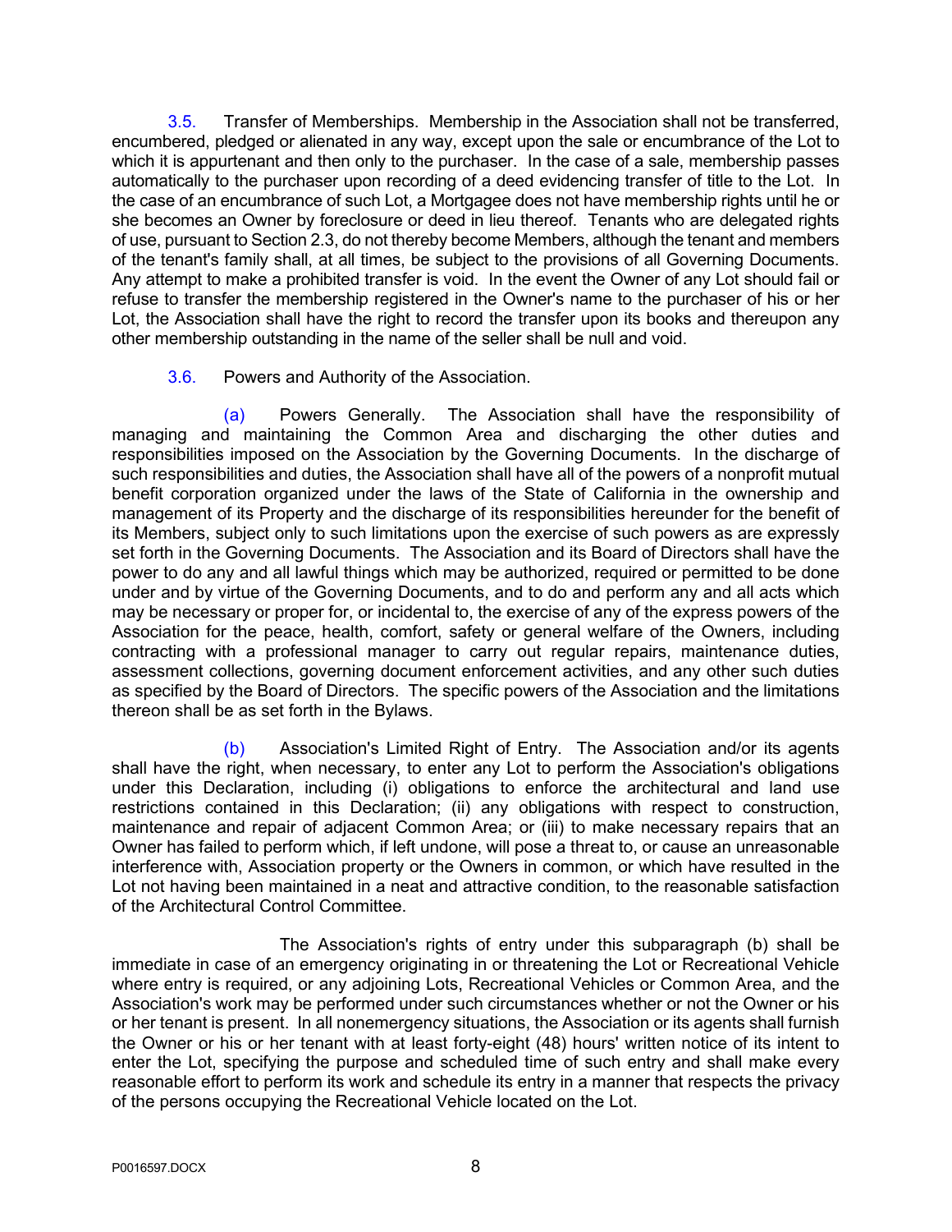3.5. Transfer of Memberships. Membership in the Association shall not be transferred, encumbered, pledged or alienated in any way, except upon the sale or encumbrance of the Lot to which it is appurtenant and then only to the purchaser. In the case of a sale, membership passes automatically to the purchaser upon recording of a deed evidencing transfer of title to the Lot. In the case of an encumbrance of such Lot, a Mortgagee does not have membership rights until he or she becomes an Owner by foreclosure or deed in lieu thereof. Tenants who are delegated rights of use, pursuant to Section 2.3, do not thereby become Members, although the tenant and members of the tenant's family shall, at all times, be subject to the provisions of all Governing Documents. Any attempt to make a prohibited transfer is void. In the event the Owner of any Lot should fail or refuse to transfer the membership registered in the Owner's name to the purchaser of his or her Lot, the Association shall have the right to record the transfer upon its books and thereupon any other membership outstanding in the name of the seller shall be null and void.

3.6. Powers and Authority of the Association.

(a) Powers Generally. The Association shall have the responsibility of managing and maintaining the Common Area and discharging the other duties and responsibilities imposed on the Association by the Governing Documents. In the discharge of such responsibilities and duties, the Association shall have all of the powers of a nonprofit mutual benefit corporation organized under the laws of the State of California in the ownership and management of its Property and the discharge of its responsibilities hereunder for the benefit of its Members, subject only to such limitations upon the exercise of such powers as are expressly set forth in the Governing Documents. The Association and its Board of Directors shall have the power to do any and all lawful things which may be authorized, required or permitted to be done under and by virtue of the Governing Documents, and to do and perform any and all acts which may be necessary or proper for, or incidental to, the exercise of any of the express powers of the Association for the peace, health, comfort, safety or general welfare of the Owners, including contracting with a professional manager to carry out regular repairs, maintenance duties, assessment collections, governing document enforcement activities, and any other such duties as specified by the Board of Directors. The specific powers of the Association and the limitations thereon shall be as set forth in the Bylaws.

(b) Association's Limited Right of Entry. The Association and/or its agents shall have the right, when necessary, to enter any Lot to perform the Association's obligations under this Declaration, including (i) obligations to enforce the architectural and land use restrictions contained in this Declaration; (ii) any obligations with respect to construction, maintenance and repair of adjacent Common Area; or (iii) to make necessary repairs that an Owner has failed to perform which, if left undone, will pose a threat to, or cause an unreasonable interference with, Association property or the Owners in common, or which have resulted in the Lot not having been maintained in a neat and attractive condition, to the reasonable satisfaction of the Architectural Control Committee.

The Association's rights of entry under this subparagraph (b) shall be immediate in case of an emergency originating in or threatening the Lot or Recreational Vehicle where entry is required, or any adjoining Lots, Recreational Vehicles or Common Area, and the Association's work may be performed under such circumstances whether or not the Owner or his or her tenant is present. In all nonemergency situations, the Association or its agents shall furnish the Owner or his or her tenant with at least forty-eight (48) hours' written notice of its intent to enter the Lot, specifying the purpose and scheduled time of such entry and shall make every reasonable effort to perform its work and schedule its entry in a manner that respects the privacy of the persons occupying the Recreational Vehicle located on the Lot.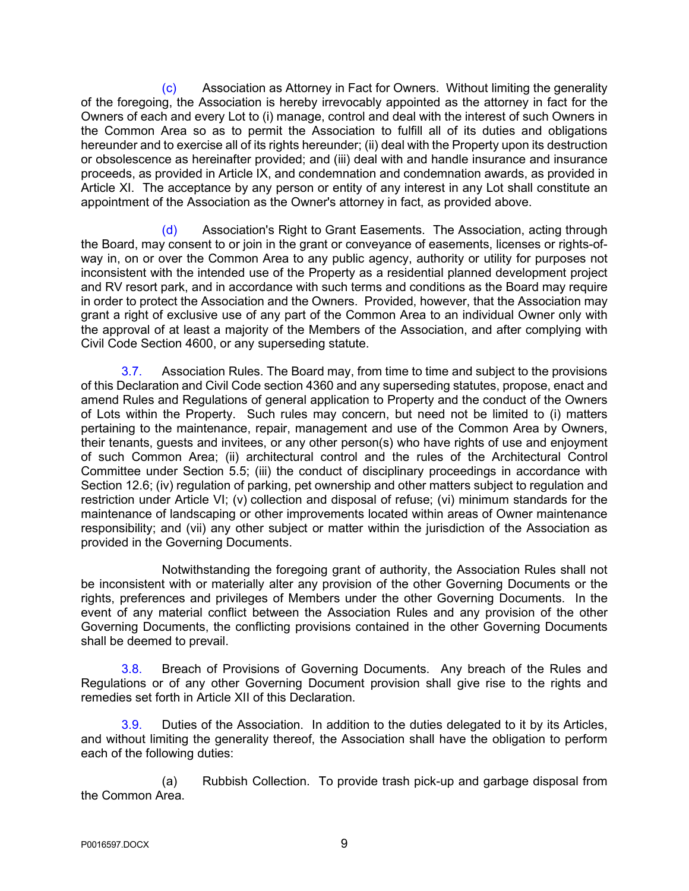(c) Association as Attorney in Fact for Owners. Without limiting the generality of the foregoing, the Association is hereby irrevocably appointed as the attorney in fact for the Owners of each and every Lot to (i) manage, control and deal with the interest of such Owners in the Common Area so as to permit the Association to fulfill all of its duties and obligations hereunder and to exercise all of its rights hereunder; (ii) deal with the Property upon its destruction or obsolescence as hereinafter provided; and (iii) deal with and handle insurance and insurance proceeds, as provided in Article IX, and condemnation and condemnation awards, as provided in Article XI. The acceptance by any person or entity of any interest in any Lot shall constitute an appointment of the Association as the Owner's attorney in fact, as provided above.

(d) Association's Right to Grant Easements. The Association, acting through the Board, may consent to or join in the grant or conveyance of easements, licenses or rights-of-way in, on or over the Common Area to any public agency, authority or utility for purposes not inconsistent with the intended use of the Property as a residential planned development project and RV resort park, and in accordance with such terms and conditions as the Board may require in order to protect the Association and the Owners. Provided, however, that the Association may grant a right of exclusive use of any part of the Common Area to an individual Owner only with the approval of at least a majority of the Members of the Association, and after complying with Civil Code Section 4600, or any superseding statute.

3.7. Association Rules. The Board may, from time to time and subject to the provisions of this Declaration and Civil Code section 4360 and any superseding statutes, propose, enact and amend Rules and Regulations of general application to Property and the conduct of the Owners of Lots within the Property. Such rules may concern, but need not be limited to (i) matters pertaining to the maintenance, repair, management and use of the Common Area by Owners, their tenants, guests and invitees, or any other person(s) who have rights of use and enjoyment of such Common Area; (ii) architectural control and the rules of the Architectural Control Committee under Section 5.5; (iii) the conduct of disciplinary proceedings in accordance with Section 12.6; (iv) regulation of parking, pet ownership and other matters subject to regulation and restriction under Article VI; (v) collection and disposal of refuse; (vi) minimum standards for the maintenance of landscaping or other improvements located within areas of Owner maintenance responsibility; and (vii) any other subject or matter within the jurisdiction of the Association as provided in the Governing Documents.

Notwithstanding the foregoing grant of authority, the Association Rules shall not be inconsistent with or materially alter any provision of the other Governing Documents or the rights, preferences and privileges of Members under the other Governing Documents. In the event of any material conflict between the Association Rules and any provision of the other Governing Documents, the conflicting provisions contained in the other Governing Documents shall be deemed to prevail.

3.8. Breach of Provisions of Governing Documents. Any breach of the Rules and Regulations or of any other Governing Document provision shall give rise to the rights and remedies set forth in Article XII of this Declaration.

3.9. Duties of the Association. In addition to the duties delegated to it by its Articles, and without limiting the generality thereof, the Association shall have the obligation to perform each of the following duties:

(a) Rubbish Collection. To provide trash pick-up and garbage disposal from the Common Area.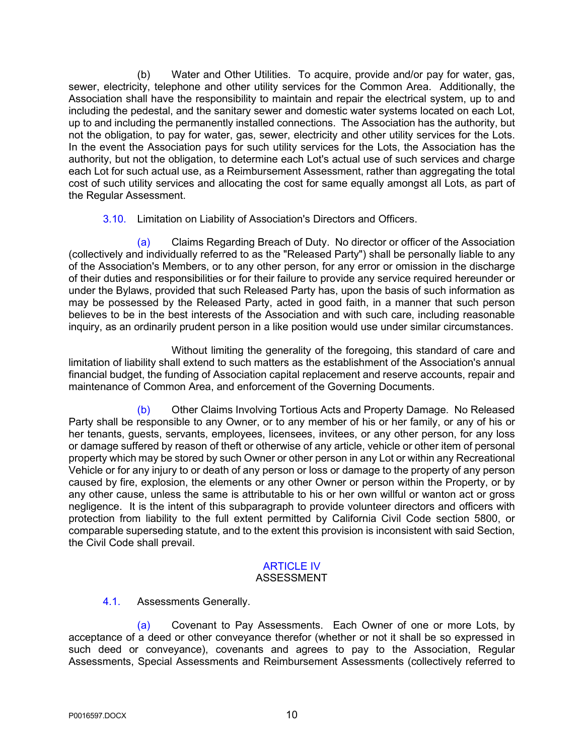(b) Water and Other Utilities. To acquire, provide and/or pay for water, gas, sewer, electricity, telephone and other utility services for the Common Area. Additionally, the Association shall have the responsibility to maintain and repair the electrical system, up to and including the pedestal, and the sanitary sewer and domestic water systems located on each Lot, up to and including the permanently installed connections. The Association has the authority, but not the obligation, to pay for water, gas, sewer, electricity and other utility services for the Lots. In the event the Association pays for such utility services for the Lots, the Association has the authority, but not the obligation, to determine each Lot's actual use of such services and charge each Lot for such actual use, as a Reimbursement Assessment, rather than aggregating the total cost of such utility services and allocating the cost for same equally amongst all Lots, as part of the Regular Assessment.

3.10. Limitation on Liability of Association's Directors and Officers.

(a) Claims Regarding Breach of Duty. No director or officer of the Association (collectively and individually referred to as the "Released Party") shall be personally liable to any of the Association's Members, or to any other person, for any error or omission in the discharge of their duties and responsibilities or for their failure to provide any service required hereunder or under the Bylaws, provided that such Released Party has, upon the basis of such information as may be possessed by the Released Party, acted in good faith, in a manner that such person believes to be in the best interests of the Association and with such care, including reasonable inquiry, as an ordinarily prudent person in a like position would use under similar circumstances.

Without limiting the generality of the foregoing, this standard of care and limitation of liability shall extend to such matters as the establishment of the Association's annual financial budget, the funding of Association capital replacement and reserve accounts, repair and maintenance of Common Area, and enforcement of the Governing Documents.

(b) Other Claims Involving Tortious Acts and Property Damage. No Released Party shall be responsible to any Owner, or to any member of his or her family, or any of his or her tenants, guests, servants, employees, licensees, invitees, or any other person, for any loss or damage suffered by reason of theft or otherwise of any article, vehicle or other item of personal property which may be stored by such Owner or other person in any Lot or within any Recreational Vehicle or for any injury to or death of any person or loss or damage to the property of any person caused by fire, explosion, the elements or any other Owner or person within the Property, or by any other cause, unless the same is attributable to his or her own willful or wanton act or gross negligence. It is the intent of this subparagraph to provide volunteer directors and officers with protection from liability to the full extent permitted by California Civil Code section 5800, or comparable superseding statute, and to the extent this provision is inconsistent with said Section, the Civil Code shall prevail.

## ARTICLE IV
## ASSESSMENT

4.1. Assessments Generally.

(a) Covenant to Pay Assessments. Each Owner of one or more Lots, by acceptance of a deed or other conveyance therefor (whether or not it shall be so expressed in such deed or conveyance), covenants and agrees to pay to the Association, Regular Assessments, Special Assessments and Reimbursement Assessments (collectively referred to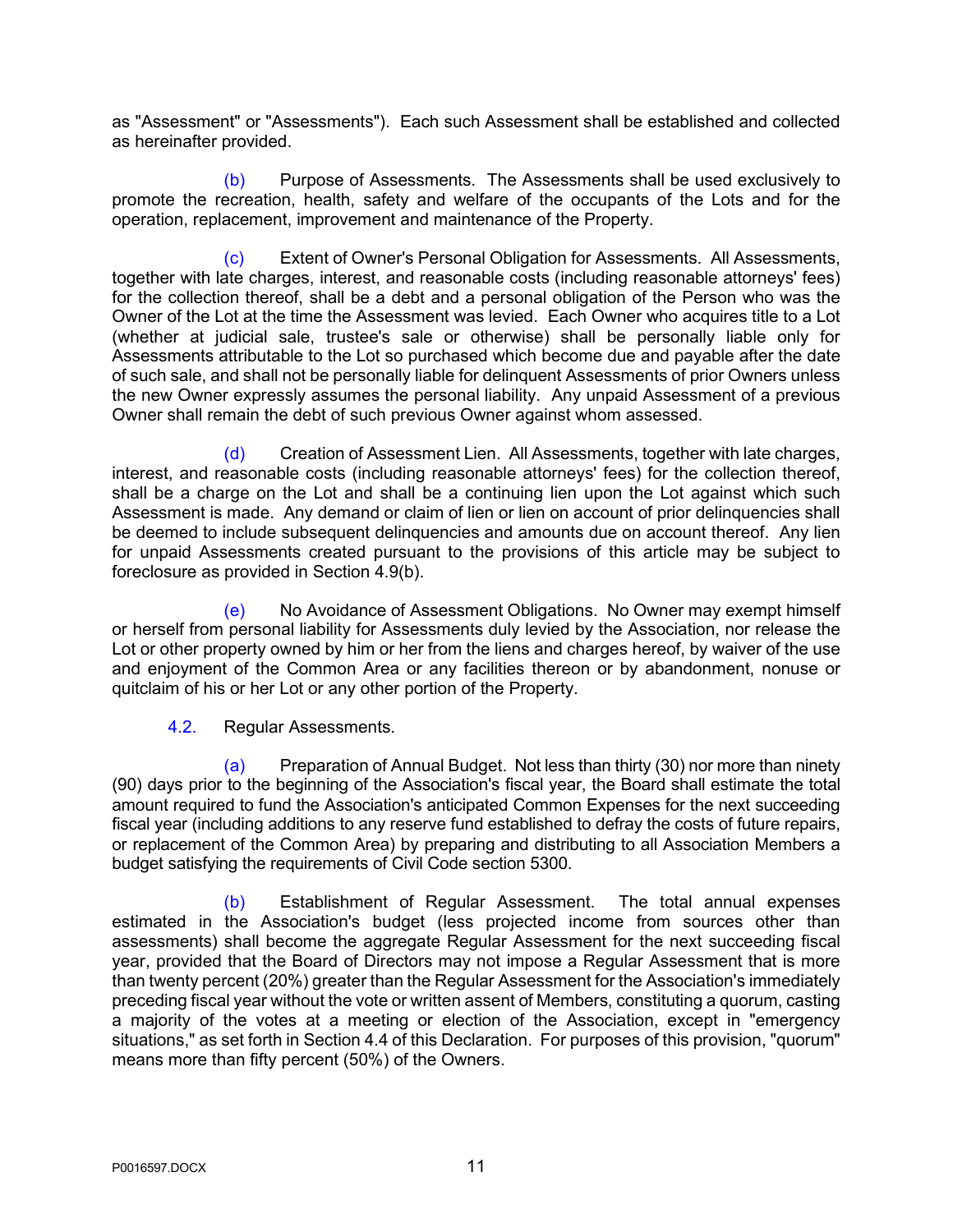as "Assessment" or "Assessments"). Each such Assessment shall be established and collected as hereinafter provided.

(b) Purpose of Assessments. The Assessments shall be used exclusively to promote the recreation, health, safety and welfare of the occupants of the Lots and for the operation, replacement, improvement and maintenance of the Property.

(c) Extent of Owner's Personal Obligation for Assessments. All Assessments, together with late charges, interest, and reasonable costs (including reasonable attorneys' fees) for the collection thereof, shall be a debt and a personal obligation of the Person who was the Owner of the Lot at the time the Assessment was levied. Each Owner who acquires title to a Lot (whether at judicial sale, trustee's sale or otherwise) shall be personally liable only for Assessments attributable to the Lot so purchased which become due and payable after the date of such sale, and shall not be personally liable for delinquent Assessments of prior Owners unless the new Owner expressly assumes the personal liability. Any unpaid Assessment of a previous Owner shall remain the debt of such previous Owner against whom assessed.

(d) Creation of Assessment Lien. All Assessments, together with late charges, interest, and reasonable costs (including reasonable attorneys' fees) for the collection thereof, shall be a charge on the Lot and shall be a continuing lien upon the Lot against which such Assessment is made. Any demand or claim of lien or lien on account of prior delinquencies shall be deemed to include subsequent delinquencies and amounts due on account thereof. Any lien for unpaid Assessments created pursuant to the provisions of this article may be subject to foreclosure as provided in Section 4.9(b).

(e) No Avoidance of Assessment Obligations. No Owner may exempt himself or herself from personal liability for Assessments duly levied by the Association, nor release the Lot or other property owned by him or her from the liens and charges hereof, by waiver of the use and enjoyment of the Common Area or any facilities thereon or by abandonment, nonuse or quitclaim of his or her Lot or any other portion of the Property.

4.2. Regular Assessments.

(a) Preparation of Annual Budget. Not less than thirty (30) nor more than ninety (90) days prior to the beginning of the Association's fiscal year, the Board shall estimate the total amount required to fund the Association's anticipated Common Expenses for the next succeeding fiscal year (including additions to any reserve fund established to defray the costs of future repairs, or replacement of the Common Area) by preparing and distributing to all Association Members a budget satisfying the requirements of Civil Code section 5300.

(b) Establishment of Regular Assessment. The total annual expenses estimated in the Association's budget (less projected income from sources other than assessments) shall become the aggregate Regular Assessment for the next succeeding fiscal year, provided that the Board of Directors may not impose a Regular Assessment that is more than twenty percent (20%) greater than the Regular Assessment for the Association's immediately preceding fiscal year without the vote or written assent of Members, constituting a quorum, casting a majority of the votes at a meeting or election of the Association, except in "emergency situations," as set forth in Section 4.4 of this Declaration. For purposes of this provision, "quorum" means more than fifty percent (50%) of the Owners.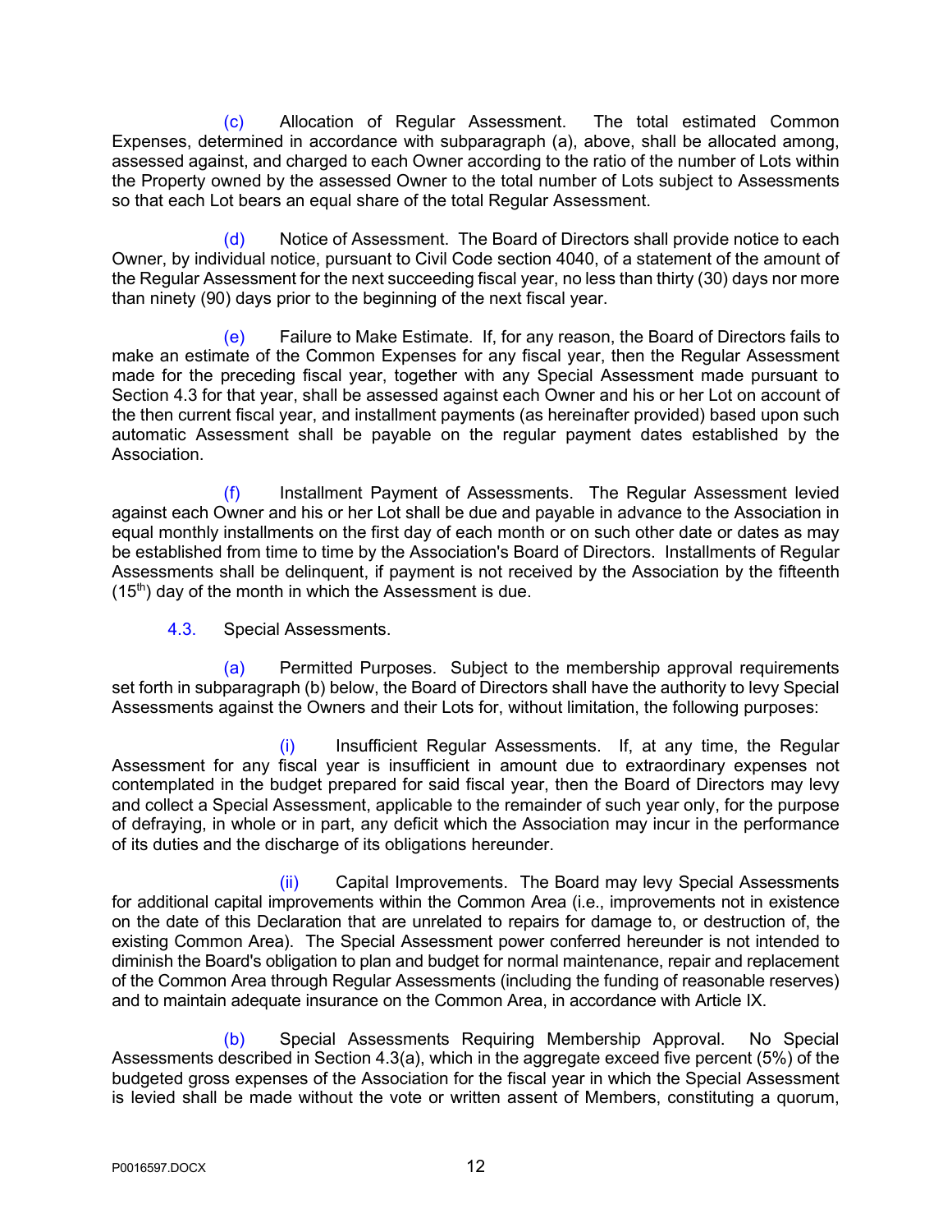(c) Allocation of Regular Assessment. The total estimated Common Expenses, determined in accordance with subparagraph (a), above, shall be allocated among, assessed against, and charged to each Owner according to the ratio of the number of Lots within the Property owned by the assessed Owner to the total number of Lots subject to Assessments so that each Lot bears an equal share of the total Regular Assessment.

(d) Notice of Assessment. The Board of Directors shall provide notice to each Owner, by individual notice, pursuant to Civil Code section 4040, of a statement of the amount of the Regular Assessment for the next succeeding fiscal year, no less than thirty (30) days nor more than ninety (90) days prior to the beginning of the next fiscal year.

(e) Failure to Make Estimate. If, for any reason, the Board of Directors fails to make an estimate of the Common Expenses for any fiscal year, then the Regular Assessment made for the preceding fiscal year, together with any Special Assessment made pursuant to Section 4.3 for that year, shall be assessed against each Owner and his or her Lot on account of the then current fiscal year, and installment payments (as hereinafter provided) based upon such automatic Assessment shall be payable on the regular payment dates established by the Association.

(f) Installment Payment of Assessments. The Regular Assessment levied against each Owner and his or her Lot shall be due and payable in advance to the Association in equal monthly installments on the first day of each month or on such other date or dates as may be established from time to time by the Association's Board of Directors. Installments of Regular Assessments shall be delinquent, if payment is not received by the Association by the fifteenth (15th) day of the month in which the Assessment is due.

4.3. Special Assessments.

(a) Permitted Purposes. Subject to the membership approval requirements set forth in subparagraph (b) below, the Board of Directors shall have the authority to levy Special Assessments against the Owners and their Lots for, without limitation, the following purposes:

(i) Insufficient Regular Assessments. If, at any time, the Regular Assessment for any fiscal year is insufficient in amount due to extraordinary expenses not contemplated in the budget prepared for said fiscal year, then the Board of Directors may levy and collect a Special Assessment, applicable to the remainder of such year only, for the purpose of defraying, in whole or in part, any deficit which the Association may incur in the performance of its duties and the discharge of its obligations hereunder.

(ii) Capital Improvements. The Board may levy Special Assessments for additional capital improvements within the Common Area (i.e., improvements not in existence on the date of this Declaration that are unrelated to repairs for damage to, or destruction of, the existing Common Area). The Special Assessment power conferred hereunder is not intended to diminish the Board's obligation to plan and budget for normal maintenance, repair and replacement of the Common Area through Regular Assessments (including the funding of reasonable reserves) and to maintain adequate insurance on the Common Area, in accordance with Article IX.

(b) Special Assessments Requiring Membership Approval. No Special Assessments described in Section 4.3(a), which in the aggregate exceed five percent (5%) of the budgeted gross expenses of the Association for the fiscal year in which the Special Assessment is levied shall be made without the vote or written assent of Members, constituting a quorum,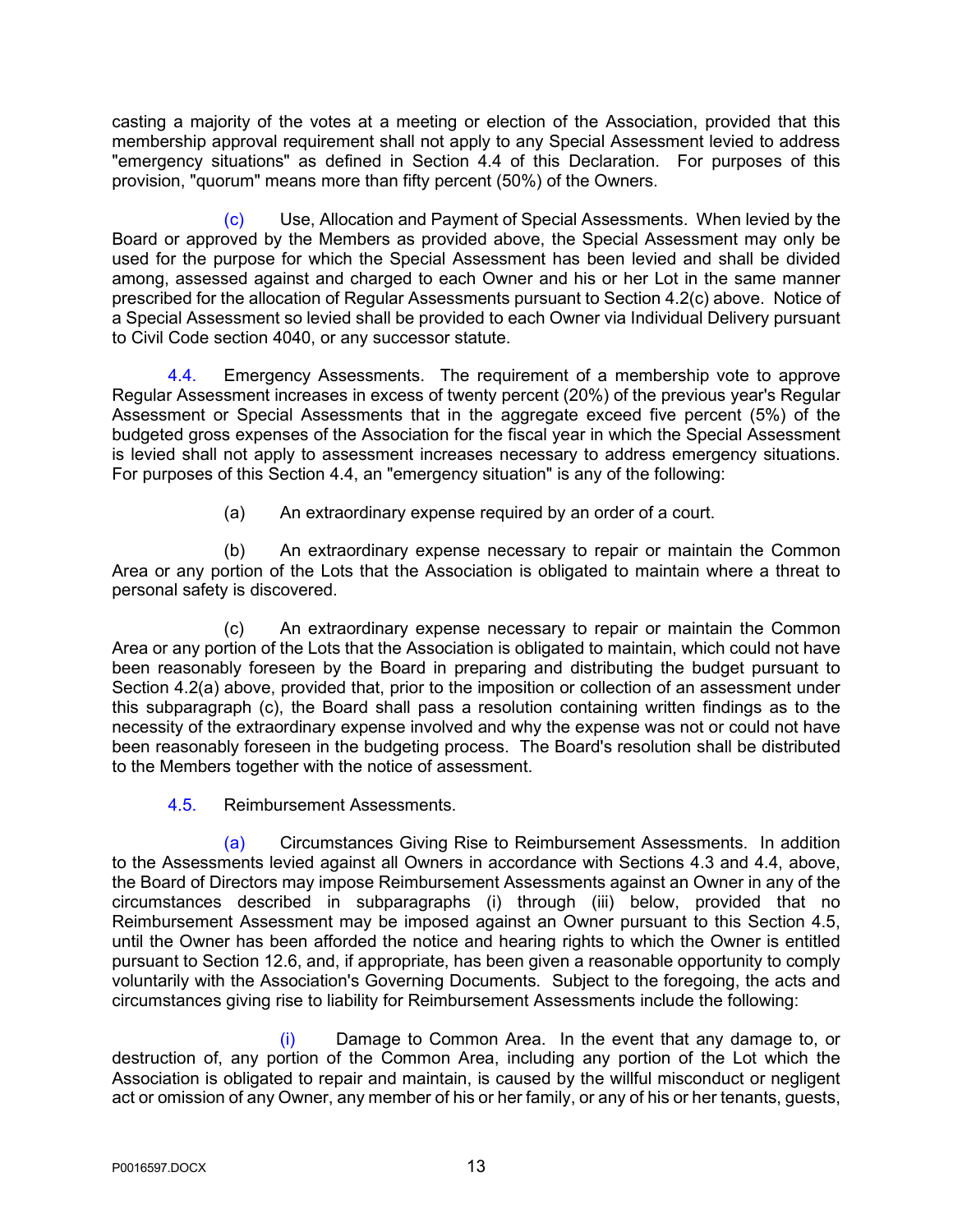casting a majority of the votes at a meeting or election of the Association, provided that this membership approval requirement shall not apply to any Special Assessment levied to address "emergency situations" as defined in Section 4.4 of this Declaration. For purposes of this provision, "quorum" means more than fifty percent (50%) of the Owners.

(c) Use, Allocation and Payment of Special Assessments. When levied by the Board or approved by the Members as provided above, the Special Assessment may only be used for the purpose for which the Special Assessment has been levied and shall be divided among, assessed against and charged to each Owner and his or her Lot in the same manner prescribed for the allocation of Regular Assessments pursuant to Section 4.2(c) above. Notice of a Special Assessment so levied shall be provided to each Owner via Individual Delivery pursuant to Civil Code section 4040, or any successor statute.

4.4. Emergency Assessments. The requirement of a membership vote to approve Regular Assessment increases in excess of twenty percent (20%) of the previous year's Regular Assessment or Special Assessments that in the aggregate exceed five percent (5%) of the budgeted gross expenses of the Association for the fiscal year in which the Special Assessment is levied shall not apply to assessment increases necessary to address emergency situations. For purposes of this Section 4.4, an "emergency situation" is any of the following:

(a) An extraordinary expense required by an order of a court.

(b) An extraordinary expense necessary to repair or maintain the Common Area or any portion of the Lots that the Association is obligated to maintain where a threat to personal safety is discovered.

(c) An extraordinary expense necessary to repair or maintain the Common Area or any portion of the Lots that the Association is obligated to maintain, which could not have been reasonably foreseen by the Board in preparing and distributing the budget pursuant to Section 4.2(a) above, provided that, prior to the imposition or collection of an assessment under this subparagraph (c), the Board shall pass a resolution containing written findings as to the necessity of the extraordinary expense involved and why the expense was not or could not have been reasonably foreseen in the budgeting process. The Board's resolution shall be distributed to the Members together with the notice of assessment.

4.5. Reimbursement Assessments.

(a) Circumstances Giving Rise to Reimbursement Assessments. In addition to the Assessments levied against all Owners in accordance with Sections 4.3 and 4.4, above, the Board of Directors may impose Reimbursement Assessments against an Owner in any of the circumstances described in subparagraphs (i) through (iii) below, provided that no Reimbursement Assessment may be imposed against an Owner pursuant to this Section 4.5, until the Owner has been afforded the notice and hearing rights to which the Owner is entitled pursuant to Section 12.6, and, if appropriate, has been given a reasonable opportunity to comply voluntarily with the Association's Governing Documents. Subject to the foregoing, the acts and circumstances giving rise to liability for Reimbursement Assessments include the following:

(i) Damage to Common Area. In the event that any damage to, or destruction of, any portion of the Common Area, including any portion of the Lot which the Association is obligated to repair and maintain, is caused by the willful misconduct or negligent act or omission of any Owner, any member of his or her family, or any of his or her tenants, guests,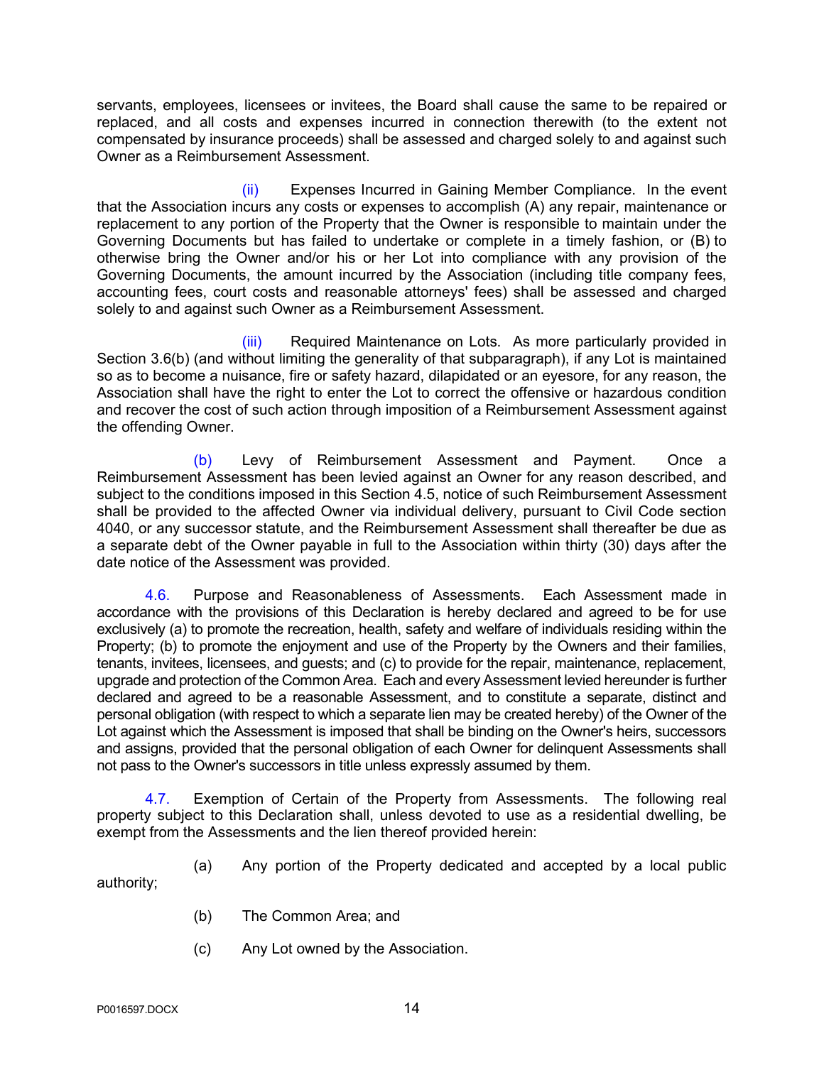servants, employees, licensees or invitees, the Board shall cause the same to be repaired or replaced, and all costs and expenses incurred in connection therewith (to the extent not compensated by insurance proceeds) shall be assessed and charged solely to and against such Owner as a Reimbursement Assessment.

(ii) Expenses Incurred in Gaining Member Compliance. In the event that the Association incurs any costs or expenses to accomplish (A) any repair, maintenance or replacement to any portion of the Property that the Owner is responsible to maintain under the Governing Documents but has failed to undertake or complete in a timely fashion, or (B) to otherwise bring the Owner and/or his or her Lot into compliance with any provision of the Governing Documents, the amount incurred by the Association (including title company fees, accounting fees, court costs and reasonable attorneys' fees) shall be assessed and charged solely to and against such Owner as a Reimbursement Assessment.

(iii) Required Maintenance on Lots. As more particularly provided in Section 3.6(b) (and without limiting the generality of that subparagraph), if any Lot is maintained so as to become a nuisance, fire or safety hazard, dilapidated or an eyesore, for any reason, the Association shall have the right to enter the Lot to correct the offensive or hazardous condition and recover the cost of such action through imposition of a Reimbursement Assessment against the offending Owner.

(b) Levy of Reimbursement Assessment and Payment. Once a Reimbursement Assessment has been levied against an Owner for any reason described, and subject to the conditions imposed in this Section 4.5, notice of such Reimbursement Assessment shall be provided to the affected Owner via individual delivery, pursuant to Civil Code section 4040, or any successor statute, and the Reimbursement Assessment shall thereafter be due as a separate debt of the Owner payable in full to the Association within thirty (30) days after the date notice of the Assessment was provided.

4.6. Purpose and Reasonableness of Assessments. Each Assessment made in accordance with the provisions of this Declaration is hereby declared and agreed to be for use exclusively (a) to promote the recreation, health, safety and welfare of individuals residing within the Property; (b) to promote the enjoyment and use of the Property by the Owners and their families, tenants, invitees, licensees, and guests; and (c) to provide for the repair, maintenance, replacement, upgrade and protection of the Common Area. Each and every Assessment levied hereunder is further declared and agreed to be a reasonable Assessment, and to constitute a separate, distinct and personal obligation (with respect to which a separate lien may be created hereby) of the Owner of the Lot against which the Assessment is imposed that shall be binding on the Owner's heirs, successors and assigns, provided that the personal obligation of each Owner for delinquent Assessments shall not pass to the Owner's successors in title unless expressly assumed by them.

4.7. Exemption of Certain of the Property from Assessments. The following real property subject to this Declaration shall, unless devoted to use as a residential dwelling, be exempt from the Assessments and the lien thereof provided herein:

(a) Any portion of the Property dedicated and accepted by a local public authority;

(b) The Common Area; and

(c) Any Lot owned by the Association.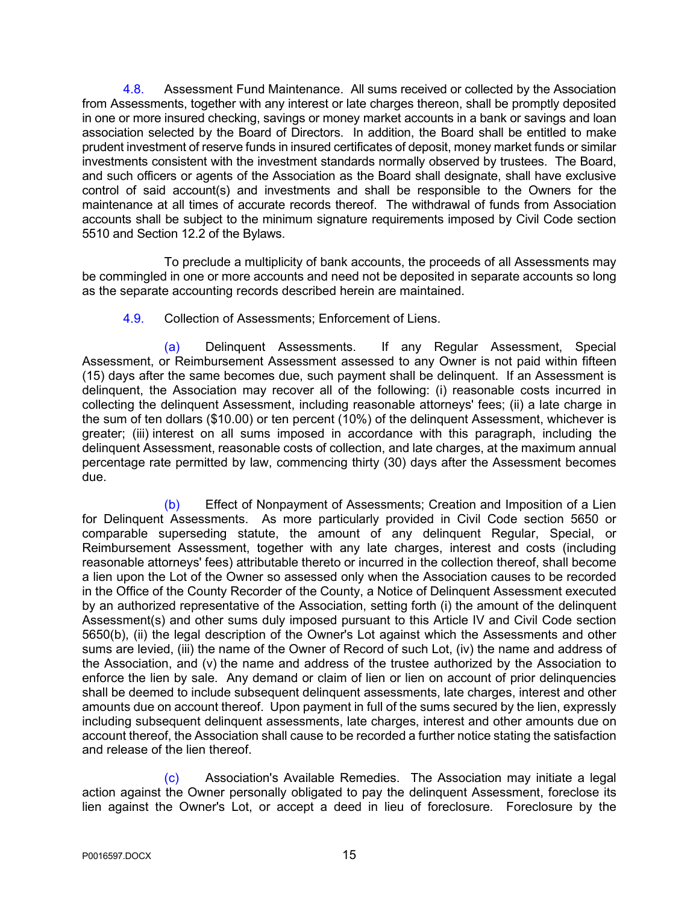4.8. Assessment Fund Maintenance. All sums received or collected by the Association from Assessments, together with any interest or late charges thereon, shall be promptly deposited in one or more insured checking, savings or money market accounts in a bank or savings and loan association selected by the Board of Directors. In addition, the Board shall be entitled to make prudent investment of reserve funds in insured certificates of deposit, money market funds or similar investments consistent with the investment standards normally observed by trustees. The Board, and such officers or agents of the Association as the Board shall designate, shall have exclusive control of said account(s) and investments and shall be responsible to the Owners for the maintenance at all times of accurate records thereof. The withdrawal of funds from Association accounts shall be subject to the minimum signature requirements imposed by Civil Code section 5510 and Section 12.2 of the Bylaws.

To preclude a multiplicity of bank accounts, the proceeds of all Assessments may be commingled in one or more accounts and need not be deposited in separate accounts so long as the separate accounting records described herein are maintained.

4.9. Collection of Assessments; Enforcement of Liens.

(a) Delinquent Assessments. If any Regular Assessment, Special Assessment, or Reimbursement Assessment assessed to any Owner is not paid within fifteen (15) days after the same becomes due, such payment shall be delinquent. If an Assessment is delinquent, the Association may recover all of the following: (i) reasonable costs incurred in collecting the delinquent Assessment, including reasonable attorneys' fees; (ii) a late charge in the sum of ten dollars ($10.00) or ten percent (10%) of the delinquent Assessment, whichever is greater; (iii) interest on all sums imposed in accordance with this paragraph, including the delinquent Assessment, reasonable costs of collection, and late charges, at the maximum annual percentage rate permitted by law, commencing thirty (30) days after the Assessment becomes due.

(b) Effect of Nonpayment of Assessments; Creation and Imposition of a Lien for Delinquent Assessments. As more particularly provided in Civil Code section 5650 or comparable superseding statute, the amount of any delinquent Regular, Special, or Reimbursement Assessment, together with any late charges, interest and costs (including reasonable attorneys' fees) attributable thereto or incurred in the collection thereof, shall become a lien upon the Lot of the Owner so assessed only when the Association causes to be recorded in the Office of the County Recorder of the County, a Notice of Delinquent Assessment executed by an authorized representative of the Association, setting forth (i) the amount of the delinquent Assessment(s) and other sums duly imposed pursuant to this Article IV and Civil Code section 5650(b), (ii) the legal description of the Owner's Lot against which the Assessments and other sums are levied, (iii) the name of the Owner of Record of such Lot, (iv) the name and address of the Association, and (v) the name and address of the trustee authorized by the Association to enforce the lien by sale. Any demand or claim of lien or lien on account of prior delinquencies shall be deemed to include subsequent delinquent assessments, late charges, interest and other amounts due on account thereof. Upon payment in full of the sums secured by the lien, expressly including subsequent delinquent assessments, late charges, interest and other amounts due on account thereof, the Association shall cause to be recorded a further notice stating the satisfaction and release of the lien thereof.

(c) Association's Available Remedies. The Association may initiate a legal action against the Owner personally obligated to pay the delinquent Assessment, foreclose its lien against the Owner's Lot, or accept a deed in lieu of foreclosure. Foreclosure by the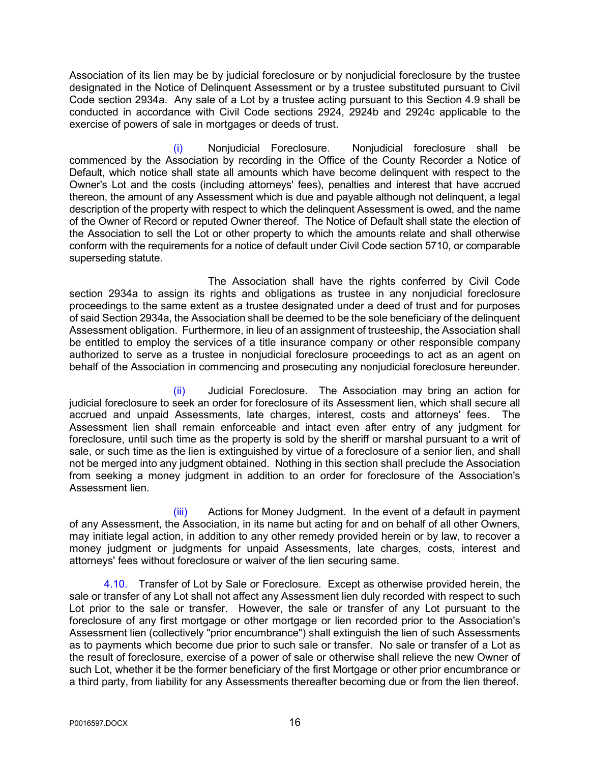Association of its lien may be by judicial foreclosure or by nonjudicial foreclosure by the trustee designated in the Notice of Delinquent Assessment or by a trustee substituted pursuant to Civil Code section 2934a. Any sale of a Lot by a trustee acting pursuant to this Section 4.9 shall be conducted in accordance with Civil Code sections 2924, 2924b and 2924c applicable to the exercise of powers of sale in mortgages or deeds of trust.

(i) Nonjudicial Foreclosure. Nonjudicial foreclosure shall be commenced by the Association by recording in the Office of the County Recorder a Notice of Default, which notice shall state all amounts which have become delinquent with respect to the Owner's Lot and the costs (including attorneys' fees), penalties and interest that have accrued thereon, the amount of any Assessment which is due and payable although not delinquent, a legal description of the property with respect to which the delinquent Assessment is owed, and the name of the Owner of Record or reputed Owner thereof. The Notice of Default shall state the election of the Association to sell the Lot or other property to which the amounts relate and shall otherwise conform with the requirements for a notice of default under Civil Code section 5710, or comparable superseding statute.

The Association shall have the rights conferred by Civil Code section 2934a to assign its rights and obligations as trustee in any nonjudicial foreclosure proceedings to the same extent as a trustee designated under a deed of trust and for purposes of said Section 2934a, the Association shall be deemed to be the sole beneficiary of the delinquent Assessment obligation. Furthermore, in lieu of an assignment of trusteeship, the Association shall be entitled to employ the services of a title insurance company or other responsible company authorized to serve as a trustee in nonjudicial foreclosure proceedings to act as an agent on behalf of the Association in commencing and prosecuting any nonjudicial foreclosure hereunder.

(ii) Judicial Foreclosure. The Association may bring an action for judicial foreclosure to seek an order for foreclosure of its Assessment lien, which shall secure all accrued and unpaid Assessments, late charges, interest, costs and attorneys' fees. The Assessment lien shall remain enforceable and intact even after entry of any judgment for foreclosure, until such time as the property is sold by the sheriff or marshal pursuant to a writ of sale, or such time as the lien is extinguished by virtue of a foreclosure of a senior lien, and shall not be merged into any judgment obtained. Nothing in this section shall preclude the Association from seeking a money judgment in addition to an order for foreclosure of the Association's Assessment lien.

(iii) Actions for Money Judgment. In the event of a default in payment of any Assessment, the Association, in its name but acting for and on behalf of all other Owners, may initiate legal action, in addition to any other remedy provided herein or by law, to recover a money judgment or judgments for unpaid Assessments, late charges, costs, interest and attorneys' fees without foreclosure or waiver of the lien securing same.

4.10. Transfer of Lot by Sale or Foreclosure. Except as otherwise provided herein, the sale or transfer of any Lot shall not affect any Assessment lien duly recorded with respect to such Lot prior to the sale or transfer. However, the sale or transfer of any Lot pursuant to the foreclosure of any first mortgage or other mortgage or lien recorded prior to the Association's Assessment lien (collectively "prior encumbrance") shall extinguish the lien of such Assessments as to payments which become due prior to such sale or transfer. No sale or transfer of a Lot as the result of foreclosure, exercise of a power of sale or otherwise shall relieve the new Owner of such Lot, whether it be the former beneficiary of the first Mortgage or other prior encumbrance or a third party, from liability for any Assessments thereafter becoming due or from the lien thereof.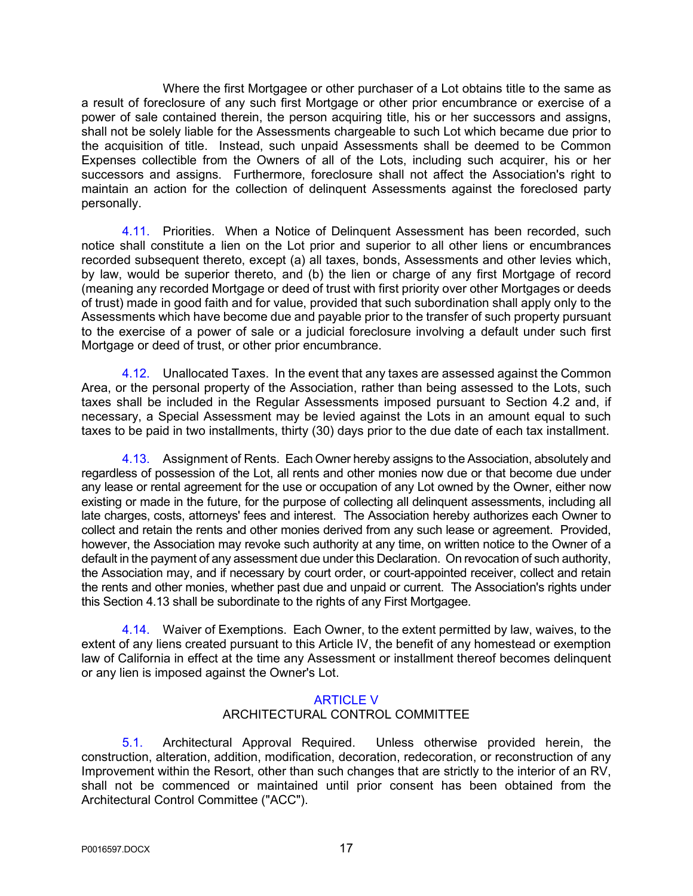Where the first Mortgagee or other purchaser of a Lot obtains title to the same as a result of foreclosure of any such first Mortgage or other prior encumbrance or exercise of a power of sale contained therein, the person acquiring title, his or her successors and assigns, shall not be solely liable for the Assessments chargeable to such Lot which became due prior to the acquisition of title. Instead, such unpaid Assessments shall be deemed to be Common Expenses collectible from the Owners of all of the Lots, including such acquirer, his or her successors and assigns. Furthermore, foreclosure shall not affect the Association's right to maintain an action for the collection of delinquent Assessments against the foreclosed party personally.

4.11. Priorities. When a Notice of Delinquent Assessment has been recorded, such notice shall constitute a lien on the Lot prior and superior to all other liens or encumbrances recorded subsequent thereto, except (a) all taxes, bonds, Assessments and other levies which, by law, would be superior thereto, and (b) the lien or charge of any first Mortgage of record (meaning any recorded Mortgage or deed of trust with first priority over other Mortgages or deeds of trust) made in good faith and for value, provided that such subordination shall apply only to the Assessments which have become due and payable prior to the transfer of such property pursuant to the exercise of a power of sale or a judicial foreclosure involving a default under such first Mortgage or deed of trust, or other prior encumbrance.

4.12. Unallocated Taxes. In the event that any taxes are assessed against the Common Area, or the personal property of the Association, rather than being assessed to the Lots, such taxes shall be included in the Regular Assessments imposed pursuant to Section 4.2 and, if necessary, a Special Assessment may be levied against the Lots in an amount equal to such taxes to be paid in two installments, thirty (30) days prior to the due date of each tax installment.

4.13. Assignment of Rents. Each Owner hereby assigns to the Association, absolutely and regardless of possession of the Lot, all rents and other monies now due or that become due under any lease or rental agreement for the use or occupation of any Lot owned by the Owner, either now existing or made in the future, for the purpose of collecting all delinquent assessments, including all late charges, costs, attorneys' fees and interest. The Association hereby authorizes each Owner to collect and retain the rents and other monies derived from any such lease or agreement. Provided, however, the Association may revoke such authority at any time, on written notice to the Owner of a default in the payment of any assessment due under this Declaration. On revocation of such authority, the Association may, and if necessary by court order, or court-appointed receiver, collect and retain the rents and other monies, whether past due and unpaid or current. The Association's rights under this Section 4.13 shall be subordinate to the rights of any First Mortgagee.

4.14. Waiver of Exemptions. Each Owner, to the extent permitted by law, waives, to the extent of any liens created pursuant to this Article IV, the benefit of any homestead or exemption law of California in effect at the time any Assessment or installment thereof becomes delinquent or any lien is imposed against the Owner's Lot.

## ARTICLE V
## ARCHITECTURAL CONTROL COMMITTEE

5.1. Architectural Approval Required. Unless otherwise provided herein, the construction, alteration, addition, modification, decoration, redecoration, or reconstruction of any Improvement within the Resort, other than such changes that are strictly to the interior of an RV, shall not be commenced or maintained until prior consent has been obtained from the Architectural Control Committee ("ACC").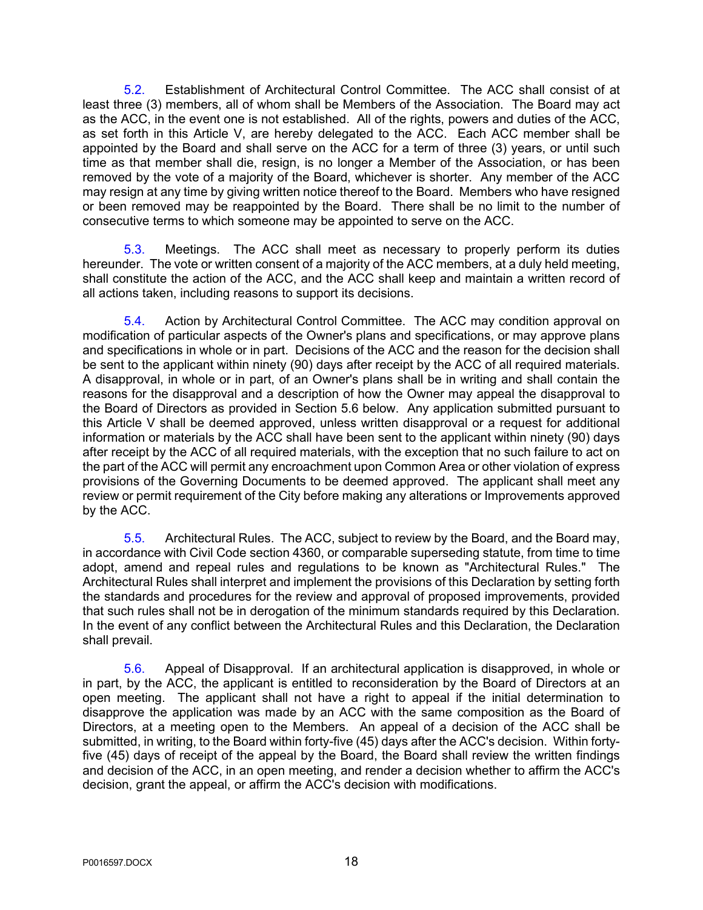5.2. Establishment of Architectural Control Committee. The ACC shall consist of at least three (3) members, all of whom shall be Members of the Association. The Board may act as the ACC, in the event one is not established. All of the rights, powers and duties of the ACC, as set forth in this Article V, are hereby delegated to the ACC. Each ACC member shall be appointed by the Board and shall serve on the ACC for a term of three (3) years, or until such time as that member shall die, resign, is no longer a Member of the Association, or has been removed by the vote of a majority of the Board, whichever is shorter. Any member of the ACC may resign at any time by giving written notice thereof to the Board. Members who have resigned or been removed may be reappointed by the Board. There shall be no limit to the number of consecutive terms to which someone may be appointed to serve on the ACC.

5.3. Meetings. The ACC shall meet as necessary to properly perform its duties hereunder. The vote or written consent of a majority of the ACC members, at a duly held meeting, shall constitute the action of the ACC, and the ACC shall keep and maintain a written record of all actions taken, including reasons to support its decisions.

5.4. Action by Architectural Control Committee. The ACC may condition approval on modification of particular aspects of the Owner's plans and specifications, or may approve plans and specifications in whole or in part. Decisions of the ACC and the reason for the decision shall be sent to the applicant within ninety (90) days after receipt by the ACC of all required materials. A disapproval, in whole or in part, of an Owner's plans shall be in writing and shall contain the reasons for the disapproval and a description of how the Owner may appeal the disapproval to the Board of Directors as provided in Section 5.6 below. Any application submitted pursuant to this Article V shall be deemed approved, unless written disapproval or a request for additional information or materials by the ACC shall have been sent to the applicant within ninety (90) days after receipt by the ACC of all required materials, with the exception that no such failure to act on the part of the ACC will permit any encroachment upon Common Area or other violation of express provisions of the Governing Documents to be deemed approved. The applicant shall meet any review or permit requirement of the City before making any alterations or Improvements approved by the ACC.

5.5. Architectural Rules. The ACC, subject to review by the Board, and the Board may, in accordance with Civil Code section 4360, or comparable superseding statute, from time to time adopt, amend and repeal rules and regulations to be known as "Architectural Rules." The Architectural Rules shall interpret and implement the provisions of this Declaration by setting forth the standards and procedures for the review and approval of proposed improvements, provided that such rules shall not be in derogation of the minimum standards required by this Declaration. In the event of any conflict between the Architectural Rules and this Declaration, the Declaration shall prevail.

5.6. Appeal of Disapproval. If an architectural application is disapproved, in whole or in part, by the ACC, the applicant is entitled to reconsideration by the Board of Directors at an open meeting. The applicant shall not have a right to appeal if the initial determination to disapprove the application was made by an ACC with the same composition as the Board of Directors, at a meeting open to the Members. An appeal of a decision of the ACC shall be submitted, in writing, to the Board within forty-five (45) days after the ACC's decision. Within forty-five (45) days of receipt of the appeal by the Board, the Board shall review the written findings and decision of the ACC, in an open meeting, and render a decision whether to affirm the ACC's decision, grant the appeal, or affirm the ACC's decision with modifications.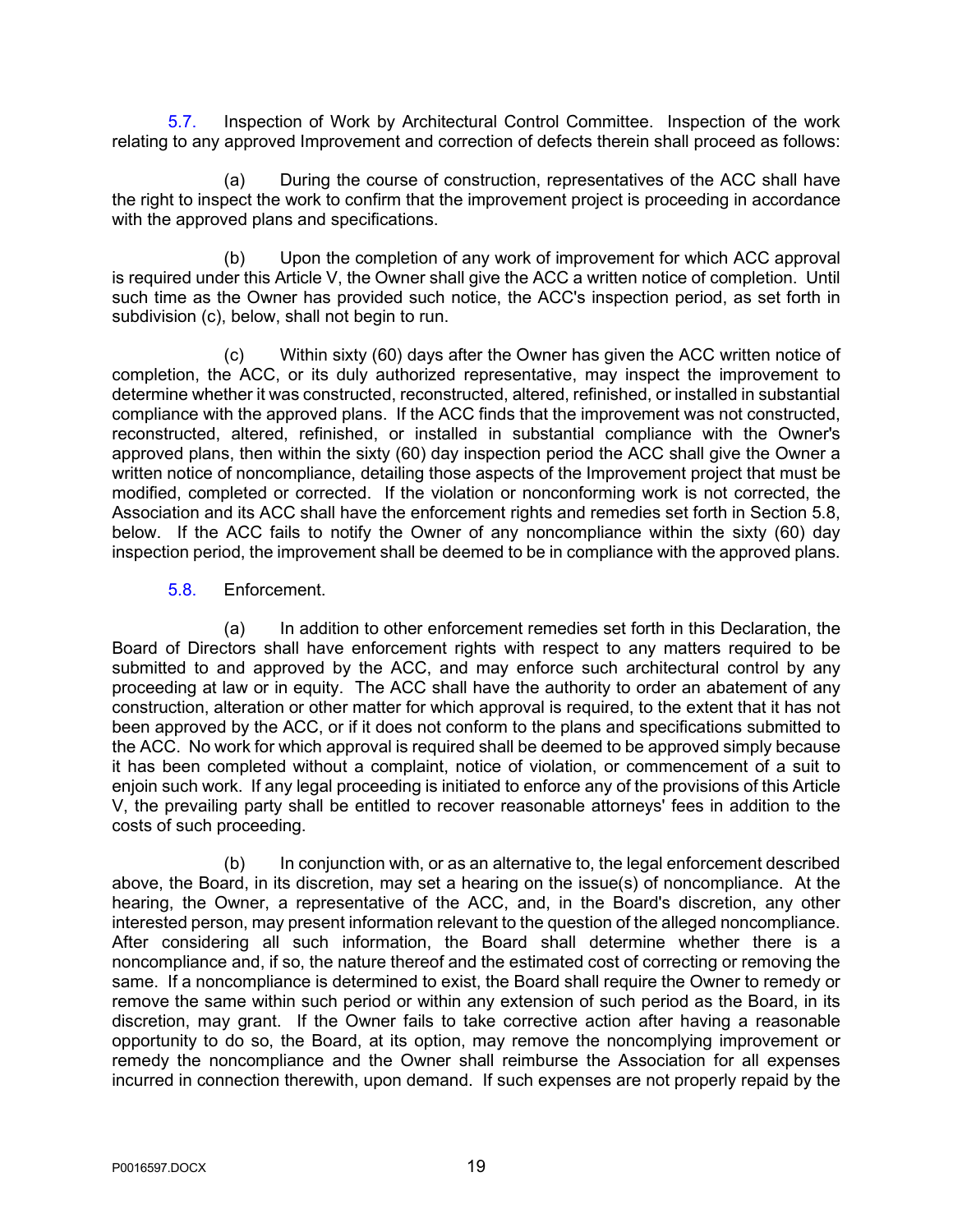5.7. Inspection of Work by Architectural Control Committee. Inspection of the work relating to any approved Improvement and correction of defects therein shall proceed as follows:

(a) During the course of construction, representatives of the ACC shall have the right to inspect the work to confirm that the improvement project is proceeding in accordance with the approved plans and specifications.

(b) Upon the completion of any work of improvement for which ACC approval is required under this Article V, the Owner shall give the ACC a written notice of completion. Until such time as the Owner has provided such notice, the ACC's inspection period, as set forth in subdivision (c), below, shall not begin to run.

(c) Within sixty (60) days after the Owner has given the ACC written notice of completion, the ACC, or its duly authorized representative, may inspect the improvement to determine whether it was constructed, reconstructed, altered, refinished, or installed in substantial compliance with the approved plans. If the ACC finds that the improvement was not constructed, reconstructed, altered, refinished, or installed in substantial compliance with the Owner's approved plans, then within the sixty (60) day inspection period the ACC shall give the Owner a written notice of noncompliance, detailing those aspects of the Improvement project that must be modified, completed or corrected. If the violation or nonconforming work is not corrected, the Association and its ACC shall have the enforcement rights and remedies set forth in Section 5.8, below. If the ACC fails to notify the Owner of any noncompliance within the sixty (60) day inspection period, the improvement shall be deemed to be in compliance with the approved plans.

5.8. Enforcement.

(a) In addition to other enforcement remedies set forth in this Declaration, the Board of Directors shall have enforcement rights with respect to any matters required to be submitted to and approved by the ACC, and may enforce such architectural control by any proceeding at law or in equity. The ACC shall have the authority to order an abatement of any construction, alteration or other matter for which approval is required, to the extent that it has not been approved by the ACC, or if it does not conform to the plans and specifications submitted to the ACC. No work for which approval is required shall be deemed to be approved simply because it has been completed without a complaint, notice of violation, or commencement of a suit to enjoin such work. If any legal proceeding is initiated to enforce any of the provisions of this Article V, the prevailing party shall be entitled to recover reasonable attorneys' fees in addition to the costs of such proceeding.

(b) In conjunction with, or as an alternative to, the legal enforcement described above, the Board, in its discretion, may set a hearing on the issue(s) of noncompliance. At the hearing, the Owner, a representative of the ACC, and, in the Board's discretion, any other interested person, may present information relevant to the question of the alleged noncompliance. After considering all such information, the Board shall determine whether there is a noncompliance and, if so, the nature thereof and the estimated cost of correcting or removing the same. If a noncompliance is determined to exist, the Board shall require the Owner to remedy or remove the same within such period or within any extension of such period as the Board, in its discretion, may grant. If the Owner fails to take corrective action after having a reasonable opportunity to do so, the Board, at its option, may remove the noncomplying improvement or remedy the noncompliance and the Owner shall reimburse the Association for all expenses incurred in connection therewith, upon demand. If such expenses are not properly repaid by the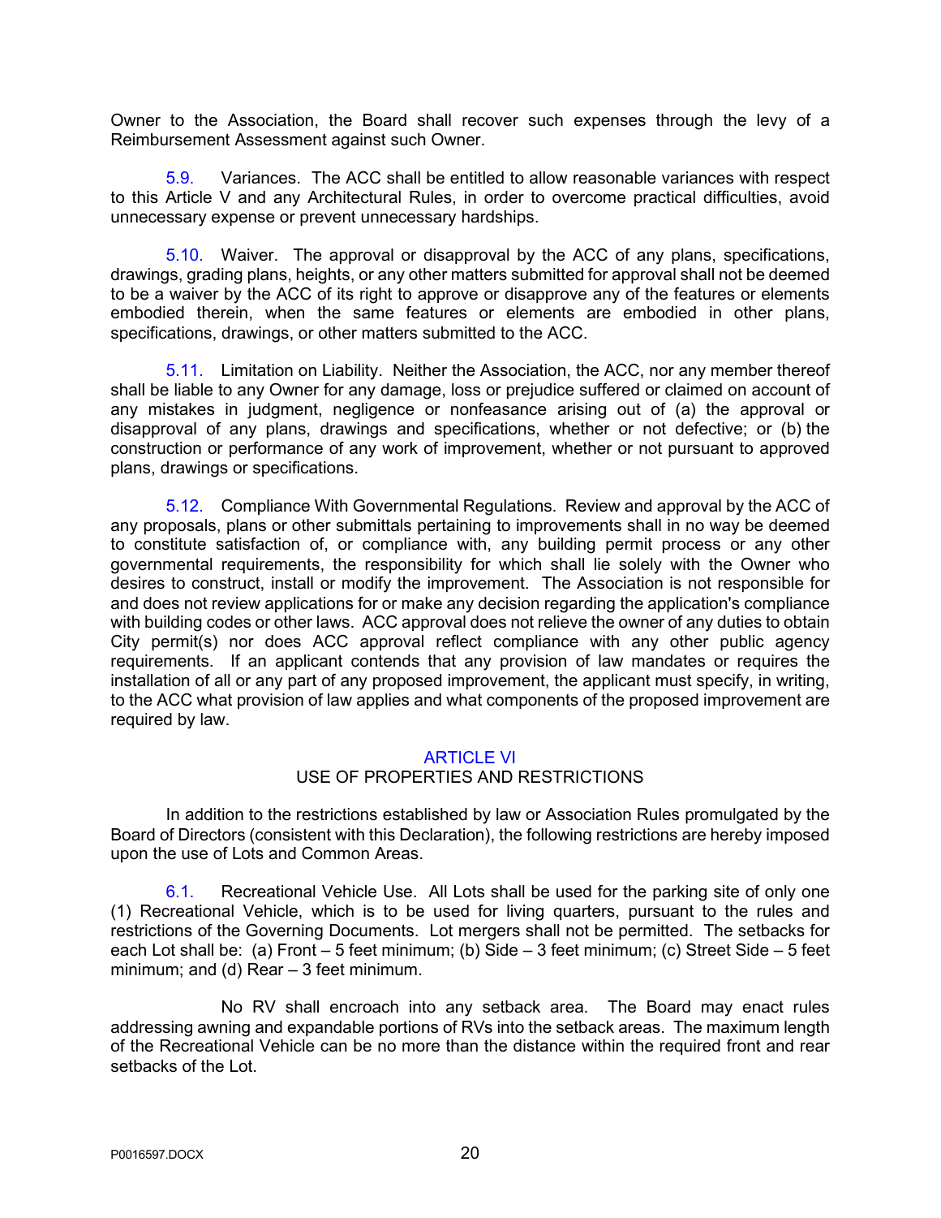Owner to the Association, the Board shall recover such expenses through the levy of a Reimbursement Assessment against such Owner.

5.9. Variances. The ACC shall be entitled to allow reasonable variances with respect to this Article V and any Architectural Rules, in order to overcome practical difficulties, avoid unnecessary expense or prevent unnecessary hardships.

5.10. Waiver. The approval or disapproval by the ACC of any plans, specifications, drawings, grading plans, heights, or any other matters submitted for approval shall not be deemed to be a waiver by the ACC of its right to approve or disapprove any of the features or elements embodied therein, when the same features or elements are embodied in other plans, specifications, drawings, or other matters submitted to the ACC.

5.11. Limitation on Liability. Neither the Association, the ACC, nor any member thereof shall be liable to any Owner for any damage, loss or prejudice suffered or claimed on account of any mistakes in judgment, negligence or nonfeasance arising out of (a) the approval or disapproval of any plans, drawings and specifications, whether or not defective; or (b) the construction or performance of any work of improvement, whether or not pursuant to approved plans, drawings or specifications.

5.12. Compliance With Governmental Regulations. Review and approval by the ACC of any proposals, plans or other submittals pertaining to improvements shall in no way be deemed to constitute satisfaction of, or compliance with, any building permit process or any other governmental requirements, the responsibility for which shall lie solely with the Owner who desires to construct, install or modify the improvement. The Association is not responsible for and does not review applications for or make any decision regarding the application's compliance with building codes or other laws. ACC approval does not relieve the owner of any duties to obtain City permit(s) nor does ACC approval reflect compliance with any other public agency requirements. If an applicant contends that any provision of law mandates or requires the installation of all or any part of any proposed improvement, the applicant must specify, in writing, to the ACC what provision of law applies and what components of the proposed improvement are required by law.

## ARTICLE VI
## USE OF PROPERTIES AND RESTRICTIONS

In addition to the restrictions established by law or Association Rules promulgated by the Board of Directors (consistent with this Declaration), the following restrictions are hereby imposed upon the use of Lots and Common Areas.

6.1. Recreational Vehicle Use. All Lots shall be used for the parking site of only one (1) Recreational Vehicle, which is to be used for living quarters, pursuant to the rules and restrictions of the Governing Documents. Lot mergers shall not be permitted. The setbacks for each Lot shall be: (a) Front – 5 feet minimum; (b) Side – 3 feet minimum; (c) Street Side – 5 feet minimum; and (d) Rear – 3 feet minimum.

No RV shall encroach into any setback area. The Board may enact rules addressing awning and expandable portions of RVs into the setback areas. The maximum length of the Recreational Vehicle can be no more than the distance within the required front and rear setbacks of the Lot.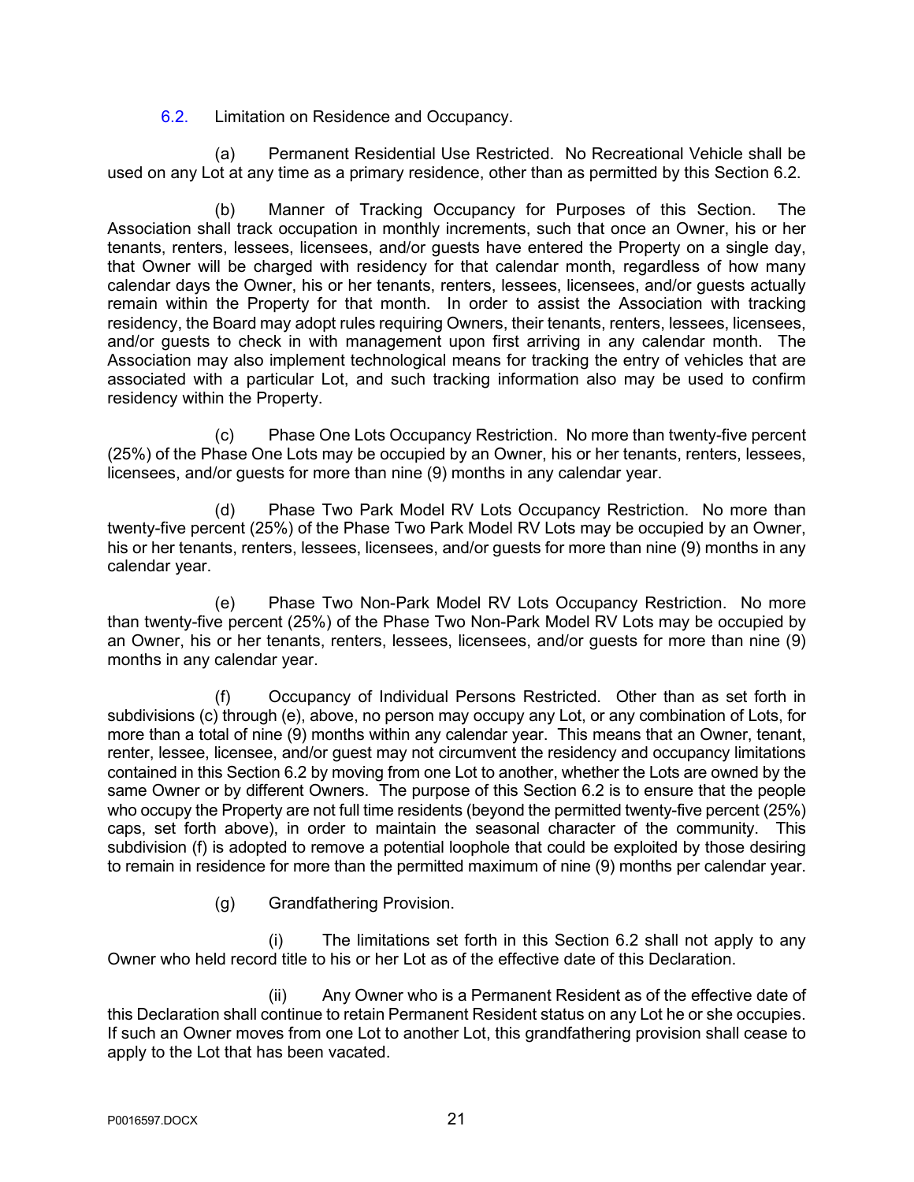6.2. Limitation on Residence and Occupancy.

(a) Permanent Residential Use Restricted. No Recreational Vehicle shall be used on any Lot at any time as a primary residence, other than as permitted by this Section 6.2.

(b) Manner of Tracking Occupancy for Purposes of this Section. The Association shall track occupation in monthly increments, such that once an Owner, his or her tenants, renters, lessees, licensees, and/or guests have entered the Property on a single day, that Owner will be charged with residency for that calendar month, regardless of how many calendar days the Owner, his or her tenants, renters, lessees, licensees, and/or guests actually remain within the Property for that month. In order to assist the Association with tracking residency, the Board may adopt rules requiring Owners, their tenants, renters, lessees, licensees, and/or guests to check in with management upon first arriving in any calendar month. The Association may also implement technological means for tracking the entry of vehicles that are associated with a particular Lot, and such tracking information also may be used to confirm residency within the Property.

(c) Phase One Lots Occupancy Restriction. No more than twenty-five percent (25%) of the Phase One Lots may be occupied by an Owner, his or her tenants, renters, lessees, licensees, and/or guests for more than nine (9) months in any calendar year.

(d) Phase Two Park Model RV Lots Occupancy Restriction. No more than twenty-five percent (25%) of the Phase Two Park Model RV Lots may be occupied by an Owner, his or her tenants, renters, lessees, licensees, and/or guests for more than nine (9) months in any calendar year.

(e) Phase Two Non-Park Model RV Lots Occupancy Restriction. No more than twenty-five percent (25%) of the Phase Two Non-Park Model RV Lots may be occupied by an Owner, his or her tenants, renters, lessees, licensees, and/or guests for more than nine (9) months in any calendar year.

(f) Occupancy of Individual Persons Restricted. Other than as set forth in subdivisions (c) through (e), above, no person may occupy any Lot, or any combination of Lots, for more than a total of nine (9) months within any calendar year. This means that an Owner, tenant, renter, lessee, licensee, and/or guest may not circumvent the residency and occupancy limitations contained in this Section 6.2 by moving from one Lot to another, whether the Lots are owned by the same Owner or by different Owners. The purpose of this Section 6.2 is to ensure that the people who occupy the Property are not full time residents (beyond the permitted twenty-five percent (25%) caps, set forth above), in order to maintain the seasonal character of the community. This subdivision (f) is adopted to remove a potential loophole that could be exploited by those desiring to remain in residence for more than the permitted maximum of nine (9) months per calendar year.

(g) Grandfathering Provision.

(i) The limitations set forth in this Section 6.2 shall not apply to any Owner who held record title to his or her Lot as of the effective date of this Declaration.

(ii) Any Owner who is a Permanent Resident as of the effective date of this Declaration shall continue to retain Permanent Resident status on any Lot he or she occupies. If such an Owner moves from one Lot to another Lot, this grandfathering provision shall cease to apply to the Lot that has been vacated.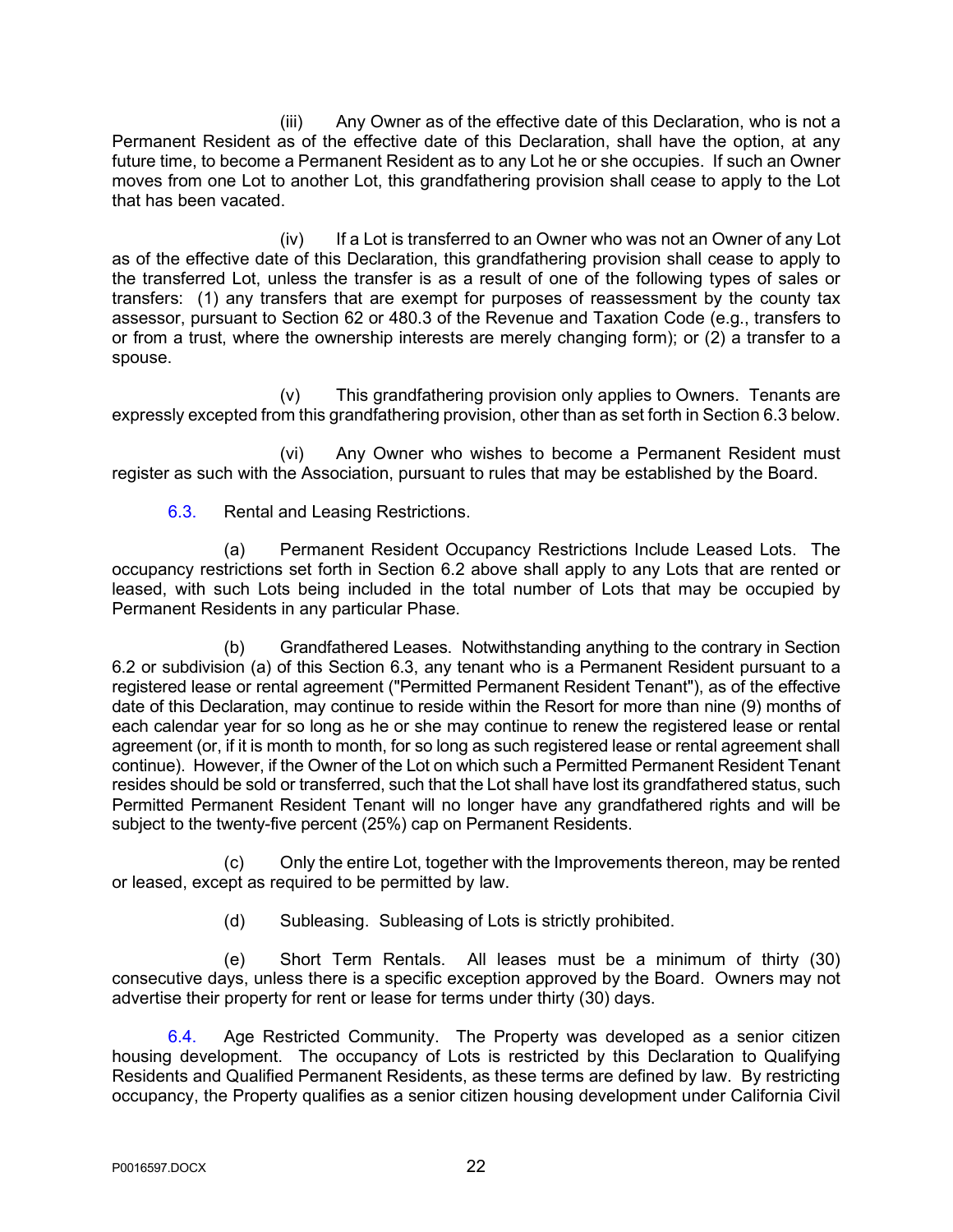(iii) Any Owner as of the effective date of this Declaration, who is not a Permanent Resident as of the effective date of this Declaration, shall have the option, at any future time, to become a Permanent Resident as to any Lot he or she occupies. If such an Owner moves from one Lot to another Lot, this grandfathering provision shall cease to apply to the Lot that has been vacated.

(iv) If a Lot is transferred to an Owner who was not an Owner of any Lot as of the effective date of this Declaration, this grandfathering provision shall cease to apply to the transferred Lot, unless the transfer is as a result of one of the following types of sales or transfers: (1) any transfers that are exempt for purposes of reassessment by the county tax assessor, pursuant to Section 62 or 480.3 of the Revenue and Taxation Code (e.g., transfers to or from a trust, where the ownership interests are merely changing form); or (2) a transfer to a spouse.

(v) This grandfathering provision only applies to Owners. Tenants are expressly excepted from this grandfathering provision, other than as set forth in Section 6.3 below.

(vi) Any Owner who wishes to become a Permanent Resident must register as such with the Association, pursuant to rules that may be established by the Board.

6.3. Rental and Leasing Restrictions.

(a) Permanent Resident Occupancy Restrictions Include Leased Lots. The occupancy restrictions set forth in Section 6.2 above shall apply to any Lots that are rented or leased, with such Lots being included in the total number of Lots that may be occupied by Permanent Residents in any particular Phase.

(b) Grandfathered Leases. Notwithstanding anything to the contrary in Section 6.2 or subdivision (a) of this Section 6.3, any tenant who is a Permanent Resident pursuant to a registered lease or rental agreement ("Permitted Permanent Resident Tenant"), as of the effective date of this Declaration, may continue to reside within the Resort for more than nine (9) months of each calendar year for so long as he or she may continue to renew the registered lease or rental agreement (or, if it is month to month, for so long as such registered lease or rental agreement shall continue). However, if the Owner of the Lot on which such a Permitted Permanent Resident Tenant resides should be sold or transferred, such that the Lot shall have lost its grandfathered status, such Permitted Permanent Resident Tenant will no longer have any grandfathered rights and will be subject to the twenty-five percent (25%) cap on Permanent Residents.

(c) Only the entire Lot, together with the Improvements thereon, may be rented or leased, except as required to be permitted by law.

(d) Subleasing. Subleasing of Lots is strictly prohibited.

(e) Short Term Rentals. All leases must be a minimum of thirty (30) consecutive days, unless there is a specific exception approved by the Board. Owners may not advertise their property for rent or lease for terms under thirty (30) days.

6.4. Age Restricted Community. The Property was developed as a senior citizen housing development. The occupancy of Lots is restricted by this Declaration to Qualifying Residents and Qualified Permanent Residents, as these terms are defined by law. By restricting occupancy, the Property qualifies as a senior citizen housing development under California Civil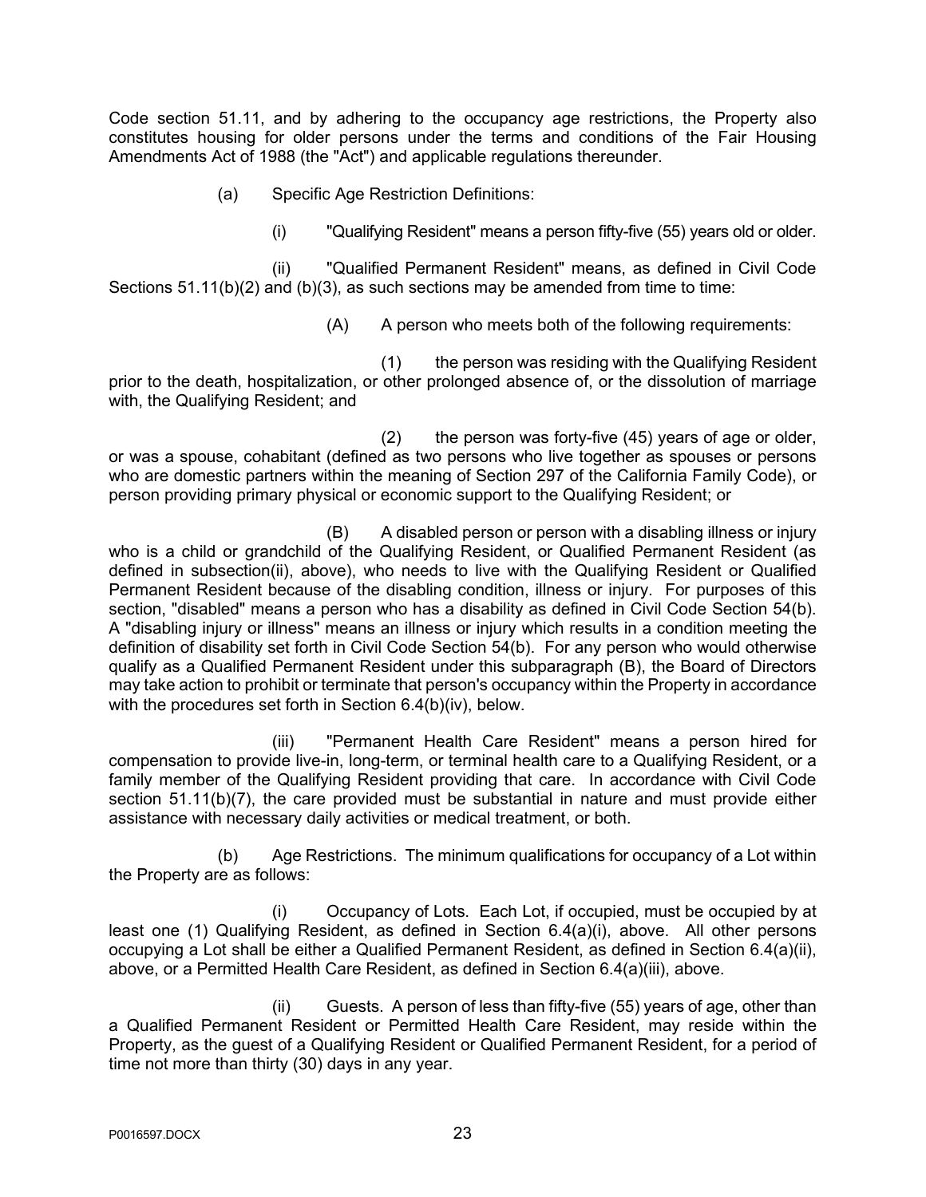Code section 51.11, and by adhering to the occupancy age restrictions, the Property also constitutes housing for older persons under the terms and conditions of the Fair Housing Amendments Act of 1988 (the "Act") and applicable regulations thereunder.

(a) Specific Age Restriction Definitions:

(i) "Qualifying Resident" means a person fifty-five (55) years old or older.

(ii) "Qualified Permanent Resident" means, as defined in Civil Code Sections 51.11(b)(2) and (b)(3), as such sections may be amended from time to time:

(A) A person who meets both of the following requirements:

(1) the person was residing with the Qualifying Resident prior to the death, hospitalization, or other prolonged absence of, or the dissolution of marriage with, the Qualifying Resident; and

(2) the person was forty-five (45) years of age or older, or was a spouse, cohabitant (defined as two persons who live together as spouses or persons who are domestic partners within the meaning of Section 297 of the California Family Code), or person providing primary physical or economic support to the Qualifying Resident; or

(B) A disabled person or person with a disabling illness or injury who is a child or grandchild of the Qualifying Resident, or Qualified Permanent Resident (as defined in subsection(ii), above), who needs to live with the Qualifying Resident or Qualified Permanent Resident because of the disabling condition, illness or injury. For purposes of this section, "disabled" means a person who has a disability as defined in Civil Code Section 54(b). A "disabling injury or illness" means an illness or injury which results in a condition meeting the definition of disability set forth in Civil Code Section 54(b). For any person who would otherwise qualify as a Qualified Permanent Resident under this subparagraph (B), the Board of Directors may take action to prohibit or terminate that person's occupancy within the Property in accordance with the procedures set forth in Section 6.4(b)(iv), below.

(iii) "Permanent Health Care Resident" means a person hired for compensation to provide live-in, long-term, or terminal health care to a Qualifying Resident, or a family member of the Qualifying Resident providing that care. In accordance with Civil Code section 51.11(b)(7), the care provided must be substantial in nature and must provide either assistance with necessary daily activities or medical treatment, or both.

(b) Age Restrictions. The minimum qualifications for occupancy of a Lot within the Property are as follows:

(i) Occupancy of Lots. Each Lot, if occupied, must be occupied by at least one (1) Qualifying Resident, as defined in Section 6.4(a)(i), above. All other persons occupying a Lot shall be either a Qualified Permanent Resident, as defined in Section 6.4(a)(ii), above, or a Permitted Health Care Resident, as defined in Section 6.4(a)(iii), above.

(ii) Guests. A person of less than fifty-five (55) years of age, other than a Qualified Permanent Resident or Permitted Health Care Resident, may reside within the Property, as the guest of a Qualifying Resident or Qualified Permanent Resident, for a period of time not more than thirty (30) days in any year.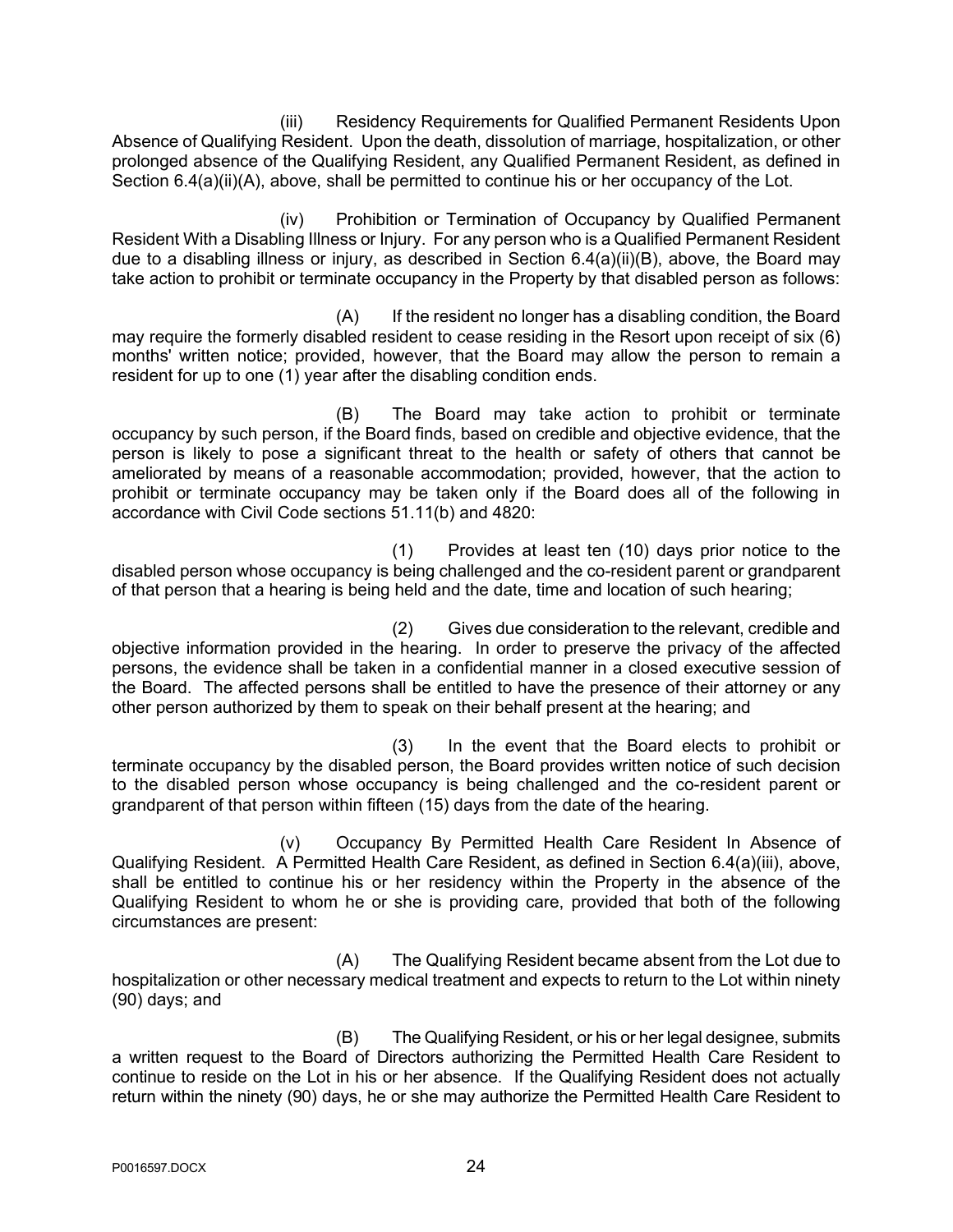(iii) Residency Requirements for Qualified Permanent Residents Upon Absence of Qualifying Resident. Upon the death, dissolution of marriage, hospitalization, or other prolonged absence of the Qualifying Resident, any Qualified Permanent Resident, as defined in Section 6.4(a)(ii)(A), above, shall be permitted to continue his or her occupancy of the Lot.

(iv) Prohibition or Termination of Occupancy by Qualified Permanent Resident With a Disabling Illness or Injury. For any person who is a Qualified Permanent Resident due to a disabling illness or injury, as described in Section 6.4(a)(ii)(B), above, the Board may take action to prohibit or terminate occupancy in the Property by that disabled person as follows:

(A) If the resident no longer has a disabling condition, the Board may require the formerly disabled resident to cease residing in the Resort upon receipt of six (6) months' written notice; provided, however, that the Board may allow the person to remain a resident for up to one (1) year after the disabling condition ends.

(B) The Board may take action to prohibit or terminate occupancy by such person, if the Board finds, based on credible and objective evidence, that the person is likely to pose a significant threat to the health or safety of others that cannot be ameliorated by means of a reasonable accommodation; provided, however, that the action to prohibit or terminate occupancy may be taken only if the Board does all of the following in accordance with Civil Code sections 51.11(b) and 4820:

(1) Provides at least ten (10) days prior notice to the disabled person whose occupancy is being challenged and the co-resident parent or grandparent of that person that a hearing is being held and the date, time and location of such hearing;

(2) Gives due consideration to the relevant, credible and objective information provided in the hearing. In order to preserve the privacy of the affected persons, the evidence shall be taken in a confidential manner in a closed executive session of the Board. The affected persons shall be entitled to have the presence of their attorney or any other person authorized by them to speak on their behalf present at the hearing; and

(3) In the event that the Board elects to prohibit or terminate occupancy by the disabled person, the Board provides written notice of such decision to the disabled person whose occupancy is being challenged and the co-resident parent or grandparent of that person within fifteen (15) days from the date of the hearing.

(v) Occupancy By Permitted Health Care Resident In Absence of Qualifying Resident. A Permitted Health Care Resident, as defined in Section 6.4(a)(iii), above, shall be entitled to continue his or her residency within the Property in the absence of the Qualifying Resident to whom he or she is providing care, provided that both of the following circumstances are present:

(A) The Qualifying Resident became absent from the Lot due to hospitalization or other necessary medical treatment and expects to return to the Lot within ninety (90) days; and

(B) The Qualifying Resident, or his or her legal designee, submits a written request to the Board of Directors authorizing the Permitted Health Care Resident to continue to reside on the Lot in his or her absence. If the Qualifying Resident does not actually return within the ninety (90) days, he or she may authorize the Permitted Health Care Resident to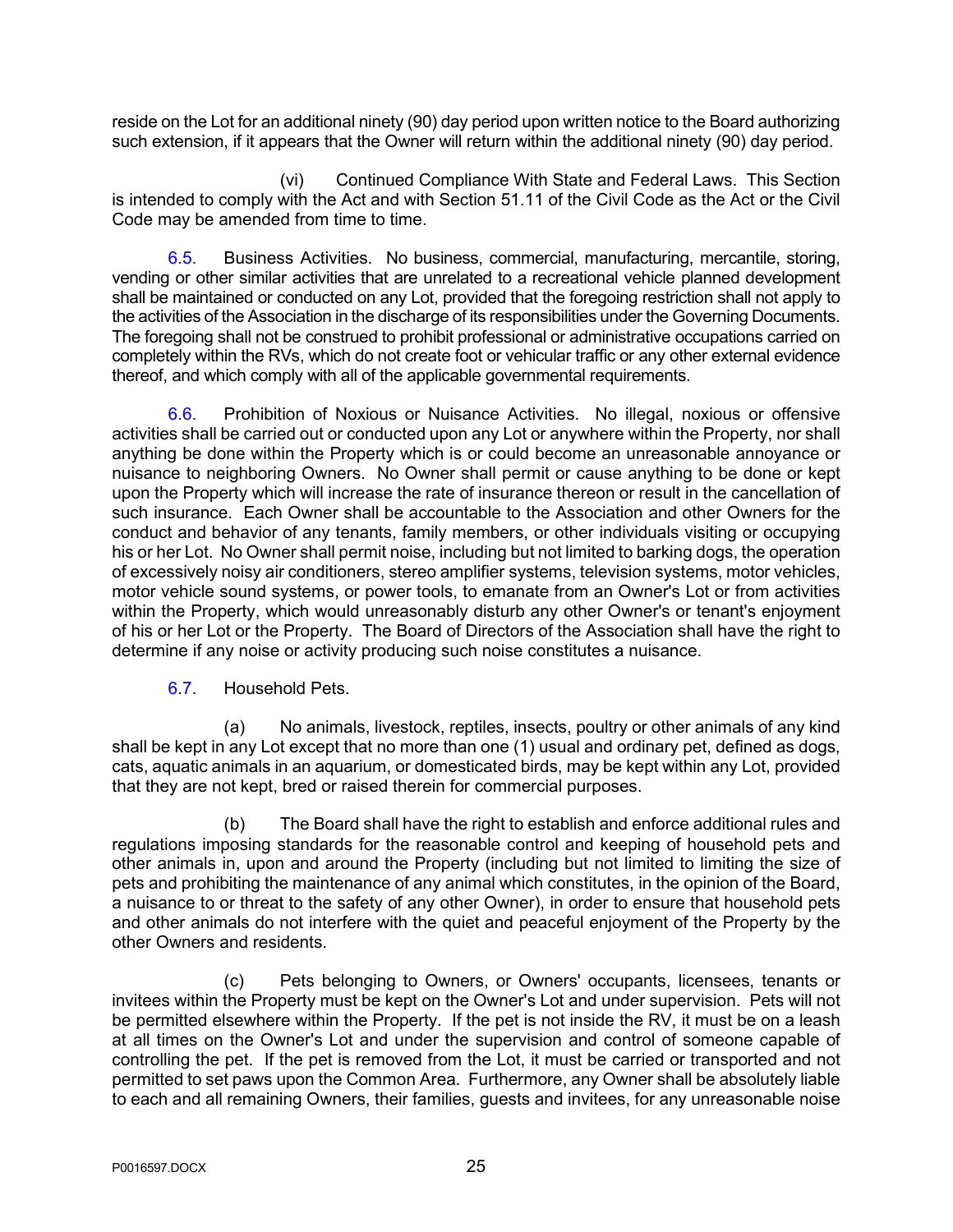reside on the Lot for an additional ninety (90) day period upon written notice to the Board authorizing such extension, if it appears that the Owner will return within the additional ninety (90) day period.

(vi) Continued Compliance With State and Federal Laws. This Section is intended to comply with the Act and with Section 51.11 of the Civil Code as the Act or the Civil Code may be amended from time to time.

6.5. Business Activities. No business, commercial, manufacturing, mercantile, storing, vending or other similar activities that are unrelated to a recreational vehicle planned development shall be maintained or conducted on any Lot, provided that the foregoing restriction shall not apply to the activities of the Association in the discharge of its responsibilities under the Governing Documents. The foregoing shall not be construed to prohibit professional or administrative occupations carried on completely within the RVs, which do not create foot or vehicular traffic or any other external evidence thereof, and which comply with all of the applicable governmental requirements.

6.6. Prohibition of Noxious or Nuisance Activities. No illegal, noxious or offensive activities shall be carried out or conducted upon any Lot or anywhere within the Property, nor shall anything be done within the Property which is or could become an unreasonable annoyance or nuisance to neighboring Owners. No Owner shall permit or cause anything to be done or kept upon the Property which will increase the rate of insurance thereon or result in the cancellation of such insurance. Each Owner shall be accountable to the Association and other Owners for the conduct and behavior of any tenants, family members, or other individuals visiting or occupying his or her Lot. No Owner shall permit noise, including but not limited to barking dogs, the operation of excessively noisy air conditioners, stereo amplifier systems, television systems, motor vehicles, motor vehicle sound systems, or power tools, to emanate from an Owner's Lot or from activities within the Property, which would unreasonably disturb any other Owner's or tenant's enjoyment of his or her Lot or the Property. The Board of Directors of the Association shall have the right to determine if any noise or activity producing such noise constitutes a nuisance.

6.7. Household Pets.

(a) No animals, livestock, reptiles, insects, poultry or other animals of any kind shall be kept in any Lot except that no more than one (1) usual and ordinary pet, defined as dogs, cats, aquatic animals in an aquarium, or domesticated birds, may be kept within any Lot, provided that they are not kept, bred or raised therein for commercial purposes.

(b) The Board shall have the right to establish and enforce additional rules and regulations imposing standards for the reasonable control and keeping of household pets and other animals in, upon and around the Property (including but not limited to limiting the size of pets and prohibiting the maintenance of any animal which constitutes, in the opinion of the Board, a nuisance to or threat to the safety of any other Owner), in order to ensure that household pets and other animals do not interfere with the quiet and peaceful enjoyment of the Property by the other Owners and residents.

(c) Pets belonging to Owners, or Owners' occupants, licensees, tenants or invitees within the Property must be kept on the Owner's Lot and under supervision. Pets will not be permitted elsewhere within the Property. If the pet is not inside the RV, it must be on a leash at all times on the Owner's Lot and under the supervision and control of someone capable of controlling the pet. If the pet is removed from the Lot, it must be carried or transported and not permitted to set paws upon the Common Area. Furthermore, any Owner shall be absolutely liable to each and all remaining Owners, their families, guests and invitees, for any unreasonable noise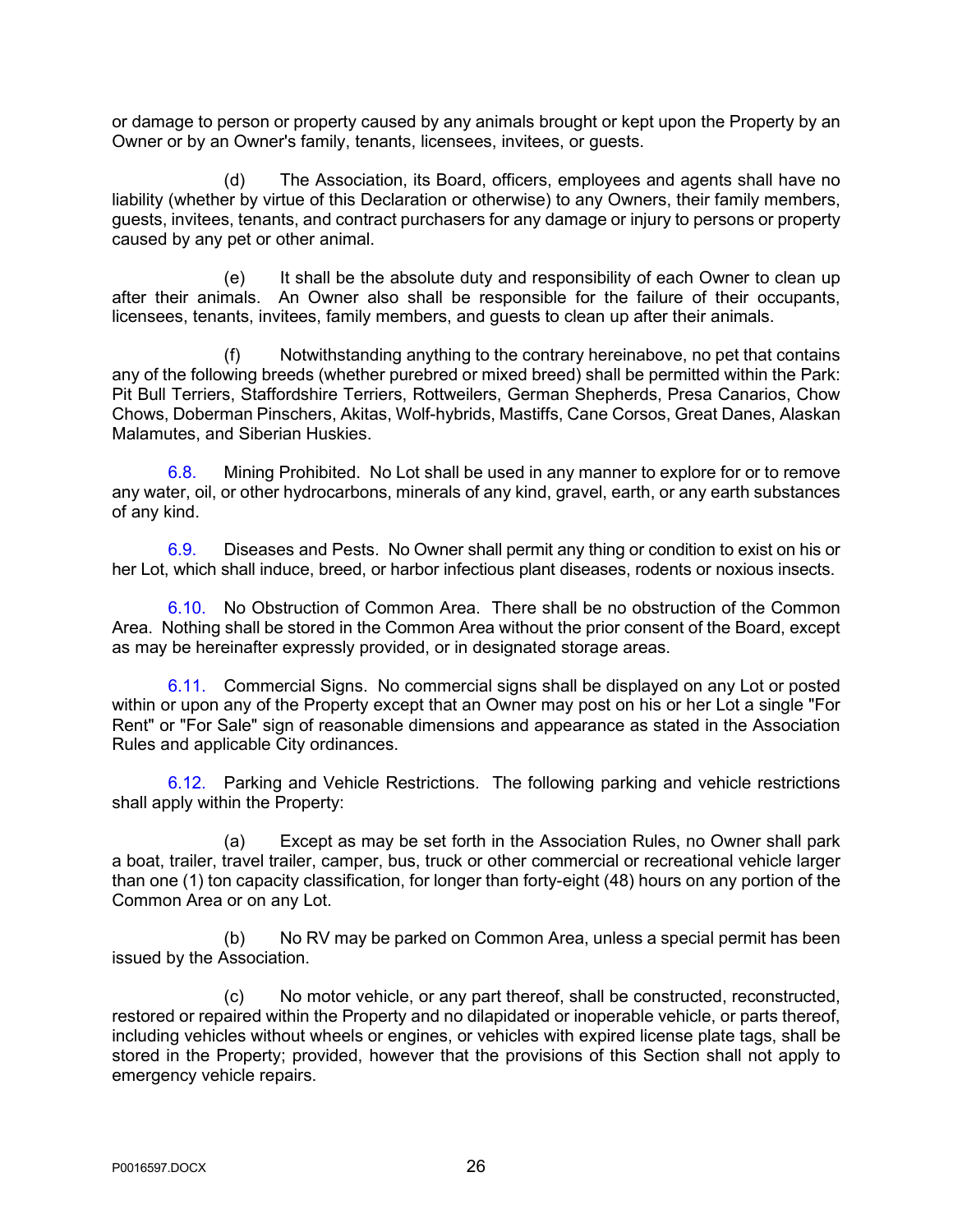or damage to person or property caused by any animals brought or kept upon the Property by an Owner or by an Owner's family, tenants, licensees, invitees, or guests.

(d) The Association, its Board, officers, employees and agents shall have no liability (whether by virtue of this Declaration or otherwise) to any Owners, their family members, guests, invitees, tenants, and contract purchasers for any damage or injury to persons or property caused by any pet or other animal.

(e) It shall be the absolute duty and responsibility of each Owner to clean up after their animals. An Owner also shall be responsible for the failure of their occupants, licensees, tenants, invitees, family members, and guests to clean up after their animals.

(f) Notwithstanding anything to the contrary hereinabove, no pet that contains any of the following breeds (whether purebred or mixed breed) shall be permitted within the Park: Pit Bull Terriers, Staffordshire Terriers, Rottweilers, German Shepherds, Presa Canarios, Chow Chows, Doberman Pinschers, Akitas, Wolf-hybrids, Mastiffs, Cane Corsos, Great Danes, Alaskan Malamutes, and Siberian Huskies.

6.8. Mining Prohibited. No Lot shall be used in any manner to explore for or to remove any water, oil, or other hydrocarbons, minerals of any kind, gravel, earth, or any earth substances of any kind.

6.9. Diseases and Pests. No Owner shall permit any thing or condition to exist on his or her Lot, which shall induce, breed, or harbor infectious plant diseases, rodents or noxious insects.

6.10. No Obstruction of Common Area. There shall be no obstruction of the Common Area. Nothing shall be stored in the Common Area without the prior consent of the Board, except as may be hereinafter expressly provided, or in designated storage areas.

6.11. Commercial Signs. No commercial signs shall be displayed on any Lot or posted within or upon any of the Property except that an Owner may post on his or her Lot a single "For Rent" or "For Sale" sign of reasonable dimensions and appearance as stated in the Association Rules and applicable City ordinances.

6.12. Parking and Vehicle Restrictions. The following parking and vehicle restrictions shall apply within the Property:

(a) Except as may be set forth in the Association Rules, no Owner shall park a boat, trailer, travel trailer, camper, bus, truck or other commercial or recreational vehicle larger than one (1) ton capacity classification, for longer than forty-eight (48) hours on any portion of the Common Area or on any Lot.

(b) No RV may be parked on Common Area, unless a special permit has been issued by the Association.

(c) No motor vehicle, or any part thereof, shall be constructed, reconstructed, restored or repaired within the Property and no dilapidated or inoperable vehicle, or parts thereof, including vehicles without wheels or engines, or vehicles with expired license plate tags, shall be stored in the Property; provided, however that the provisions of this Section shall not apply to emergency vehicle repairs.

P0016597.DOCX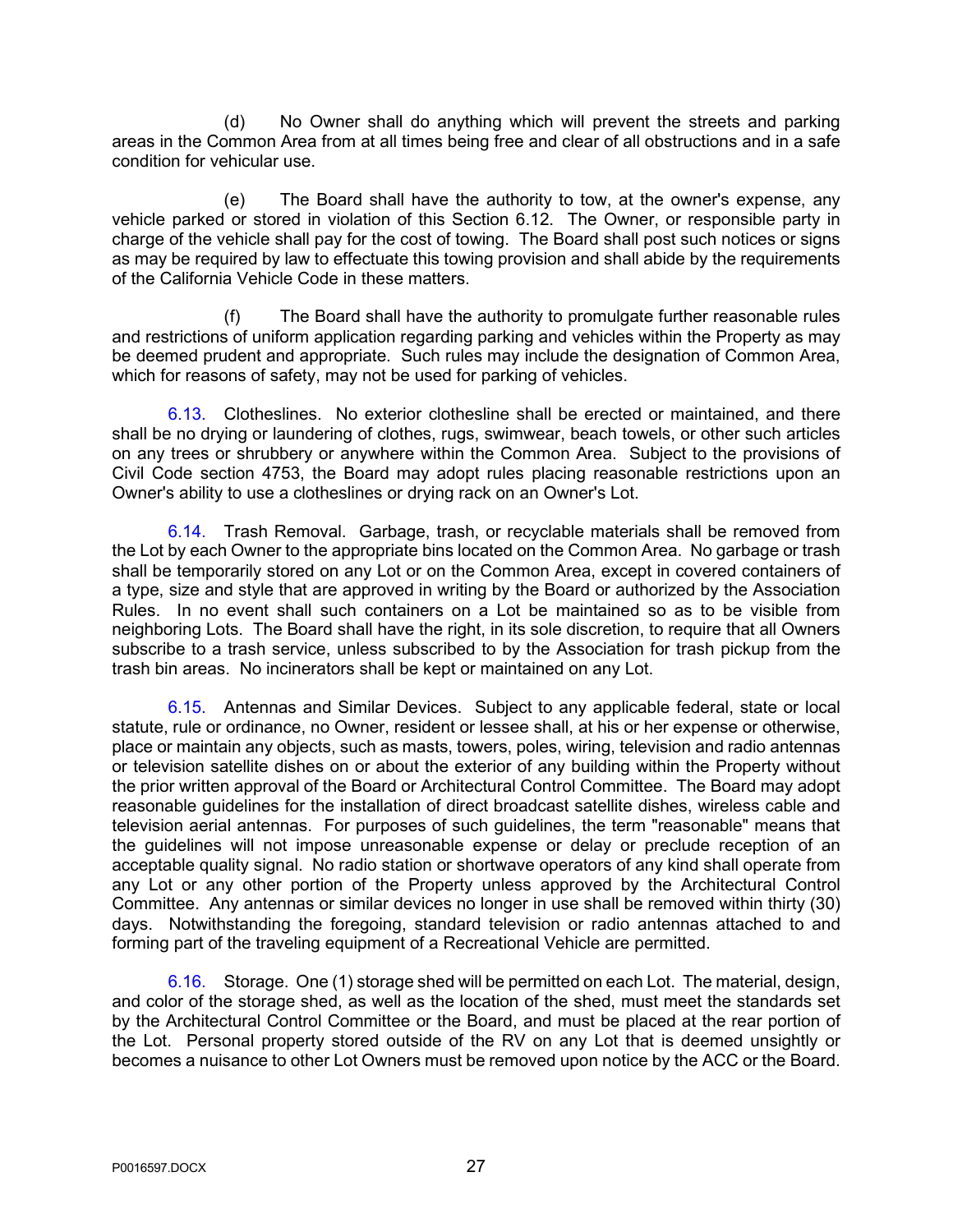(d) No Owner shall do anything which will prevent the streets and parking areas in the Common Area from at all times being free and clear of all obstructions and in a safe condition for vehicular use.

(e) The Board shall have the authority to tow, at the owner's expense, any vehicle parked or stored in violation of this Section 6.12. The Owner, or responsible party in charge of the vehicle shall pay for the cost of towing. The Board shall post such notices or signs as may be required by law to effectuate this towing provision and shall abide by the requirements of the California Vehicle Code in these matters.

(f) The Board shall have the authority to promulgate further reasonable rules and restrictions of uniform application regarding parking and vehicles within the Property as may be deemed prudent and appropriate. Such rules may include the designation of Common Area, which for reasons of safety, may not be used for parking of vehicles.

6.13. Clotheslines. No exterior clothesline shall be erected or maintained, and there shall be no drying or laundering of clothes, rugs, swimwear, beach towels, or other such articles on any trees or shrubbery or anywhere within the Common Area. Subject to the provisions of Civil Code section 4753, the Board may adopt rules placing reasonable restrictions upon an Owner's ability to use a clotheslines or drying rack on an Owner's Lot.

6.14. Trash Removal. Garbage, trash, or recyclable materials shall be removed from the Lot by each Owner to the appropriate bins located on the Common Area. No garbage or trash shall be temporarily stored on any Lot or on the Common Area, except in covered containers of a type, size and style that are approved in writing by the Board or authorized by the Association Rules. In no event shall such containers on a Lot be maintained so as to be visible from neighboring Lots. The Board shall have the right, in its sole discretion, to require that all Owners subscribe to a trash service, unless subscribed to by the Association for trash pickup from the trash bin areas. No incinerators shall be kept or maintained on any Lot.

6.15. Antennas and Similar Devices. Subject to any applicable federal, state or local statute, rule or ordinance, no Owner, resident or lessee shall, at his or her expense or otherwise, place or maintain any objects, such as masts, towers, poles, wiring, television and radio antennas or television satellite dishes on or about the exterior of any building within the Property without the prior written approval of the Board or Architectural Control Committee. The Board may adopt reasonable guidelines for the installation of direct broadcast satellite dishes, wireless cable and television aerial antennas. For purposes of such guidelines, the term "reasonable" means that the guidelines will not impose unreasonable expense or delay or preclude reception of an acceptable quality signal. No radio station or shortwave operators of any kind shall operate from any Lot or any other portion of the Property unless approved by the Architectural Control Committee. Any antennas or similar devices no longer in use shall be removed within thirty (30) days. Notwithstanding the foregoing, standard television or radio antennas attached to and forming part of the traveling equipment of a Recreational Vehicle are permitted.

6.16. Storage. One (1) storage shed will be permitted on each Lot. The material, design, and color of the storage shed, as well as the location of the shed, must meet the standards set by the Architectural Control Committee or the Board, and must be placed at the rear portion of the Lot. Personal property stored outside of the RV on any Lot that is deemed unsightly or becomes a nuisance to other Lot Owners must be removed upon notice by the ACC or the Board.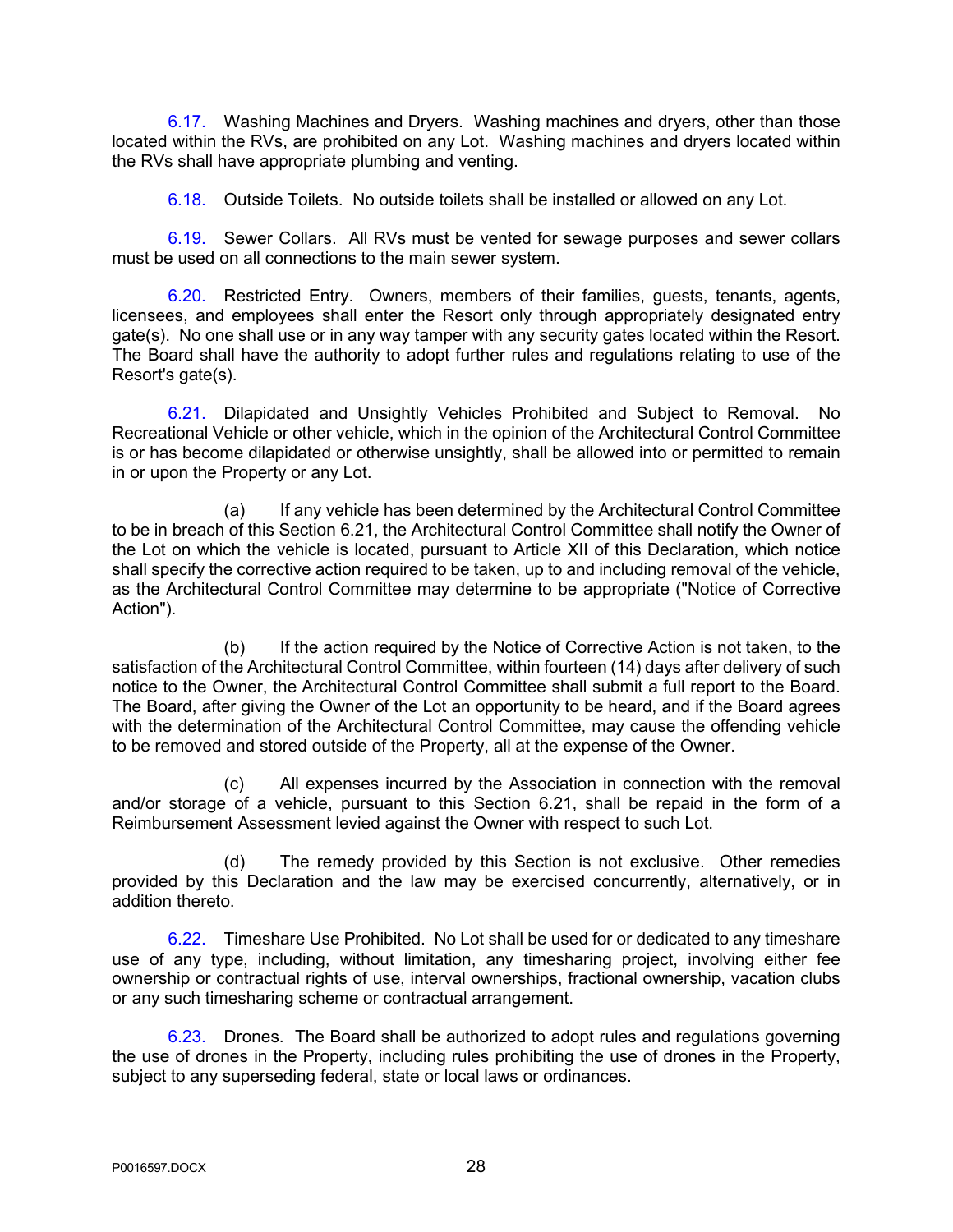6.17. Washing Machines and Dryers. Washing machines and dryers, other than those located within the RVs, are prohibited on any Lot. Washing machines and dryers located within the RVs shall have appropriate plumbing and venting.

6.18. Outside Toilets. No outside toilets shall be installed or allowed on any Lot.

6.19. Sewer Collars. All RVs must be vented for sewage purposes and sewer collars must be used on all connections to the main sewer system.

6.20. Restricted Entry. Owners, members of their families, guests, tenants, agents, licensees, and employees shall enter the Resort only through appropriately designated entry gate(s). No one shall use or in any way tamper with any security gates located within the Resort. The Board shall have the authority to adopt further rules and regulations relating to use of the Resort's gate(s).

6.21. Dilapidated and Unsightly Vehicles Prohibited and Subject to Removal. No Recreational Vehicle or other vehicle, which in the opinion of the Architectural Control Committee is or has become dilapidated or otherwise unsightly, shall be allowed into or permitted to remain in or upon the Property or any Lot.

(a) If any vehicle has been determined by the Architectural Control Committee to be in breach of this Section 6.21, the Architectural Control Committee shall notify the Owner of the Lot on which the vehicle is located, pursuant to Article XII of this Declaration, which notice shall specify the corrective action required to be taken, up to and including removal of the vehicle, as the Architectural Control Committee may determine to be appropriate ("Notice of Corrective Action").

(b) If the action required by the Notice of Corrective Action is not taken, to the satisfaction of the Architectural Control Committee, within fourteen (14) days after delivery of such notice to the Owner, the Architectural Control Committee shall submit a full report to the Board. The Board, after giving the Owner of the Lot an opportunity to be heard, and if the Board agrees with the determination of the Architectural Control Committee, may cause the offending vehicle to be removed and stored outside of the Property, all at the expense of the Owner.

(c) All expenses incurred by the Association in connection with the removal and/or storage of a vehicle, pursuant to this Section 6.21, shall be repaid in the form of a Reimbursement Assessment levied against the Owner with respect to such Lot.

(d) The remedy provided by this Section is not exclusive. Other remedies provided by this Declaration and the law may be exercised concurrently, alternatively, or in addition thereto.

6.22. Timeshare Use Prohibited. No Lot shall be used for or dedicated to any timeshare use of any type, including, without limitation, any timesharing project, involving either fee ownership or contractual rights of use, interval ownerships, fractional ownership, vacation clubs or any such timesharing scheme or contractual arrangement.

6.23. Drones. The Board shall be authorized to adopt rules and regulations governing the use of drones in the Property, including rules prohibiting the use of drones in the Property, subject to any superseding federal, state or local laws or ordinances.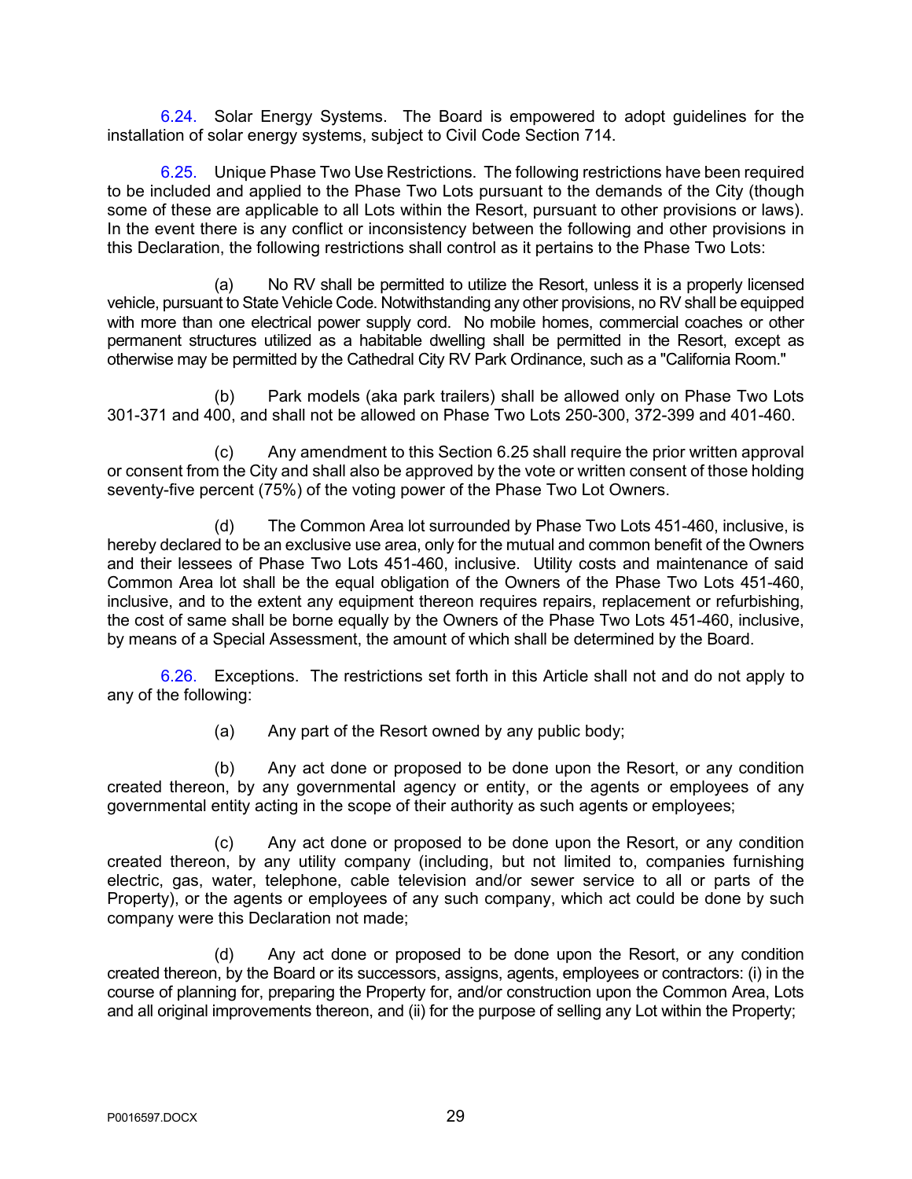6.24. Solar Energy Systems. The Board is empowered to adopt guidelines for the installation of solar energy systems, subject to Civil Code Section 714.

6.25. Unique Phase Two Use Restrictions. The following restrictions have been required to be included and applied to the Phase Two Lots pursuant to the demands of the City (though some of these are applicable to all Lots within the Resort, pursuant to other provisions or laws). In the event there is any conflict or inconsistency between the following and other provisions in this Declaration, the following restrictions shall control as it pertains to the Phase Two Lots:

(a) No RV shall be permitted to utilize the Resort, unless it is a properly licensed vehicle, pursuant to State Vehicle Code. Notwithstanding any other provisions, no RV shall be equipped with more than one electrical power supply cord. No mobile homes, commercial coaches or other permanent structures utilized as a habitable dwelling shall be permitted in the Resort, except as otherwise may be permitted by the Cathedral City RV Park Ordinance, such as a "California Room."

(b) Park models (aka park trailers) shall be allowed only on Phase Two Lots 301-371 and 400, and shall not be allowed on Phase Two Lots 250-300, 372-399 and 401-460.

(c) Any amendment to this Section 6.25 shall require the prior written approval or consent from the City and shall also be approved by the vote or written consent of those holding seventy-five percent (75%) of the voting power of the Phase Two Lot Owners.

(d) The Common Area lot surrounded by Phase Two Lots 451-460, inclusive, is hereby declared to be an exclusive use area, only for the mutual and common benefit of the Owners and their lessees of Phase Two Lots 451-460, inclusive. Utility costs and maintenance of said Common Area lot shall be the equal obligation of the Owners of the Phase Two Lots 451-460, inclusive, and to the extent any equipment thereon requires repairs, replacement or refurbishing, the cost of same shall be borne equally by the Owners of the Phase Two Lots 451-460, inclusive, by means of a Special Assessment, the amount of which shall be determined by the Board.

6.26. Exceptions. The restrictions set forth in this Article shall not and do not apply to any of the following:

(a) Any part of the Resort owned by any public body;

(b) Any act done or proposed to be done upon the Resort, or any condition created thereon, by any governmental agency or entity, or the agents or employees of any governmental entity acting in the scope of their authority as such agents or employees;

(c) Any act done or proposed to be done upon the Resort, or any condition created thereon, by any utility company (including, but not limited to, companies furnishing electric, gas, water, telephone, cable television and/or sewer service to all or parts of the Property), or the agents or employees of any such company, which act could be done by such company were this Declaration not made;

(d) Any act done or proposed to be done upon the Resort, or any condition created thereon, by the Board or its successors, assigns, agents, employees or contractors: (i) in the course of planning for, preparing the Property for, and/or construction upon the Common Area, Lots and all original improvements thereon, and (ii) for the purpose of selling any Lot within the Property;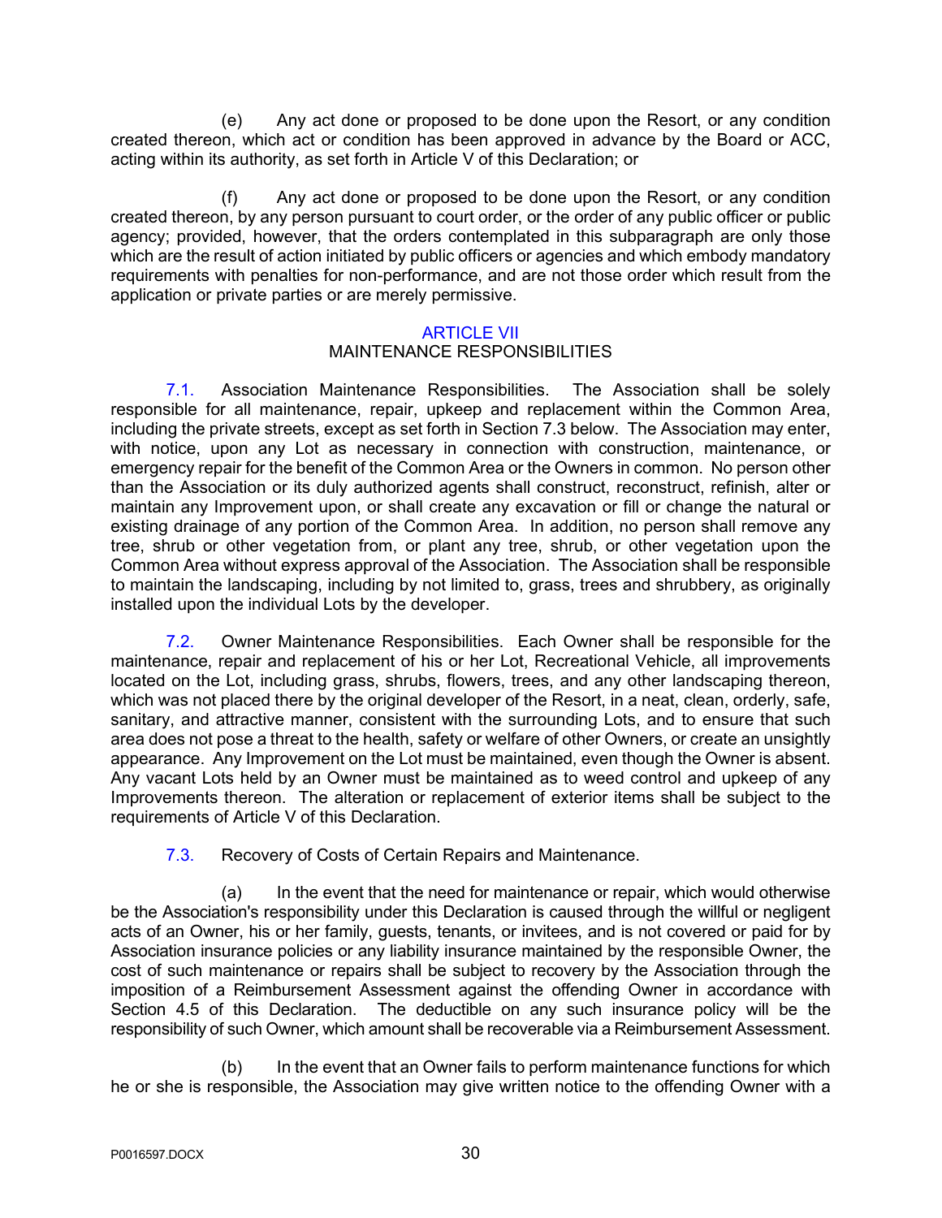(e) Any act done or proposed to be done upon the Resort, or any condition created thereon, which act or condition has been approved in advance by the Board or ACC, acting within its authority, as set forth in Article V of this Declaration; or

(f) Any act done or proposed to be done upon the Resort, or any condition created thereon, by any person pursuant to court order, or the order of any public officer or public agency; provided, however, that the orders contemplated in this subparagraph are only those which are the result of action initiated by public officers or agencies and which embody mandatory requirements with penalties for non-performance, and are not those order which result from the application or private parties or are merely permissive.

## ARTICLE VII
## MAINTENANCE RESPONSIBILITIES

7.1. Association Maintenance Responsibilities. The Association shall be solely responsible for all maintenance, repair, upkeep and replacement within the Common Area, including the private streets, except as set forth in Section 7.3 below. The Association may enter, with notice, upon any Lot as necessary in connection with construction, maintenance, or emergency repair for the benefit of the Common Area or the Owners in common. No person other than the Association or its duly authorized agents shall construct, reconstruct, refinish, alter or maintain any Improvement upon, or shall create any excavation or fill or change the natural or existing drainage of any portion of the Common Area. In addition, no person shall remove any tree, shrub or other vegetation from, or plant any tree, shrub, or other vegetation upon the Common Area without express approval of the Association. The Association shall be responsible to maintain the landscaping, including by not limited to, grass, trees and shrubbery, as originally installed upon the individual Lots by the developer.

7.2. Owner Maintenance Responsibilities. Each Owner shall be responsible for the maintenance, repair and replacement of his or her Lot, Recreational Vehicle, all improvements located on the Lot, including grass, shrubs, flowers, trees, and any other landscaping thereon, which was not placed there by the original developer of the Resort, in a neat, clean, orderly, safe, sanitary, and attractive manner, consistent with the surrounding Lots, and to ensure that such area does not pose a threat to the health, safety or welfare of other Owners, or create an unsightly appearance. Any Improvement on the Lot must be maintained, even though the Owner is absent. Any vacant Lots held by an Owner must be maintained as to weed control and upkeep of any Improvements thereon. The alteration or replacement of exterior items shall be subject to the requirements of Article V of this Declaration.

7.3. Recovery of Costs of Certain Repairs and Maintenance.

(a) In the event that the need for maintenance or repair, which would otherwise be the Association's responsibility under this Declaration is caused through the willful or negligent acts of an Owner, his or her family, guests, tenants, or invitees, and is not covered or paid for by Association insurance policies or any liability insurance maintained by the responsible Owner, the cost of such maintenance or repairs shall be subject to recovery by the Association through the imposition of a Reimbursement Assessment against the offending Owner in accordance with Section 4.5 of this Declaration. The deductible on any such insurance policy will be the responsibility of such Owner, which amount shall be recoverable via a Reimbursement Assessment.

(b) In the event that an Owner fails to perform maintenance functions for which he or she is responsible, the Association may give written notice to the offending Owner with a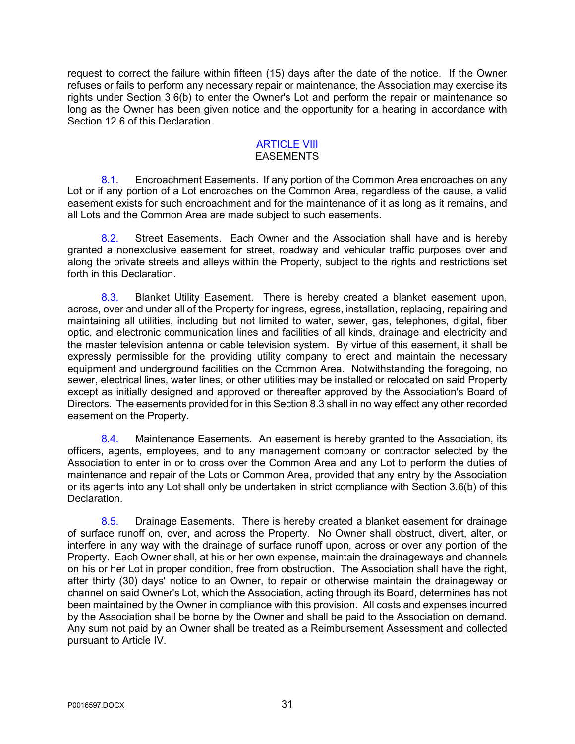request to correct the failure within fifteen (15) days after the date of the notice. If the Owner refuses or fails to perform any necessary repair or maintenance, the Association may exercise its rights under Section 3.6(b) to enter the Owner's Lot and perform the repair or maintenance so long as the Owner has been given notice and the opportunity for a hearing in accordance with Section 12.6 of this Declaration.

## ARTICLE VIII
## EASEMENTS

8.1. Encroachment Easements. If any portion of the Common Area encroaches on any Lot or if any portion of a Lot encroaches on the Common Area, regardless of the cause, a valid easement exists for such encroachment and for the maintenance of it as long as it remains, and all Lots and the Common Area are made subject to such easements.

8.2. Street Easements. Each Owner and the Association shall have and is hereby granted a nonexclusive easement for street, roadway and vehicular traffic purposes over and along the private streets and alleys within the Property, subject to the rights and restrictions set forth in this Declaration.

8.3. Blanket Utility Easement. There is hereby created a blanket easement upon, across, over and under all of the Property for ingress, egress, installation, replacing, repairing and maintaining all utilities, including but not limited to water, sewer, gas, telephones, digital, fiber optic, and electronic communication lines and facilities of all kinds, drainage and electricity and the master television antenna or cable television system. By virtue of this easement, it shall be expressly permissible for the providing utility company to erect and maintain the necessary equipment and underground facilities on the Common Area. Notwithstanding the foregoing, no sewer, electrical lines, water lines, or other utilities may be installed or relocated on said Property except as initially designed and approved or thereafter approved by the Association's Board of Directors. The easements provided for in this Section 8.3 shall in no way effect any other recorded easement on the Property.

8.4. Maintenance Easements. An easement is hereby granted to the Association, its officers, agents, employees, and to any management company or contractor selected by the Association to enter in or to cross over the Common Area and any Lot to perform the duties of maintenance and repair of the Lots or Common Area, provided that any entry by the Association or its agents into any Lot shall only be undertaken in strict compliance with Section 3.6(b) of this Declaration.

8.5. Drainage Easements. There is hereby created a blanket easement for drainage of surface runoff on, over, and across the Property. No Owner shall obstruct, divert, alter, or interfere in any way with the drainage of surface runoff upon, across or over any portion of the Property. Each Owner shall, at his or her own expense, maintain the drainageways and channels on his or her Lot in proper condition, free from obstruction. The Association shall have the right, after thirty (30) days' notice to an Owner, to repair or otherwise maintain the drainageway or channel on said Owner's Lot, which the Association, acting through its Board, determines has not been maintained by the Owner in compliance with this provision. All costs and expenses incurred by the Association shall be borne by the Owner and shall be paid to the Association on demand. Any sum not paid by an Owner shall be treated as a Reimbursement Assessment and collected pursuant to Article IV.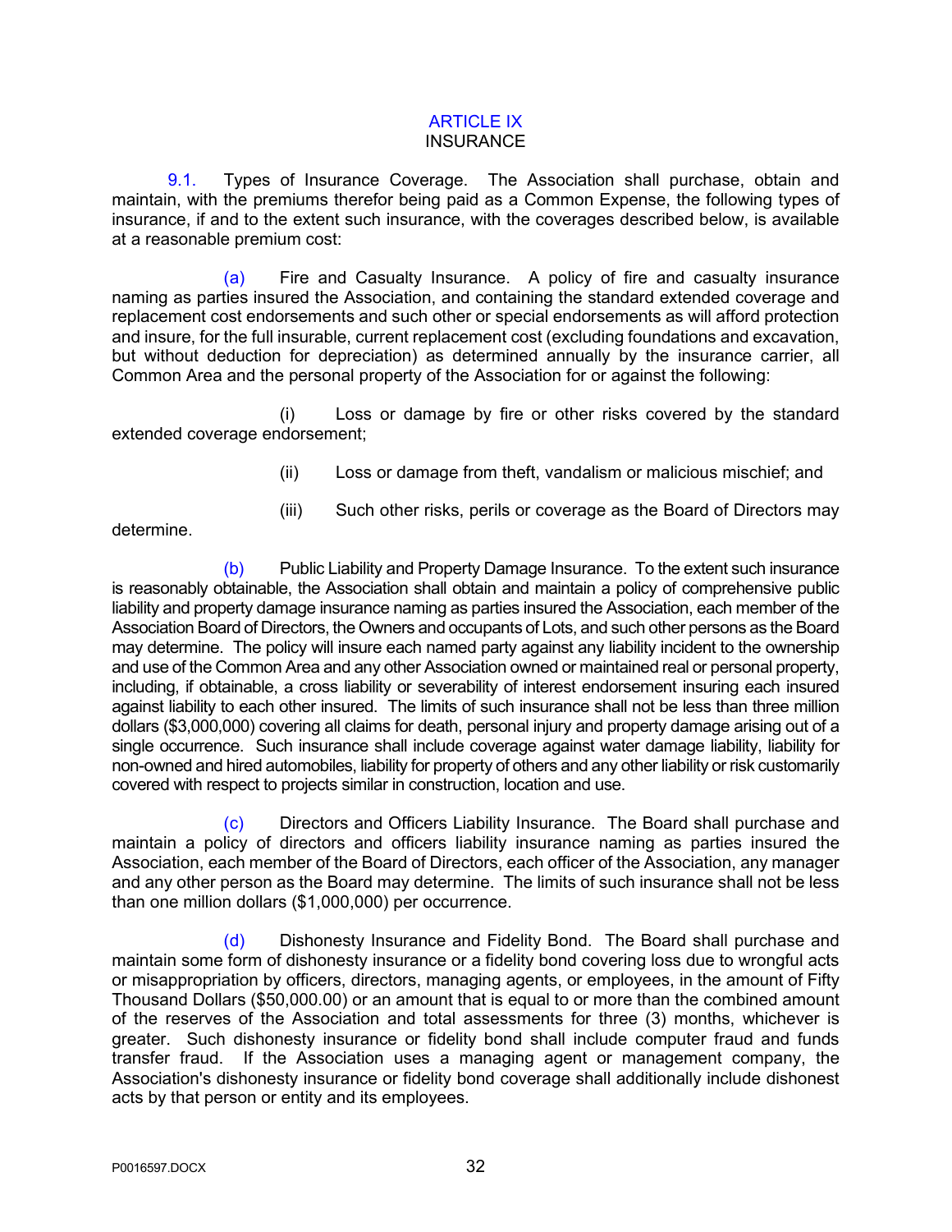# ARTICLE IX
## INSURANCE

9.1. Types of Insurance Coverage. The Association shall purchase, obtain and maintain, with the premiums therefor being paid as a Common Expense, the following types of insurance, if and to the extent such insurance, with the coverages described below, is available at a reasonable premium cost:

(a) Fire and Casualty Insurance. A policy of fire and casualty insurance naming as parties insured the Association, and containing the standard extended coverage and replacement cost endorsements and such other or special endorsements as will afford protection and insure, for the full insurable, current replacement cost (excluding foundations and excavation, but without deduction for depreciation) as determined annually by the insurance carrier, all Common Area and the personal property of the Association for or against the following:

(i) Loss or damage by fire or other risks covered by the standard extended coverage endorsement;

(ii) Loss or damage from theft, vandalism or malicious mischief; and

(iii) Such other risks, perils or coverage as the Board of Directors may determine.

(b) Public Liability and Property Damage Insurance. To the extent such insurance is reasonably obtainable, the Association shall obtain and maintain a policy of comprehensive public liability and property damage insurance naming as parties insured the Association, each member of the Association Board of Directors, the Owners and occupants of Lots, and such other persons as the Board may determine. The policy will insure each named party against any liability incident to the ownership and use of the Common Area and any other Association owned or maintained real or personal property, including, if obtainable, a cross liability or severability of interest endorsement insuring each insured against liability to each other insured. The limits of such insurance shall not be less than three million dollars ($3,000,000) covering all claims for death, personal injury and property damage arising out of a single occurrence. Such insurance shall include coverage against water damage liability, liability for non-owned and hired automobiles, liability for property of others and any other liability or risk customarily covered with respect to projects similar in construction, location and use.

(c) Directors and Officers Liability Insurance. The Board shall purchase and maintain a policy of directors and officers liability insurance naming as parties insured the Association, each member of the Board of Directors, each officer of the Association, any manager and any other person as the Board may determine. The limits of such insurance shall not be less than one million dollars ($1,000,000) per occurrence.

(d) Dishonesty Insurance and Fidelity Bond. The Board shall purchase and maintain some form of dishonesty insurance or a fidelity bond covering loss due to wrongful acts or misappropriation by officers, directors, managing agents, or employees, in the amount of Fifty Thousand Dollars ($50,000.00) or an amount that is equal to or more than the combined amount of the reserves of the Association and total assessments for three (3) months, whichever is greater. Such dishonesty insurance or fidelity bond shall include computer fraud and funds transfer fraud. If the Association uses a managing agent or management company, the Association's dishonesty insurance or fidelity bond coverage shall additionally include dishonest acts by that person or entity and its employees.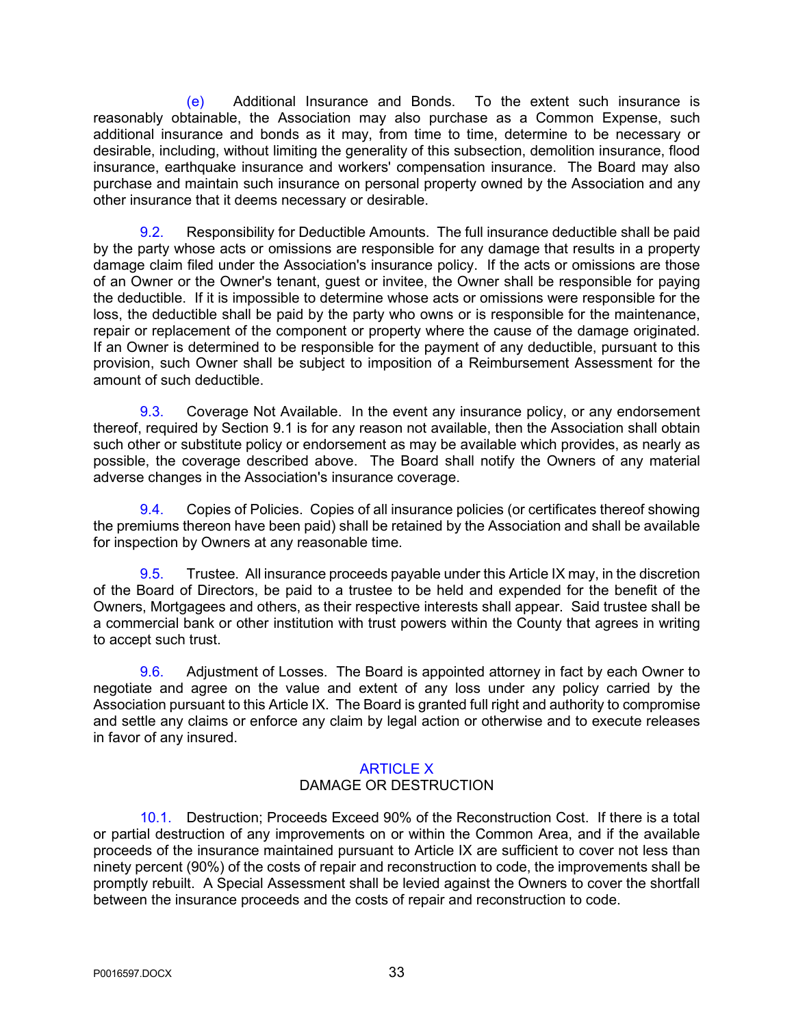(e) Additional Insurance and Bonds. To the extent such insurance is reasonably obtainable, the Association may also purchase as a Common Expense, such additional insurance and bonds as it may, from time to time, determine to be necessary or desirable, including, without limiting the generality of this subsection, demolition insurance, flood insurance, earthquake insurance and workers' compensation insurance. The Board may also purchase and maintain such insurance on personal property owned by the Association and any other insurance that it deems necessary or desirable.

9.2. Responsibility for Deductible Amounts. The full insurance deductible shall be paid by the party whose acts or omissions are responsible for any damage that results in a property damage claim filed under the Association's insurance policy. If the acts or omissions are those of an Owner or the Owner's tenant, guest or invitee, the Owner shall be responsible for paying the deductible. If it is impossible to determine whose acts or omissions were responsible for the loss, the deductible shall be paid by the party who owns or is responsible for the maintenance, repair or replacement of the component or property where the cause of the damage originated. If an Owner is determined to be responsible for the payment of any deductible, pursuant to this provision, such Owner shall be subject to imposition of a Reimbursement Assessment for the amount of such deductible.

9.3. Coverage Not Available. In the event any insurance policy, or any endorsement thereof, required by Section 9.1 is for any reason not available, then the Association shall obtain such other or substitute policy or endorsement as may be available which provides, as nearly as possible, the coverage described above. The Board shall notify the Owners of any material adverse changes in the Association's insurance coverage.

9.4. Copies of Policies. Copies of all insurance policies (or certificates thereof showing the premiums thereon have been paid) shall be retained by the Association and shall be available for inspection by Owners at any reasonable time.

9.5. Trustee. All insurance proceeds payable under this Article IX may, in the discretion of the Board of Directors, be paid to a trustee to be held and expended for the benefit of the Owners, Mortgagees and others, as their respective interests shall appear. Said trustee shall be a commercial bank or other institution with trust powers within the County that agrees in writing to accept such trust.

9.6. Adjustment of Losses. The Board is appointed attorney in fact by each Owner to negotiate and agree on the value and extent of any loss under any policy carried by the Association pursuant to this Article IX. The Board is granted full right and authority to compromise and settle any claims or enforce any claim by legal action or otherwise and to execute releases in favor of any insured.

## ARTICLE X
## DAMAGE OR DESTRUCTION

10.1. Destruction; Proceeds Exceed 90% of the Reconstruction Cost. If there is a total or partial destruction of any improvements on or within the Common Area, and if the available proceeds of the insurance maintained pursuant to Article IX are sufficient to cover not less than ninety percent (90%) of the costs of repair and reconstruction to code, the improvements shall be promptly rebuilt. A Special Assessment shall be levied against the Owners to cover the shortfall between the insurance proceeds and the costs of repair and reconstruction to code.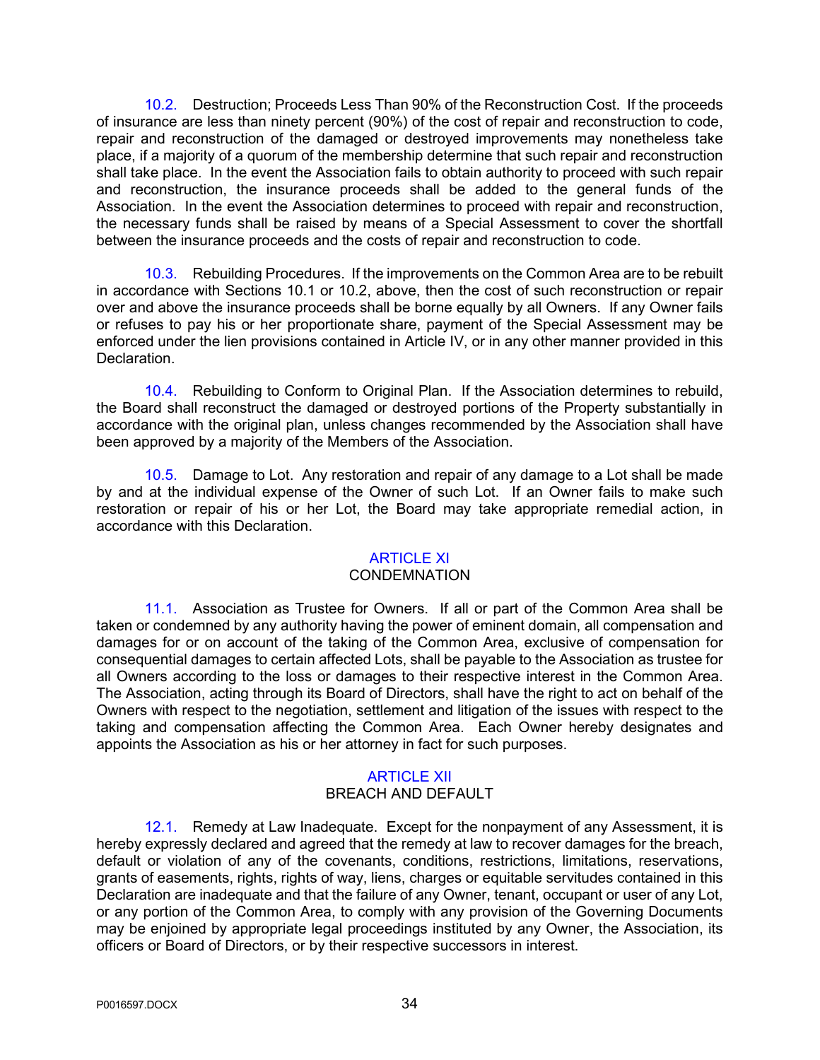10.2. Destruction; Proceeds Less Than 90% of the Reconstruction Cost. If the proceeds of insurance are less than ninety percent (90%) of the cost of repair and reconstruction to code, repair and reconstruction of the damaged or destroyed improvements may nonetheless take place, if a majority of a quorum of the membership determine that such repair and reconstruction shall take place. In the event the Association fails to obtain authority to proceed with such repair and reconstruction, the insurance proceeds shall be added to the general funds of the Association. In the event the Association determines to proceed with repair and reconstruction, the necessary funds shall be raised by means of a Special Assessment to cover the shortfall between the insurance proceeds and the costs of repair and reconstruction to code.

10.3. Rebuilding Procedures. If the improvements on the Common Area are to be rebuilt in accordance with Sections 10.1 or 10.2, above, then the cost of such reconstruction or repair over and above the insurance proceeds shall be borne equally by all Owners. If any Owner fails or refuses to pay his or her proportionate share, payment of the Special Assessment may be enforced under the lien provisions contained in Article IV, or in any other manner provided in this Declaration.

10.4. Rebuilding to Conform to Original Plan. If the Association determines to rebuild, the Board shall reconstruct the damaged or destroyed portions of the Property substantially in accordance with the original plan, unless changes recommended by the Association shall have been approved by a majority of the Members of the Association.

10.5. Damage to Lot. Any restoration and repair of any damage to a Lot shall be made by and at the individual expense of the Owner of such Lot. If an Owner fails to make such restoration or repair of his or her Lot, the Board may take appropriate remedial action, in accordance with this Declaration.

## ARTICLE XI
## CONDEMNATION

11.1. Association as Trustee for Owners. If all or part of the Common Area shall be taken or condemned by any authority having the power of eminent domain, all compensation and damages for or on account of the taking of the Common Area, exclusive of compensation for consequential damages to certain affected Lots, shall be payable to the Association as trustee for all Owners according to the loss or damages to their respective interest in the Common Area. The Association, acting through its Board of Directors, shall have the right to act on behalf of the Owners with respect to the negotiation, settlement and litigation of the issues with respect to the taking and compensation affecting the Common Area. Each Owner hereby designates and appoints the Association as his or her attorney in fact for such purposes.

## ARTICLE XII
## BREACH AND DEFAULT

12.1. Remedy at Law Inadequate. Except for the nonpayment of any Assessment, it is hereby expressly declared and agreed that the remedy at law to recover damages for the breach, default or violation of any of the covenants, conditions, restrictions, limitations, reservations, grants of easements, rights, rights of way, liens, charges or equitable servitudes contained in this Declaration are inadequate and that the failure of any Owner, tenant, occupant or user of any Lot, or any portion of the Common Area, to comply with any provision of the Governing Documents may be enjoined by appropriate legal proceedings instituted by any Owner, the Association, its officers or Board of Directors, or by their respective successors in interest.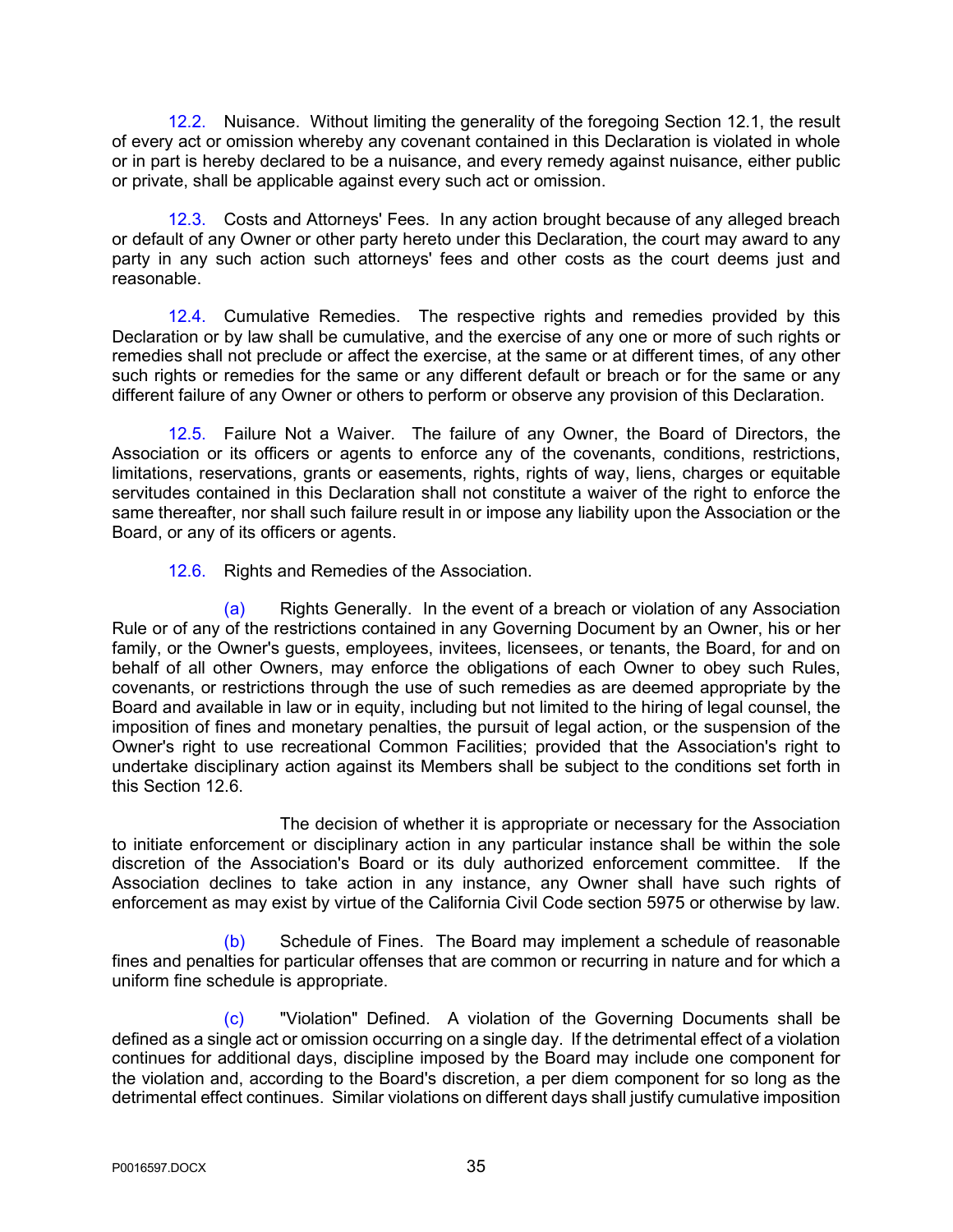12.2. Nuisance. Without limiting the generality of the foregoing Section 12.1, the result of every act or omission whereby any covenant contained in this Declaration is violated in whole or in part is hereby declared to be a nuisance, and every remedy against nuisance, either public or private, shall be applicable against every such act or omission.

12.3. Costs and Attorneys' Fees. In any action brought because of any alleged breach or default of any Owner or other party hereto under this Declaration, the court may award to any party in any such action such attorneys' fees and other costs as the court deems just and reasonable.

12.4. Cumulative Remedies. The respective rights and remedies provided by this Declaration or by law shall be cumulative, and the exercise of any one or more of such rights or remedies shall not preclude or affect the exercise, at the same or at different times, of any other such rights or remedies for the same or any different default or breach or for the same or any different failure of any Owner or others to perform or observe any provision of this Declaration.

12.5. Failure Not a Waiver. The failure of any Owner, the Board of Directors, the Association or its officers or agents to enforce any of the covenants, conditions, restrictions, limitations, reservations, grants or easements, rights, rights of way, liens, charges or equitable servitudes contained in this Declaration shall not constitute a waiver of the right to enforce the same thereafter, nor shall such failure result in or impose any liability upon the Association or the Board, or any of its officers or agents.

12.6. Rights and Remedies of the Association.

(a) Rights Generally. In the event of a breach or violation of any Association Rule or of any of the restrictions contained in any Governing Document by an Owner, his or her family, or the Owner's guests, employees, invitees, licensees, or tenants, the Board, for and on behalf of all other Owners, may enforce the obligations of each Owner to obey such Rules, covenants, or restrictions through the use of such remedies as are deemed appropriate by the Board and available in law or in equity, including but not limited to the hiring of legal counsel, the imposition of fines and monetary penalties, the pursuit of legal action, or the suspension of the Owner's right to use recreational Common Facilities; provided that the Association's right to undertake disciplinary action against its Members shall be subject to the conditions set forth in this Section 12.6.

The decision of whether it is appropriate or necessary for the Association to initiate enforcement or disciplinary action in any particular instance shall be within the sole discretion of the Association's Board or its duly authorized enforcement committee. If the Association declines to take action in any instance, any Owner shall have such rights of enforcement as may exist by virtue of the California Civil Code section 5975 or otherwise by law.

(b) Schedule of Fines. The Board may implement a schedule of reasonable fines and penalties for particular offenses that are common or recurring in nature and for which a uniform fine schedule is appropriate.

(c) "Violation" Defined. A violation of the Governing Documents shall be defined as a single act or omission occurring on a single day. If the detrimental effect of a violation continues for additional days, discipline imposed by the Board may include one component for the violation and, according to the Board's discretion, a per diem component for so long as the detrimental effect continues. Similar violations on different days shall justify cumulative imposition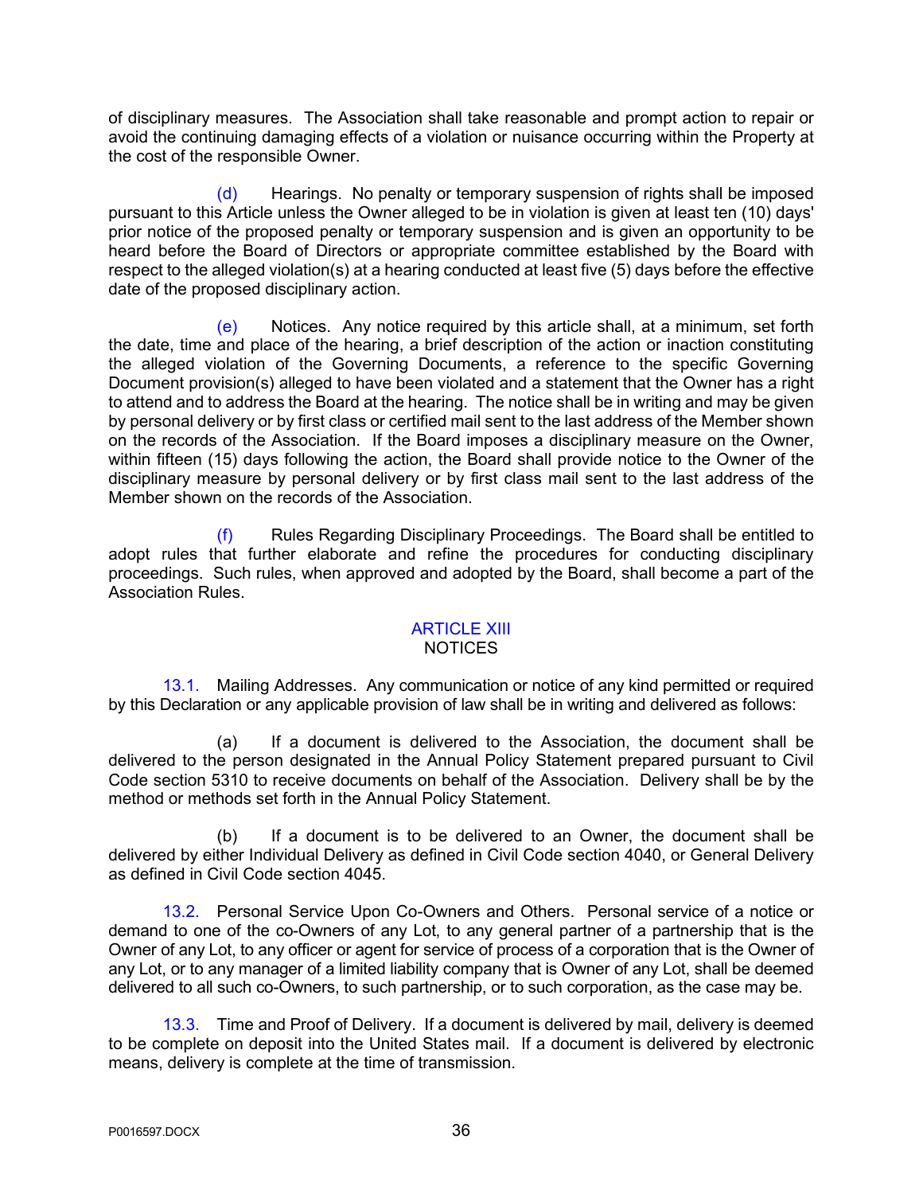of disciplinary measures. The Association shall take reasonable and prompt action to repair or avoid the continuing damaging effects of a violation or nuisance occurring within the Property at the cost of the responsible Owner.

(d) Hearings. No penalty or temporary suspension of rights shall be imposed pursuant to this Article unless the Owner alleged to be in violation is given at least ten (10) days' prior notice of the proposed penalty or temporary suspension and is given an opportunity to be heard before the Board of Directors or appropriate committee established by the Board with respect to the alleged violation(s) at a hearing conducted at least five (5) days before the effective date of the proposed disciplinary action.

(e) Notices. Any notice required by this article shall, at a minimum, set forth the date, time and place of the hearing, a brief description of the action or inaction constituting the alleged violation of the Governing Documents, a reference to the specific Governing Document provision(s) alleged to have been violated and a statement that the Owner has a right to attend and to address the Board at the hearing. The notice shall be in writing and may be given by personal delivery or by first class or certified mail sent to the last address of the Member shown on the records of the Association. If the Board imposes a disciplinary measure on the Owner, within fifteen (15) days following the action, the Board shall provide notice to the Owner of the disciplinary measure by personal delivery or by first class mail sent to the last address of the Member shown on the records of the Association.

(f) Rules Regarding Disciplinary Proceedings. The Board shall be entitled to adopt rules that further elaborate and refine the procedures for conducting disciplinary proceedings. Such rules, when approved and adopted by the Board, shall become a part of the Association Rules.

## ARTICLE XIII
## NOTICES

13.1. Mailing Addresses. Any communication or notice of any kind permitted or required by this Declaration or any applicable provision of law shall be in writing and delivered as follows:

(a) If a document is delivered to the Association, the document shall be delivered to the person designated in the Annual Policy Statement prepared pursuant to Civil Code section 5310 to receive documents on behalf of the Association. Delivery shall be by the method or methods set forth in the Annual Policy Statement.

(b) If a document is to be delivered to an Owner, the document shall be delivered by either Individual Delivery as defined in Civil Code section 4040, or General Delivery as defined in Civil Code section 4045.

13.2. Personal Service Upon Co-Owners and Others. Personal service of a notice or demand to one of the co-Owners of any Lot, to any general partner of a partnership that is the Owner of any Lot, to any officer or agent for service of process of a corporation that is the Owner of any Lot, or to any manager of a limited liability company that is Owner of any Lot, shall be deemed delivered to all such co-Owners, to such partnership, or to such corporation, as the case may be.

13.3. Time and Proof of Delivery. If a document is delivered by mail, delivery is deemed to be complete on deposit into the United States mail. If a document is delivered by electronic means, delivery is complete at the time of transmission.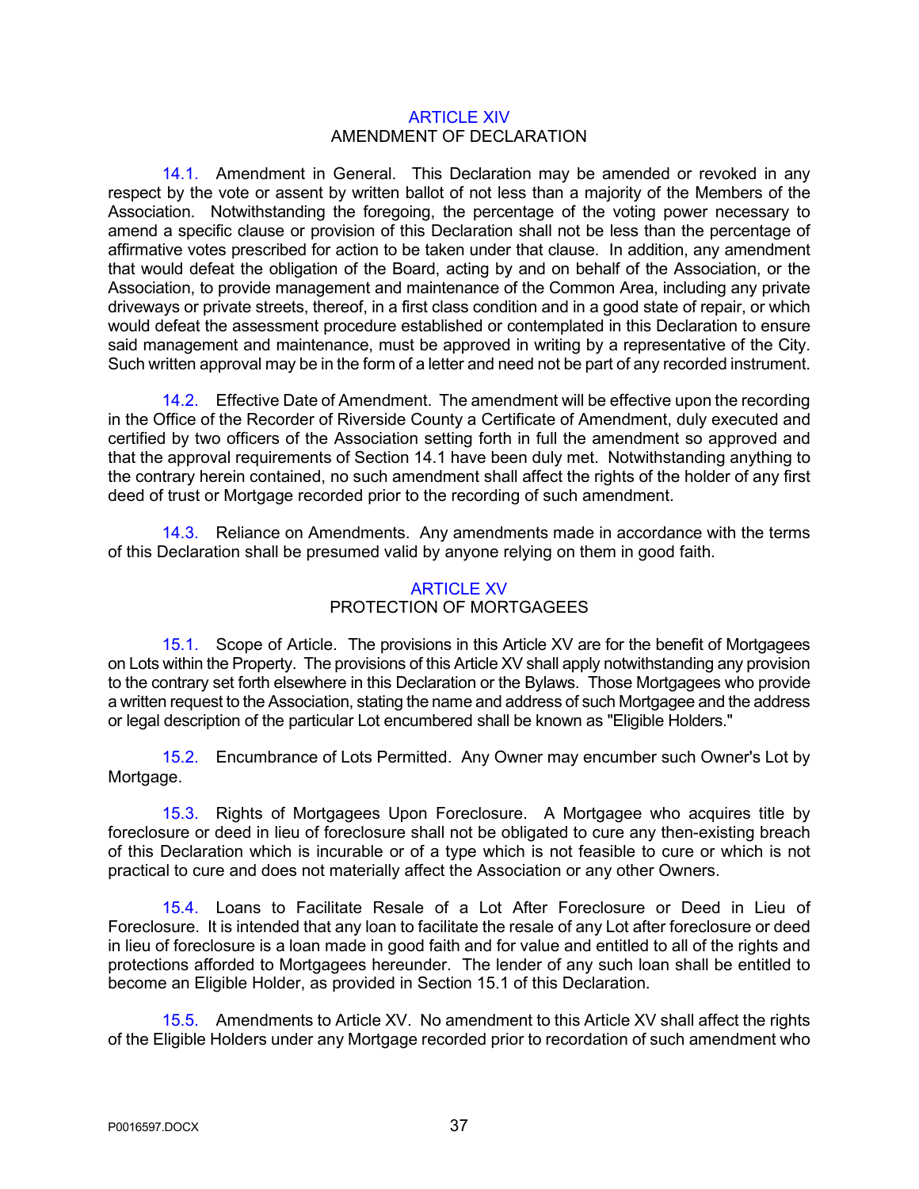## ARTICLE XIV
## AMENDMENT OF DECLARATION

14.1. Amendment in General. This Declaration may be amended or revoked in any respect by the vote or assent by written ballot of not less than a majority of the Members of the Association. Notwithstanding the foregoing, the percentage of the voting power necessary to amend a specific clause or provision of this Declaration shall not be less than the percentage of affirmative votes prescribed for action to be taken under that clause. In addition, any amendment that would defeat the obligation of the Board, acting by and on behalf of the Association, or the Association, to provide management and maintenance of the Common Area, including any private driveways or private streets, thereof, in a first class condition and in a good state of repair, or which would defeat the assessment procedure established or contemplated in this Declaration to ensure said management and maintenance, must be approved in writing by a representative of the City. Such written approval may be in the form of a letter and need not be part of any recorded instrument.

14.2. Effective Date of Amendment. The amendment will be effective upon the recording in the Office of the Recorder of Riverside County a Certificate of Amendment, duly executed and certified by two officers of the Association setting forth in full the amendment so approved and that the approval requirements of Section 14.1 have been duly met. Notwithstanding anything to the contrary herein contained, no such amendment shall affect the rights of the holder of any first deed of trust or Mortgage recorded prior to the recording of such amendment.

14.3. Reliance on Amendments. Any amendments made in accordance with the terms of this Declaration shall be presumed valid by anyone relying on them in good faith.

## ARTICLE XV
## PROTECTION OF MORTGAGEES

15.1. Scope of Article. The provisions in this Article XV are for the benefit of Mortgagees on Lots within the Property. The provisions of this Article XV shall apply notwithstanding any provision to the contrary set forth elsewhere in this Declaration or the Bylaws. Those Mortgagees who provide a written request to the Association, stating the name and address of such Mortgagee and the address or legal description of the particular Lot encumbered shall be known as "Eligible Holders."

15.2. Encumbrance of Lots Permitted. Any Owner may encumber such Owner's Lot by Mortgage.

15.3. Rights of Mortgagees Upon Foreclosure. A Mortgagee who acquires title by foreclosure or deed in lieu of foreclosure shall not be obligated to cure any then-existing breach of this Declaration which is incurable or of a type which is not feasible to cure or which is not practical to cure and does not materially affect the Association or any other Owners.

15.4. Loans to Facilitate Resale of a Lot After Foreclosure or Deed in Lieu of Foreclosure. It is intended that any loan to facilitate the resale of any Lot after foreclosure or deed in lieu of foreclosure is a loan made in good faith and for value and entitled to all of the rights and protections afforded to Mortgagees hereunder. The lender of any such loan shall be entitled to become an Eligible Holder, as provided in Section 15.1 of this Declaration.

15.5. Amendments to Article XV. No amendment to this Article XV shall affect the rights of the Eligible Holders under any Mortgage recorded prior to recordation of such amendment who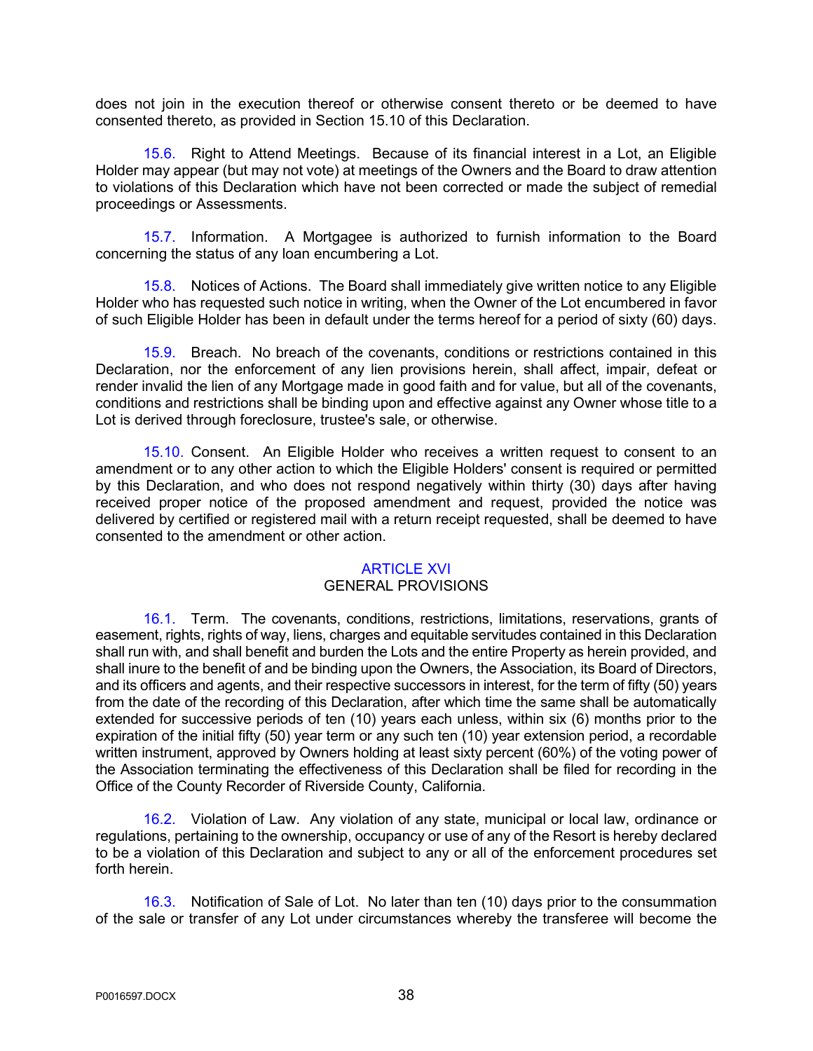does not join in the execution thereof or otherwise consent thereto or be deemed to have consented thereto, as provided in Section 15.10 of this Declaration.

15.6. Right to Attend Meetings. Because of its financial interest in a Lot, an Eligible Holder may appear (but may not vote) at meetings of the Owners and the Board to draw attention to violations of this Declaration which have not been corrected or made the subject of remedial proceedings or Assessments.

15.7. Information. A Mortgagee is authorized to furnish information to the Board concerning the status of any loan encumbering a Lot.

15.8. Notices of Actions. The Board shall immediately give written notice to any Eligible Holder who has requested such notice in writing, when the Owner of the Lot encumbered in favor of such Eligible Holder has been in default under the terms hereof for a period of sixty (60) days.

15.9. Breach. No breach of the covenants, conditions or restrictions contained in this Declaration, nor the enforcement of any lien provisions herein, shall affect, impair, defeat or render invalid the lien of any Mortgage made in good faith and for value, but all of the covenants, conditions and restrictions shall be binding upon and effective against any Owner whose title to a Lot is derived through foreclosure, trustee's sale, or otherwise.

15.10. Consent. An Eligible Holder who receives a written request to consent to an amendment or to any other action to which the Eligible Holders' consent is required or permitted by this Declaration, and who does not respond negatively within thirty (30) days after having received proper notice of the proposed amendment and request, provided the notice was delivered by certified or registered mail with a return receipt requested, shall be deemed to have consented to the amendment or other action.

## ARTICLE XVI
## GENERAL PROVISIONS

16.1. Term. The covenants, conditions, restrictions, limitations, reservations, grants of easement, rights, rights of way, liens, charges and equitable servitudes contained in this Declaration shall run with, and shall benefit and burden the Lots and the entire Property as herein provided, and shall inure to the benefit of and be binding upon the Owners, the Association, its Board of Directors, and its officers and agents, and their respective successors in interest, for the term of fifty (50) years from the date of the recording of this Declaration, after which time the same shall be automatically extended for successive periods of ten (10) years each unless, within six (6) months prior to the expiration of the initial fifty (50) year term or any such ten (10) year extension period, a recordable written instrument, approved by Owners holding at least sixty percent (60%) of the voting power of the Association terminating the effectiveness of this Declaration shall be filed for recording in the Office of the County Recorder of Riverside County, California.

16.2. Violation of Law. Any violation of any state, municipal or local law, ordinance or regulations, pertaining to the ownership, occupancy or use of any of the Resort is hereby declared to be a violation of this Declaration and subject to any or all of the enforcement procedures set forth herein.

16.3. Notification of Sale of Lot. No later than ten (10) days prior to the consummation of the sale or transfer of any Lot under circumstances whereby the transferee will become the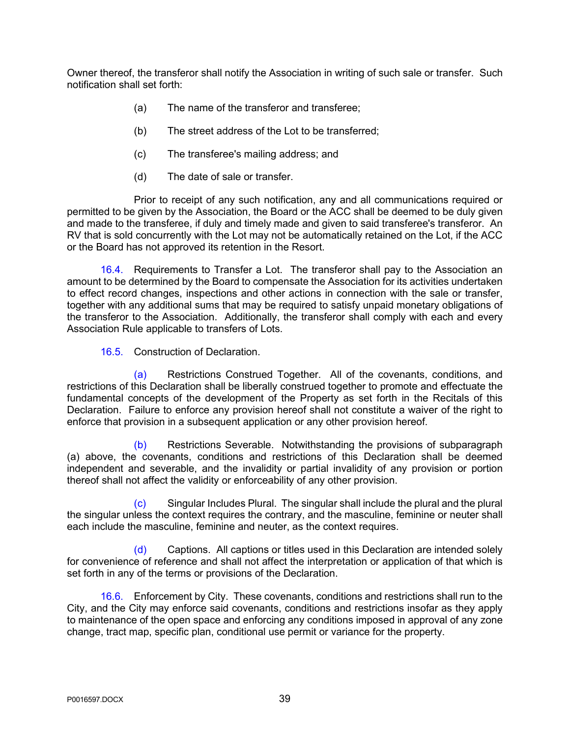Owner thereof, the transferor shall notify the Association in writing of such sale or transfer. Such notification shall set forth:

(a) The name of the transferor and transferee;

(b) The street address of the Lot to be transferred;

(c) The transferee's mailing address; and

(d) The date of sale or transfer.

Prior to receipt of any such notification, any and all communications required or permitted to be given by the Association, the Board or the ACC shall be deemed to be duly given and made to the transferee, if duly and timely made and given to said transferee's transferor. An RV that is sold concurrently with the Lot may not be automatically retained on the Lot, if the ACC or the Board has not approved its retention in the Resort.

16.4. Requirements to Transfer a Lot. The transferor shall pay to the Association an amount to be determined by the Board to compensate the Association for its activities undertaken to effect record changes, inspections and other actions in connection with the sale or transfer, together with any additional sums that may be required to satisfy unpaid monetary obligations of the transferor to the Association. Additionally, the transferor shall comply with each and every Association Rule applicable to transfers of Lots.

16.5. Construction of Declaration.

(a) Restrictions Construed Together. All of the covenants, conditions, and restrictions of this Declaration shall be liberally construed together to promote and effectuate the fundamental concepts of the development of the Property as set forth in the Recitals of this Declaration. Failure to enforce any provision hereof shall not constitute a waiver of the right to enforce that provision in a subsequent application or any other provision hereof.

(b) Restrictions Severable. Notwithstanding the provisions of subparagraph (a) above, the covenants, conditions and restrictions of this Declaration shall be deemed independent and severable, and the invalidity or partial invalidity of any provision or portion thereof shall not affect the validity or enforceability of any other provision.

(c) Singular Includes Plural. The singular shall include the plural and the plural the singular unless the context requires the contrary, and the masculine, feminine or neuter shall each include the masculine, feminine and neuter, as the context requires.

(d) Captions. All captions or titles used in this Declaration are intended solely for convenience of reference and shall not affect the interpretation or application of that which is set forth in any of the terms or provisions of the Declaration.

16.6. Enforcement by City. These covenants, conditions and restrictions shall run to the City, and the City may enforce said covenants, conditions and restrictions insofar as they apply to maintenance of the open space and enforcing any conditions imposed in approval of any zone change, tract map, specific plan, conditional use permit or variance for the property.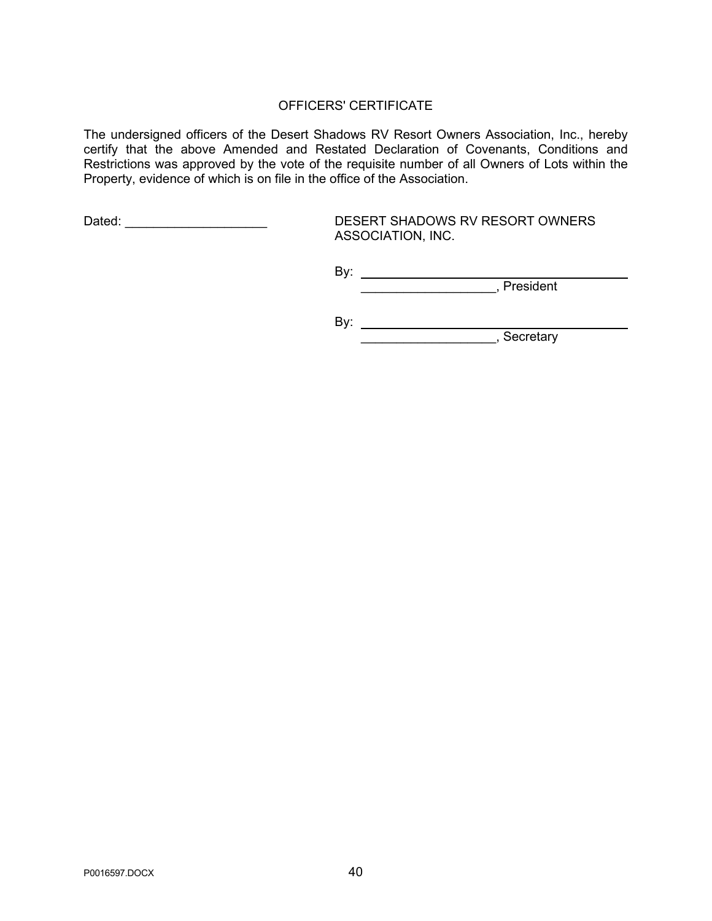## OFFICERS' CERTIFICATE

The undersigned officers of the Desert Shadows RV Resort Owners Association, Inc., hereby certify that the above Amended and Restated Declaration of Covenants, Conditions and Restrictions was approved by the vote of the requisite number of all Owners of Lots within the Property, evidence of which is on file in the office of the Association.

Dated: ____________________

DESERT SHADOWS RV RESORT OWNERS ASSOCIATION, INC.

By: ________________________________________
___________________, President

By: ________________________________________
___________________, Secretary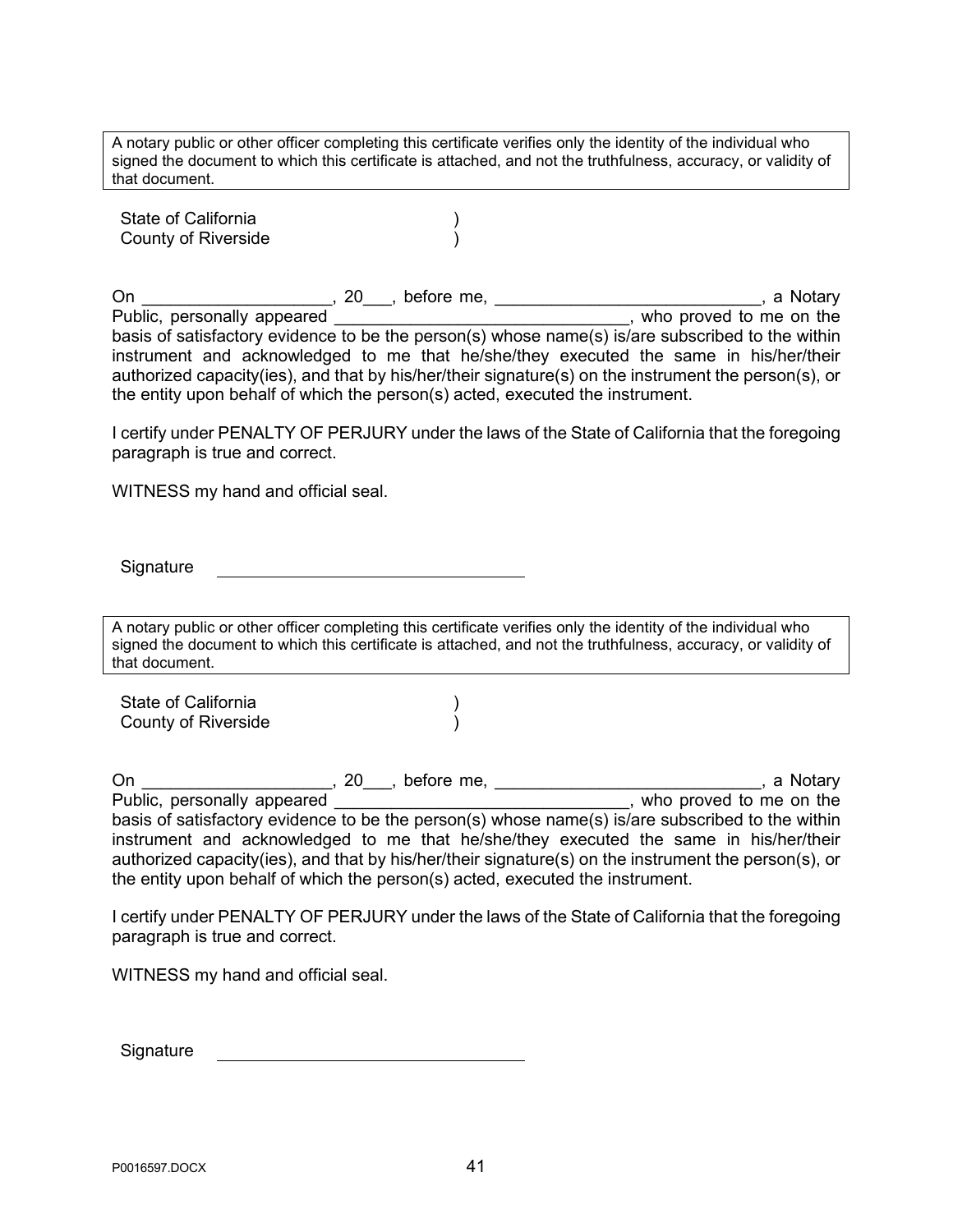> A notary public or other officer completing this certificate verifies only the identity of the individual who signed the document to which this certificate is attached, and not the truthfulness, accuracy, or validity of that document.

State of California )
County of Riverside )

On ____________________, 20___, before me, ____________________________, a Notary Public, personally appeared ________________________________, who proved to me on the basis of satisfactory evidence to be the person(s) whose name(s) is/are subscribed to the within instrument and acknowledged to me that he/she/they executed the same in his/her/their authorized capacity(ies), and that by his/her/their signature(s) on the instrument the person(s), or the entity upon behalf of which the person(s) acted, executed the instrument.

I certify under PENALTY OF PERJURY under the laws of the State of California that the foregoing paragraph is true and correct.

WITNESS my hand and official seal.

Signature ________________________________

> A notary public or other officer completing this certificate verifies only the identity of the individual who signed the document to which this certificate is attached, and not the truthfulness, accuracy, or validity of that document.

State of California )
County of Riverside )

On ____________________, 20___, before me, ____________________________, a Notary Public, personally appeared ________________________________, who proved to me on the basis of satisfactory evidence to be the person(s) whose name(s) is/are subscribed to the within instrument and acknowledged to me that he/she/they executed the same in his/her/their authorized capacity(ies), and that by his/her/their signature(s) on the instrument the person(s), or the entity upon behalf of which the person(s) acted, executed the instrument.

I certify under PENALTY OF PERJURY under the laws of the State of California that the foregoing paragraph is true and correct.

WITNESS my hand and official seal.

Signature ________________________________